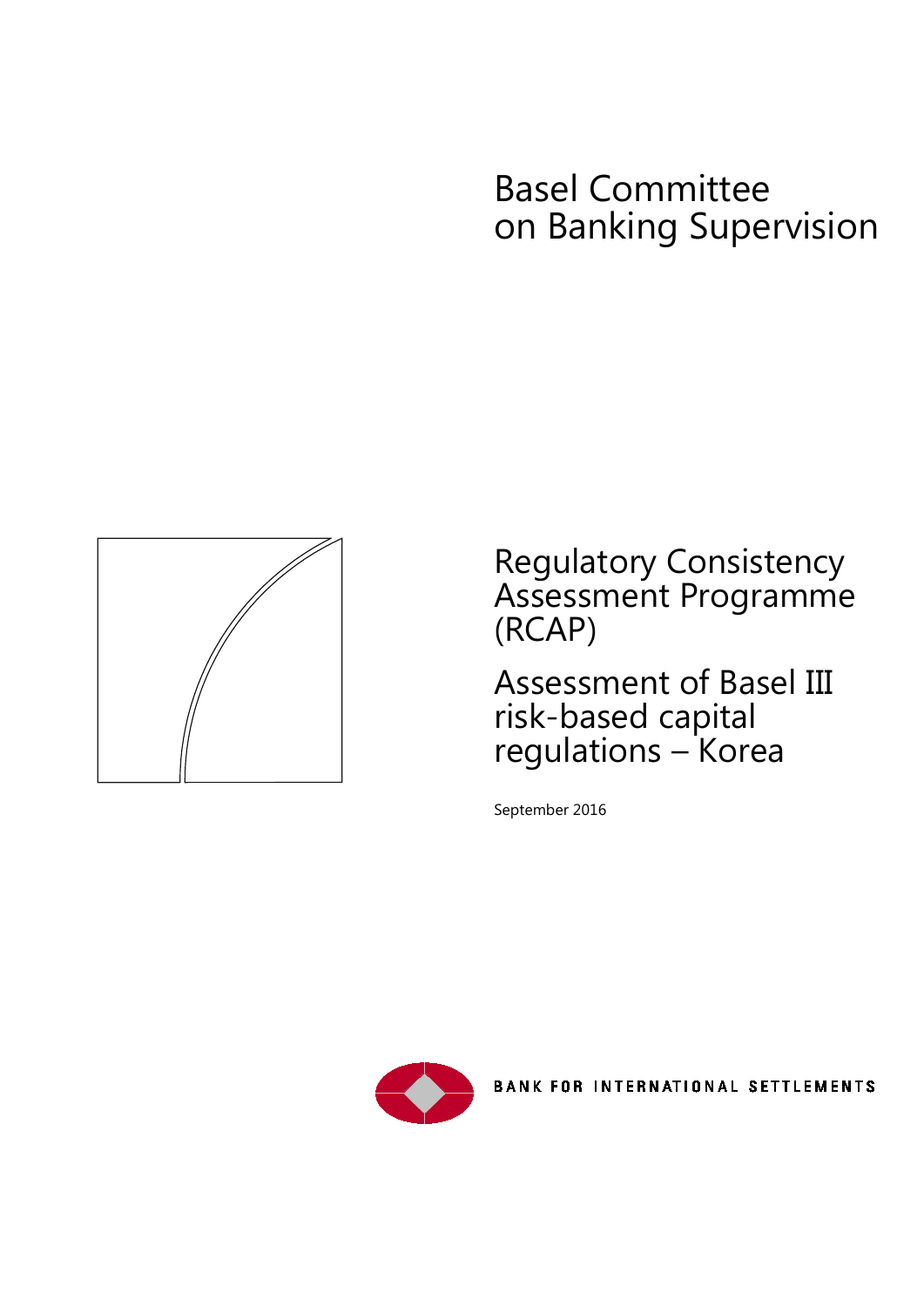# Basel Committee on Banking Supervision

## Regulatory Consistency Assessment Programme (RCAP)

## Assessment of Basel III risk-based capital regulations – Korea

September 2016

BANK FOR INTERNATIONAL SETTLEMENTS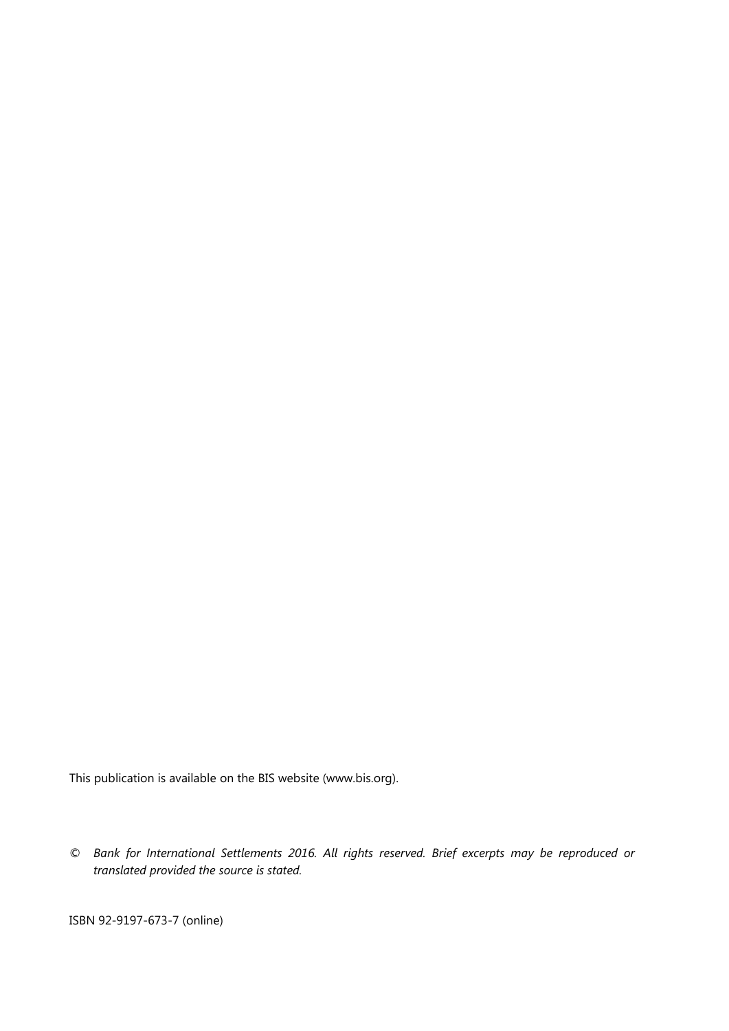This publication is available on the BIS website (www.bis.org).

© *Bank for International Settlements 2016. All rights reserved. Brief excerpts may be reproduced or translated provided the source is stated.*

ISBN 92-9197-673-7 (online)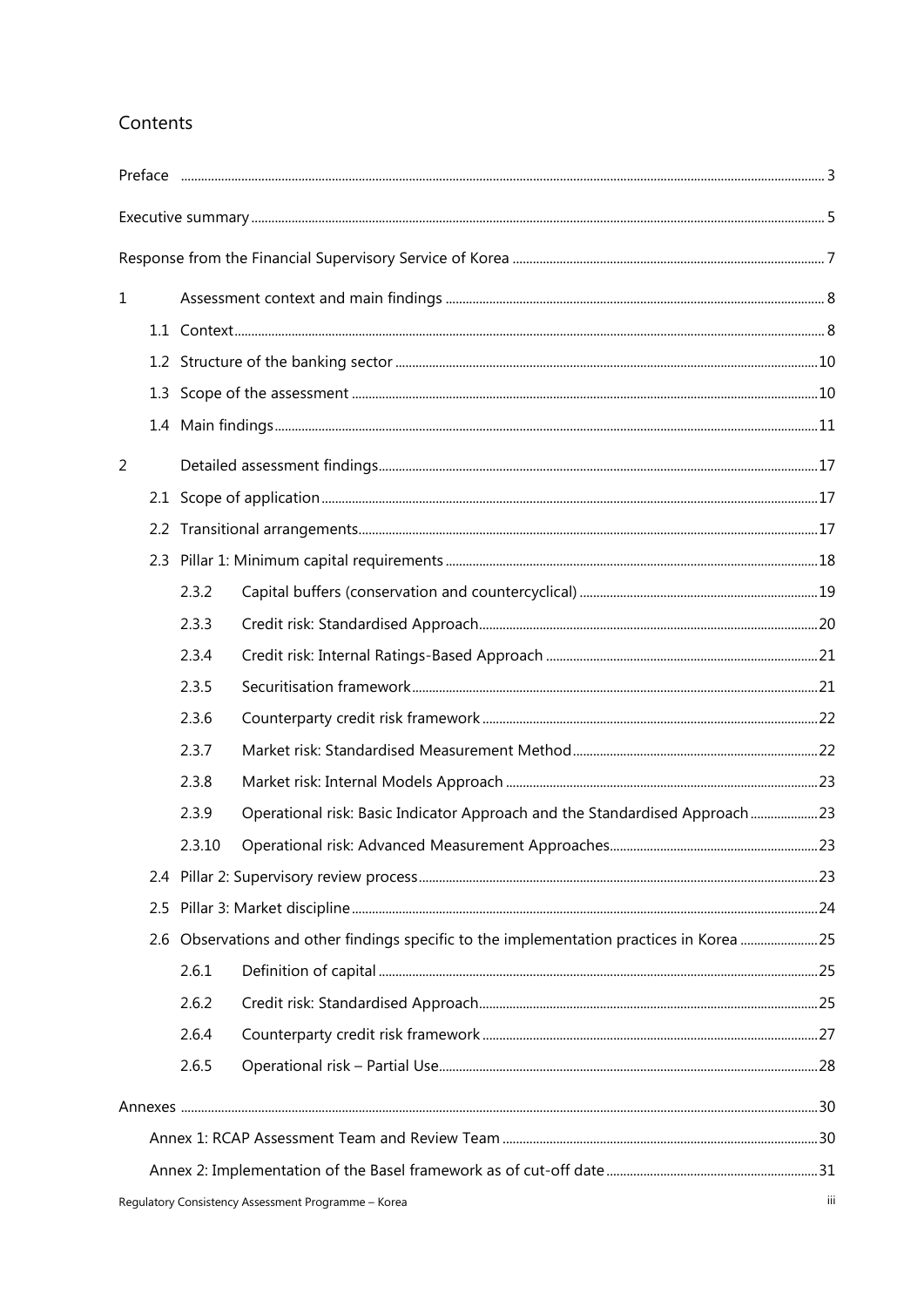## Contents

Preface .......... 3

Executive summary .......... 5

Response from the Financial Supervisory Service of Korea .......... 7

1 Assessment context and main findings .......... 8

- 1.1 Context .......... 8
- 1.2 Structure of the banking sector .......... 10
- 1.3 Scope of the assessment .......... 10
- 1.4 Main findings .......... 11

2 Detailed assessment findings .......... 17

- 2.1 Scope of application .......... 17
- 2.2 Transitional arrangements .......... 17
- 2.3 Pillar 1: Minimum capital requirements .......... 18
  - 2.3.2 Capital buffers (conservation and countercyclical) .......... 19
  - 2.3.3 Credit risk: Standardised Approach .......... 20
  - 2.3.4 Credit risk: Internal Ratings-Based Approach .......... 21
  - 2.3.5 Securitisation framework .......... 21
  - 2.3.6 Counterparty credit risk framework .......... 22
  - 2.3.7 Market risk: Standardised Measurement Method .......... 22
  - 2.3.8 Market risk: Internal Models Approach .......... 23
  - 2.3.9 Operational risk: Basic Indicator Approach and the Standardised Approach .......... 23
  - 2.3.10 Operational risk: Advanced Measurement Approaches .......... 23
- 2.4 Pillar 2: Supervisory review process .......... 23
- 2.5 Pillar 3: Market discipline .......... 24
- 2.6 Observations and other findings specific to the implementation practices in Korea .......... 25
  - 2.6.1 Definition of capital .......... 25
  - 2.6.2 Credit risk: Standardised Approach .......... 25
  - 2.6.4 Counterparty credit risk framework .......... 27
  - 2.6.5 Operational risk – Partial Use .......... 28

Annexes .......... 30

- Annex 1: RCAP Assessment Team and Review Team .......... 30
- Annex 2: Implementation of the Basel framework as of cut-off date .......... 31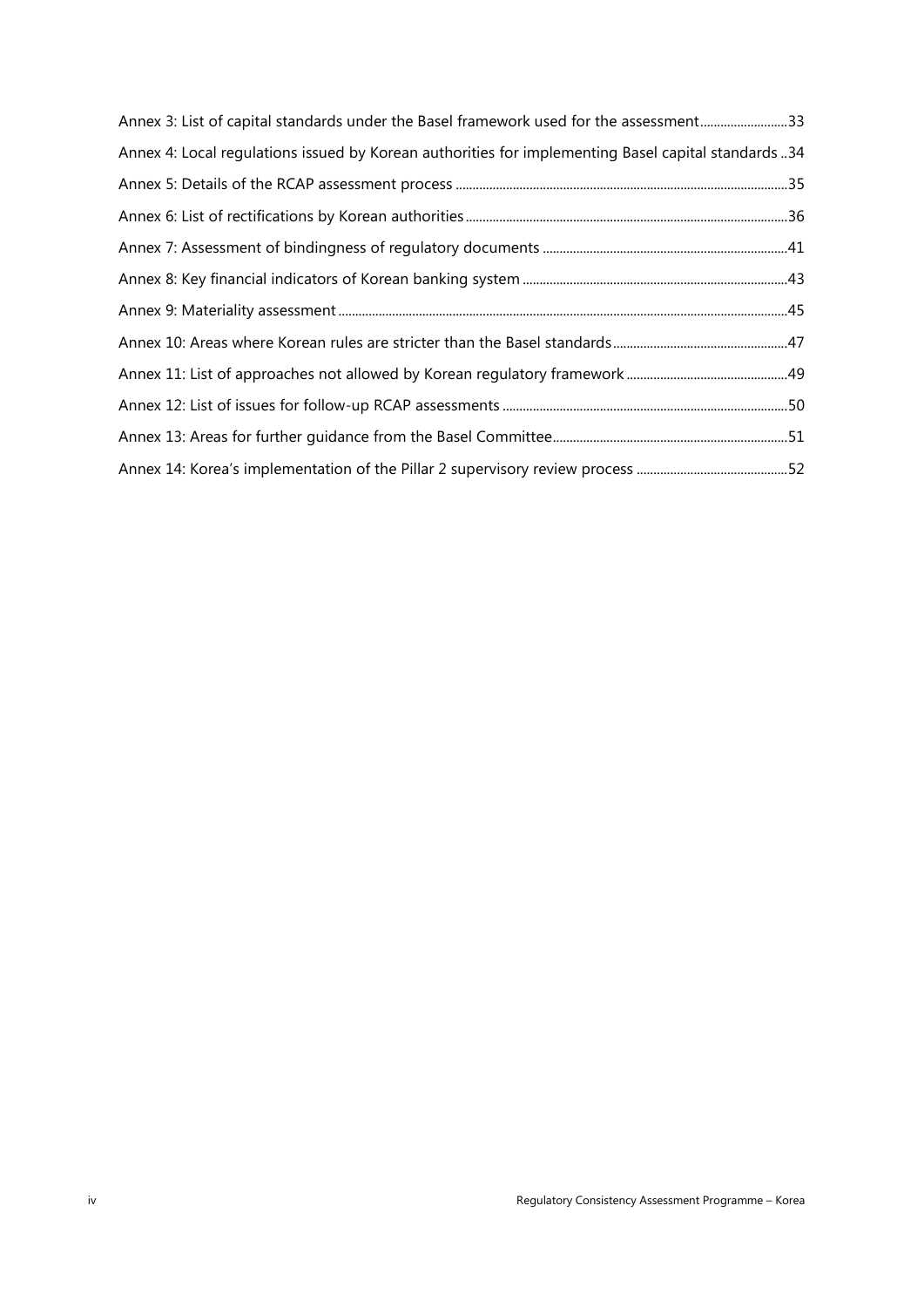Annex 3: List of capital standards under the Basel framework used for the assessment 33

Annex 4: Local regulations issued by Korean authorities for implementing Basel capital standards 34

Annex 5: Details of the RCAP assessment process 35

Annex 6: List of rectifications by Korean authorities 36

Annex 7: Assessment of bindingness of regulatory documents 41

Annex 8: Key financial indicators of Korean banking system 43

Annex 9: Materiality assessment 45

Annex 10: Areas where Korean rules are stricter than the Basel standards 47

Annex 11: List of approaches not allowed by Korean regulatory framework 49

Annex 12: List of issues for follow-up RCAP assessments 50

Annex 13: Areas for further guidance from the Basel Committee 51

Annex 14: Korea's implementation of the Pillar 2 supervisory review process 52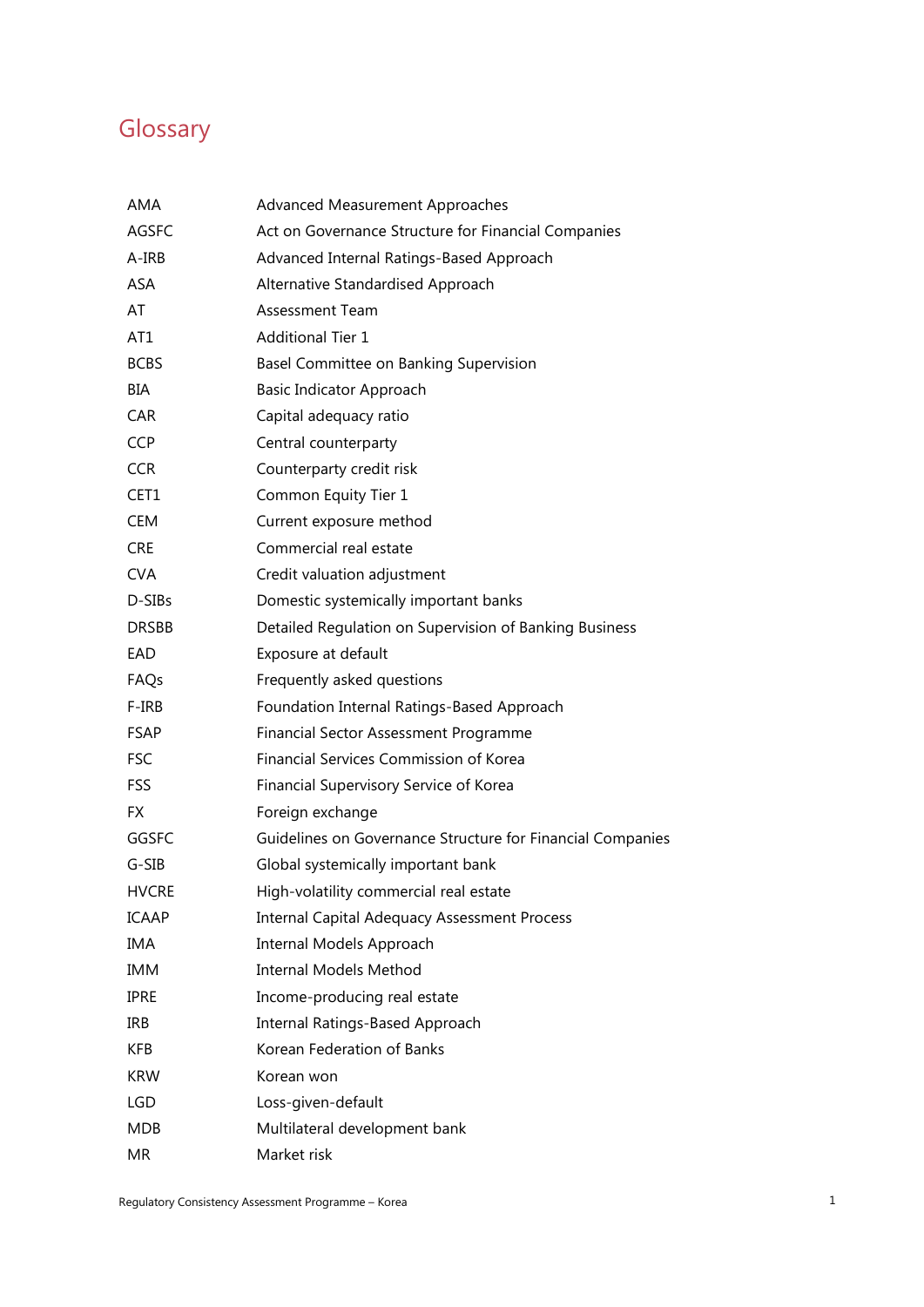# Glossary

| | |
|---|---|
| AMA | Advanced Measurement Approaches |
| AGSFC | Act on Governance Structure for Financial Companies |
| A-IRB | Advanced Internal Ratings-Based Approach |
| ASA | Alternative Standardised Approach |
| AT | Assessment Team |
| AT1 | Additional Tier 1 |
| BCBS | Basel Committee on Banking Supervision |
| BIA | Basic Indicator Approach |
| CAR | Capital adequacy ratio |
| CCP | Central counterparty |
| CCR | Counterparty credit risk |
| CET1 | Common Equity Tier 1 |
| CEM | Current exposure method |
| CRE | Commercial real estate |
| CVA | Credit valuation adjustment |
| D-SIBs | Domestic systemically important banks |
| DRSBB | Detailed Regulation on Supervision of Banking Business |
| EAD | Exposure at default |
| FAQs | Frequently asked questions |
| F-IRB | Foundation Internal Ratings-Based Approach |
| FSAP | Financial Sector Assessment Programme |
| FSC | Financial Services Commission of Korea |
| FSS | Financial Supervisory Service of Korea |
| FX | Foreign exchange |
| GGSFC | Guidelines on Governance Structure for Financial Companies |
| G-SIB | Global systemically important bank |
| HVCRE | High-volatility commercial real estate |
| ICAAP | Internal Capital Adequacy Assessment Process |
| IMA | Internal Models Approach |
| IMM | Internal Models Method |
| IPRE | Income-producing real estate |
| IRB | Internal Ratings-Based Approach |
| KFB | Korean Federation of Banks |
| KRW | Korean won |
| LGD | Loss-given-default |
| MDB | Multilateral development bank |
| MR | Market risk |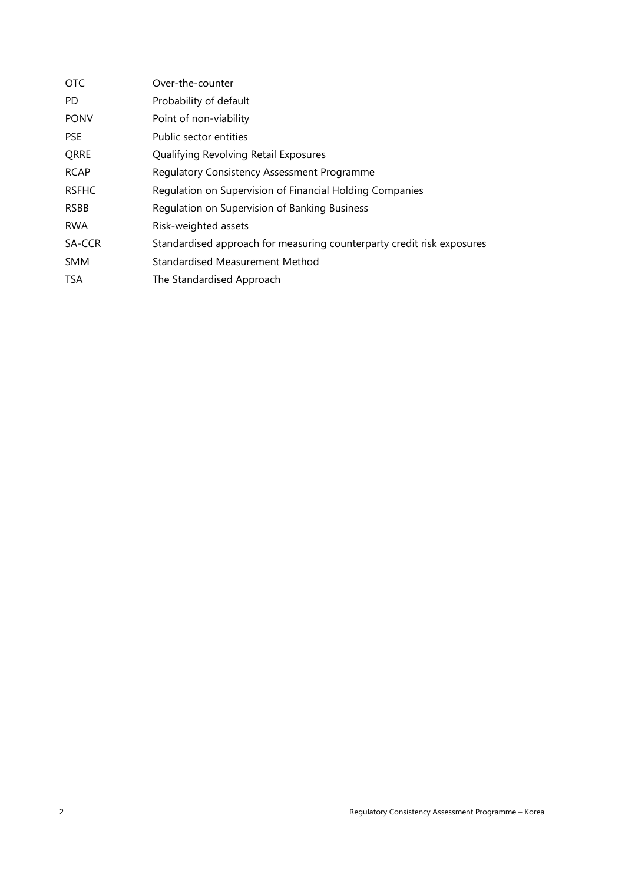| | |
|---|---|
| OTC | Over-the-counter |
| PD | Probability of default |
| PONV | Point of non-viability |
| PSE | Public sector entities |
| QRRE | Qualifying Revolving Retail Exposures |
| RCAP | Regulatory Consistency Assessment Programme |
| RSFHC | Regulation on Supervision of Financial Holding Companies |
| RSBB | Regulation on Supervision of Banking Business |
| RWA | Risk-weighted assets |
| SA-CCR | Standardised approach for measuring counterparty credit risk exposures |
| SMM | Standardised Measurement Method |
| TSA | The Standardised Approach |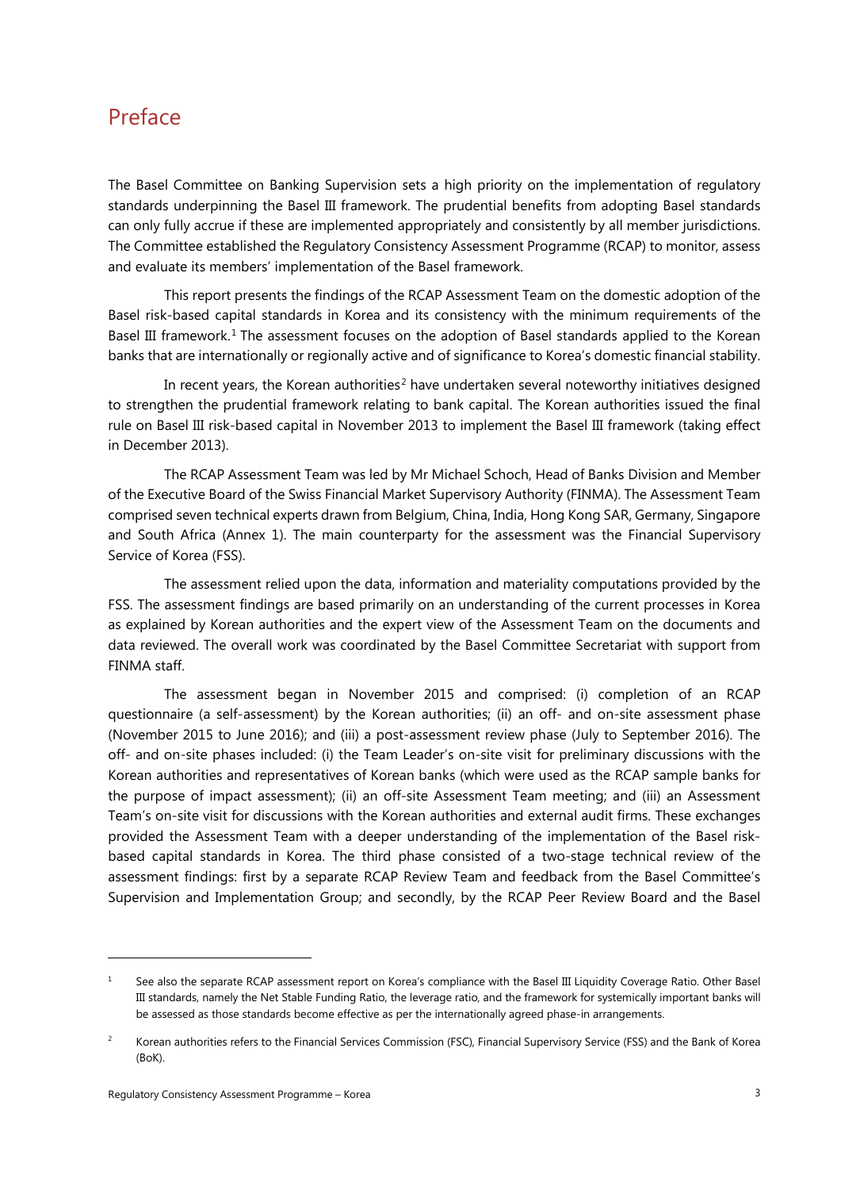# Preface

The Basel Committee on Banking Supervision sets a high priority on the implementation of regulatory standards underpinning the Basel III framework. The prudential benefits from adopting Basel standards can only fully accrue if these are implemented appropriately and consistently by all member jurisdictions. The Committee established the Regulatory Consistency Assessment Programme (RCAP) to monitor, assess and evaluate its members' implementation of the Basel framework.

This report presents the findings of the RCAP Assessment Team on the domestic adoption of the Basel risk-based capital standards in Korea and its consistency with the minimum requirements of the Basel III framework.[1] The assessment focuses on the adoption of Basel standards applied to the Korean banks that are internationally or regionally active and of significance to Korea's domestic financial stability.

In recent years, the Korean authorities[2] have undertaken several noteworthy initiatives designed to strengthen the prudential framework relating to bank capital. The Korean authorities issued the final rule on Basel III risk-based capital in November 2013 to implement the Basel III framework (taking effect in December 2013).

The RCAP Assessment Team was led by Mr Michael Schoch, Head of Banks Division and Member of the Executive Board of the Swiss Financial Market Supervisory Authority (FINMA). The Assessment Team comprised seven technical experts drawn from Belgium, China, India, Hong Kong SAR, Germany, Singapore and South Africa (Annex 1). The main counterparty for the assessment was the Financial Supervisory Service of Korea (FSS).

The assessment relied upon the data, information and materiality computations provided by the FSS. The assessment findings are based primarily on an understanding of the current processes in Korea as explained by Korean authorities and the expert view of the Assessment Team on the documents and data reviewed. The overall work was coordinated by the Basel Committee Secretariat with support from FINMA staff.

The assessment began in November 2015 and comprised: (i) completion of an RCAP questionnaire (a self-assessment) by the Korean authorities; (ii) an off- and on-site assessment phase (November 2015 to June 2016); and (iii) a post-assessment review phase (July to September 2016). The off- and on-site phases included: (i) the Team Leader's on-site visit for preliminary discussions with the Korean authorities and representatives of Korean banks (which were used as the RCAP sample banks for the purpose of impact assessment); (ii) an off-site Assessment Team meeting; and (iii) an Assessment Team's on-site visit for discussions with the Korean authorities and external audit firms. These exchanges provided the Assessment Team with a deeper understanding of the implementation of the Basel risk-based capital standards in Korea. The third phase consisted of a two-stage technical review of the assessment findings: first by a separate RCAP Review Team and feedback from the Basel Committee's Supervision and Implementation Group; and secondly, by the RCAP Peer Review Board and the Basel

---

[1] See also the separate RCAP assessment report on Korea's compliance with the Basel III Liquidity Coverage Ratio. Other Basel III standards, namely the Net Stable Funding Ratio, the leverage ratio, and the framework for systemically important banks will be assessed as those standards become effective as per the internationally agreed phase-in arrangements.

[2] Korean authorities refers to the Financial Services Commission (FSC), Financial Supervisory Service (FSS) and the Bank of Korea (BoK).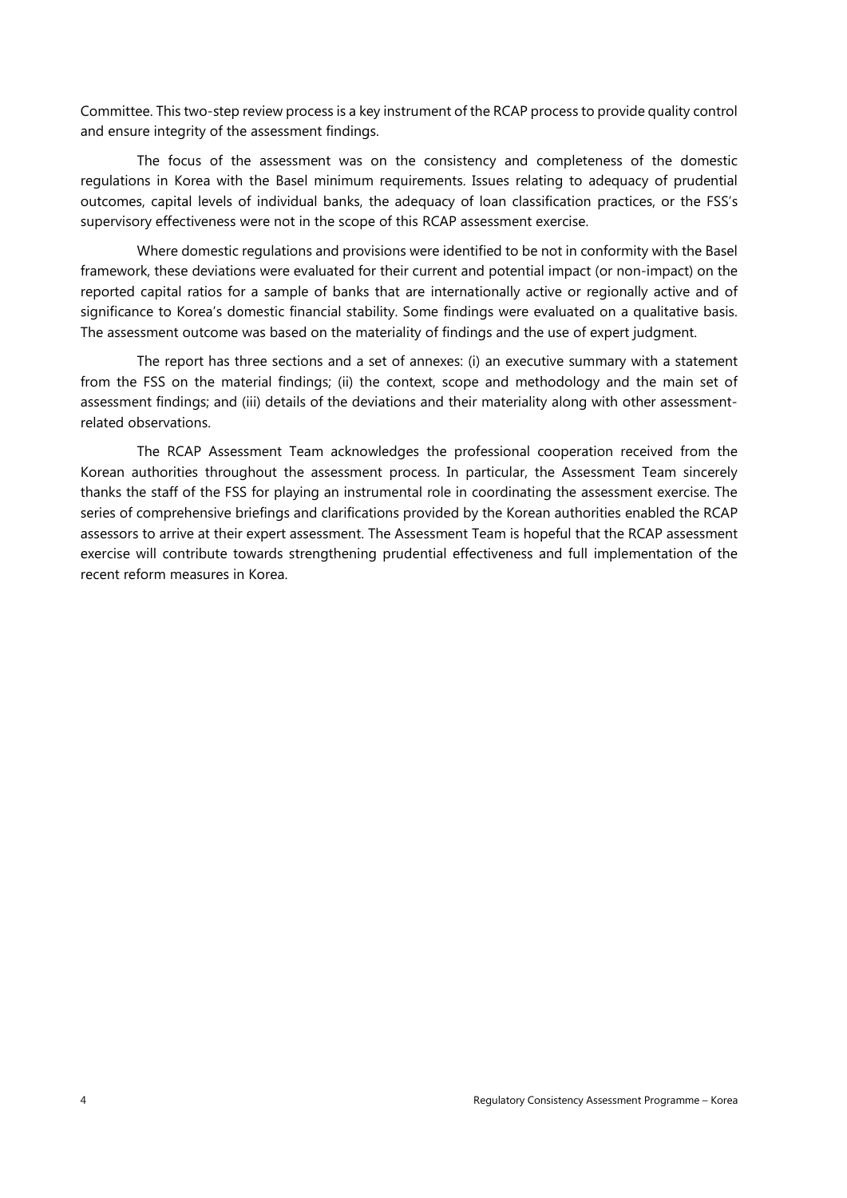Committee. This two-step review process is a key instrument of the RCAP process to provide quality control and ensure integrity of the assessment findings.

The focus of the assessment was on the consistency and completeness of the domestic regulations in Korea with the Basel minimum requirements. Issues relating to adequacy of prudential outcomes, capital levels of individual banks, the adequacy of loan classification practices, or the FSS's supervisory effectiveness were not in the scope of this RCAP assessment exercise.

Where domestic regulations and provisions were identified to be not in conformity with the Basel framework, these deviations were evaluated for their current and potential impact (or non-impact) on the reported capital ratios for a sample of banks that are internationally active or regionally active and of significance to Korea's domestic financial stability. Some findings were evaluated on a qualitative basis. The assessment outcome was based on the materiality of findings and the use of expert judgment.

The report has three sections and a set of annexes: (i) an executive summary with a statement from the FSS on the material findings; (ii) the context, scope and methodology and the main set of assessment findings; and (iii) details of the deviations and their materiality along with other assessment-related observations.

The RCAP Assessment Team acknowledges the professional cooperation received from the Korean authorities throughout the assessment process. In particular, the Assessment Team sincerely thanks the staff of the FSS for playing an instrumental role in coordinating the assessment exercise. The series of comprehensive briefings and clarifications provided by the Korean authorities enabled the RCAP assessors to arrive at their expert assessment. The Assessment Team is hopeful that the RCAP assessment exercise will contribute towards strengthening prudential effectiveness and full implementation of the recent reform measures in Korea.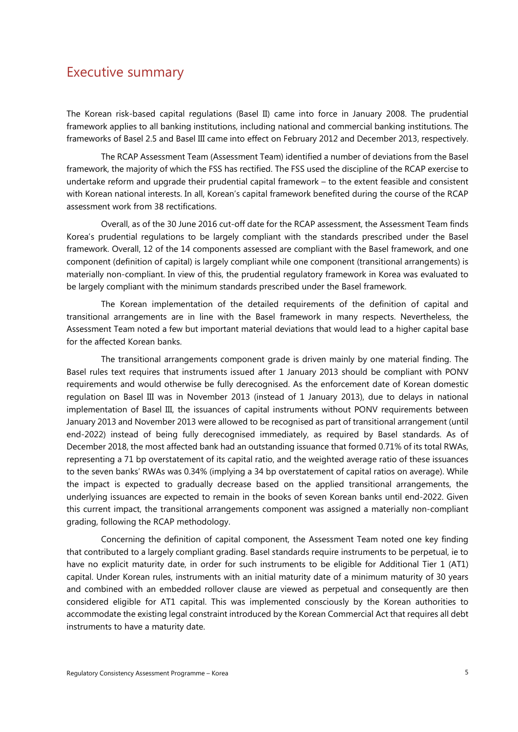# Executive summary

The Korean risk-based capital regulations (Basel II) came into force in January 2008. The prudential framework applies to all banking institutions, including national and commercial banking institutions. The frameworks of Basel 2.5 and Basel III came into effect on February 2012 and December 2013, respectively.

The RCAP Assessment Team (Assessment Team) identified a number of deviations from the Basel framework, the majority of which the FSS has rectified. The FSS used the discipline of the RCAP exercise to undertake reform and upgrade their prudential capital framework – to the extent feasible and consistent with Korean national interests. In all, Korean's capital framework benefited during the course of the RCAP assessment work from 38 rectifications.

Overall, as of the 30 June 2016 cut-off date for the RCAP assessment, the Assessment Team finds Korea's prudential regulations to be largely compliant with the standards prescribed under the Basel framework. Overall, 12 of the 14 components assessed are compliant with the Basel framework, and one component (definition of capital) is largely compliant while one component (transitional arrangements) is materially non-compliant. In view of this, the prudential regulatory framework in Korea was evaluated to be largely compliant with the minimum standards prescribed under the Basel framework.

The Korean implementation of the detailed requirements of the definition of capital and transitional arrangements are in line with the Basel framework in many respects. Nevertheless, the Assessment Team noted a few but important material deviations that would lead to a higher capital base for the affected Korean banks.

The transitional arrangements component grade is driven mainly by one material finding. The Basel rules text requires that instruments issued after 1 January 2013 should be compliant with PONV requirements and would otherwise be fully derecognised. As the enforcement date of Korean domestic regulation on Basel III was in November 2013 (instead of 1 January 2013), due to delays in national implementation of Basel III, the issuances of capital instruments without PONV requirements between January 2013 and November 2013 were allowed to be recognised as part of transitional arrangement (until end-2022) instead of being fully derecognised immediately, as required by Basel standards. As of December 2018, the most affected bank had an outstanding issuance that formed 0.71% of its total RWAs, representing a 71 bp overstatement of its capital ratio, and the weighted average ratio of these issuances to the seven banks' RWAs was 0.34% (implying a 34 bp overstatement of capital ratios on average). While the impact is expected to gradually decrease based on the applied transitional arrangements, the underlying issuances are expected to remain in the books of seven Korean banks until end-2022. Given this current impact, the transitional arrangements component was assigned a materially non-compliant grading, following the RCAP methodology.

Concerning the definition of capital component, the Assessment Team noted one key finding that contributed to a largely compliant grading. Basel standards require instruments to be perpetual, ie to have no explicit maturity date, in order for such instruments to be eligible for Additional Tier 1 (AT1) capital. Under Korean rules, instruments with an initial maturity date of a minimum maturity of 30 years and combined with an embedded rollover clause are viewed as perpetual and consequently are then considered eligible for AT1 capital. This was implemented consciously by the Korean authorities to accommodate the existing legal constraint introduced by the Korean Commercial Act that requires all debt instruments to have a maturity date.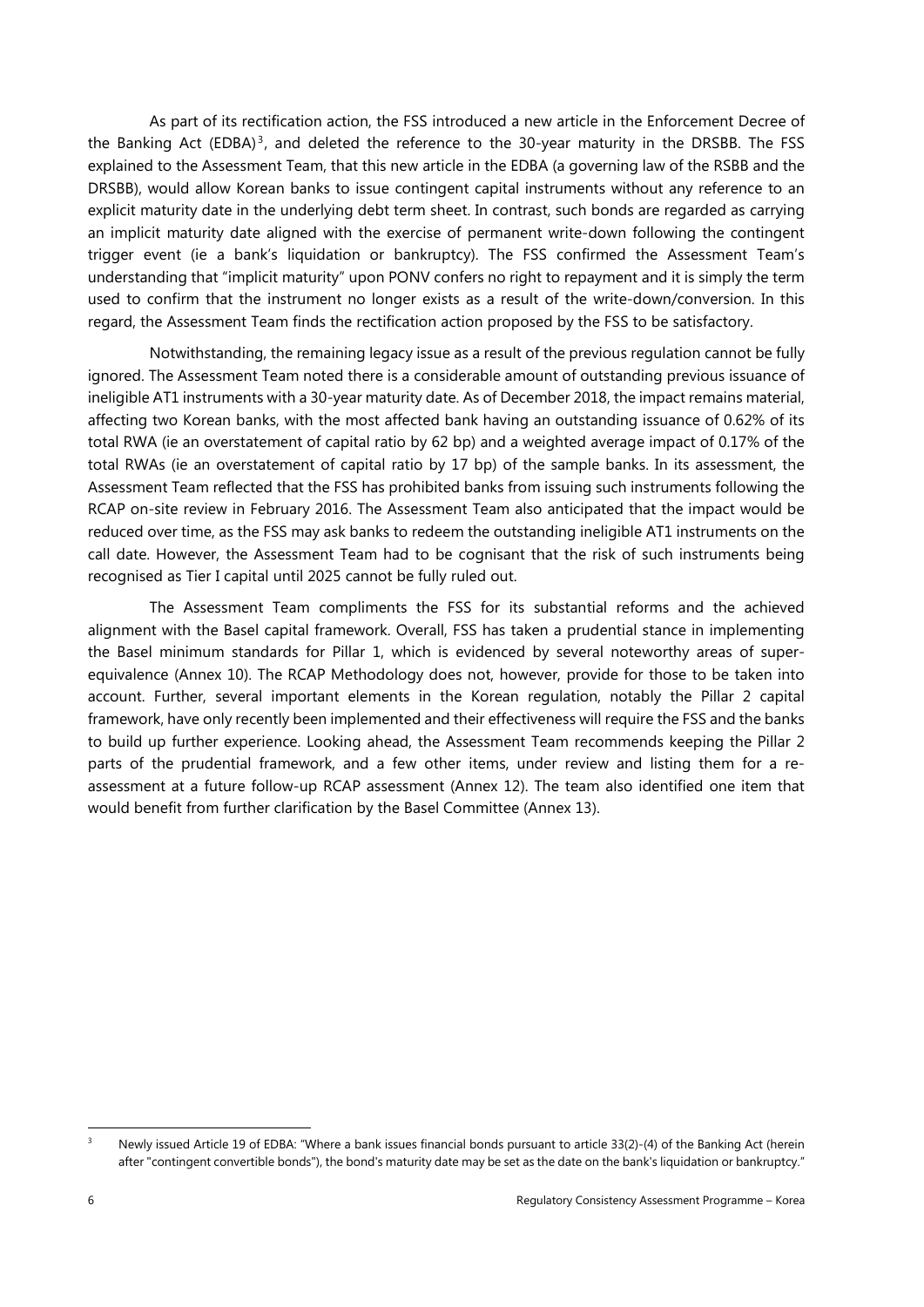As part of its rectification action, the FSS introduced a new article in the Enforcement Decree of the Banking Act (EDBA)[3], and deleted the reference to the 30-year maturity in the DRSBB. The FSS explained to the Assessment Team, that this new article in the EDBA (a governing law of the RSBB and the DRSBB), would allow Korean banks to issue contingent capital instruments without any reference to an explicit maturity date in the underlying debt term sheet. In contrast, such bonds are regarded as carrying an implicit maturity date aligned with the exercise of permanent write-down following the contingent trigger event (ie a bank's liquidation or bankruptcy). The FSS confirmed the Assessment Team's understanding that "implicit maturity" upon PONV confers no right to repayment and it is simply the term used to confirm that the instrument no longer exists as a result of the write-down/conversion. In this regard, the Assessment Team finds the rectification action proposed by the FSS to be satisfactory.

Notwithstanding, the remaining legacy issue as a result of the previous regulation cannot be fully ignored. The Assessment Team noted there is a considerable amount of outstanding previous issuance of ineligible AT1 instruments with a 30-year maturity date. As of December 2018, the impact remains material, affecting two Korean banks, with the most affected bank having an outstanding issuance of 0.62% of its total RWA (ie an overstatement of capital ratio by 62 bp) and a weighted average impact of 0.17% of the total RWAs (ie an overstatement of capital ratio by 17 bp) of the sample banks. In its assessment, the Assessment Team reflected that the FSS has prohibited banks from issuing such instruments following the RCAP on-site review in February 2016. The Assessment Team also anticipated that the impact would be reduced over time, as the FSS may ask banks to redeem the outstanding ineligible AT1 instruments on the call date. However, the Assessment Team had to be cognisant that the risk of such instruments being recognised as Tier I capital until 2025 cannot be fully ruled out.

The Assessment Team compliments the FSS for its substantial reforms and the achieved alignment with the Basel capital framework. Overall, FSS has taken a prudential stance in implementing the Basel minimum standards for Pillar 1, which is evidenced by several noteworthy areas of super-equivalence (Annex 10). The RCAP Methodology does not, however, provide for those to be taken into account. Further, several important elements in the Korean regulation, notably the Pillar 2 capital framework, have only recently been implemented and their effectiveness will require the FSS and the banks to build up further experience. Looking ahead, the Assessment Team recommends keeping the Pillar 2 parts of the prudential framework, and a few other items, under review and listing them for a re-assessment at a future follow-up RCAP assessment (Annex 12). The team also identified one item that would benefit from further clarification by the Basel Committee (Annex 13).

[3] Newly issued Article 19 of EDBA: "Where a bank issues financial bonds pursuant to article 33(2)-(4) of the Banking Act (herein after "contingent convertible bonds"), the bond's maturity date may be set as the date on the bank's liquidation or bankruptcy."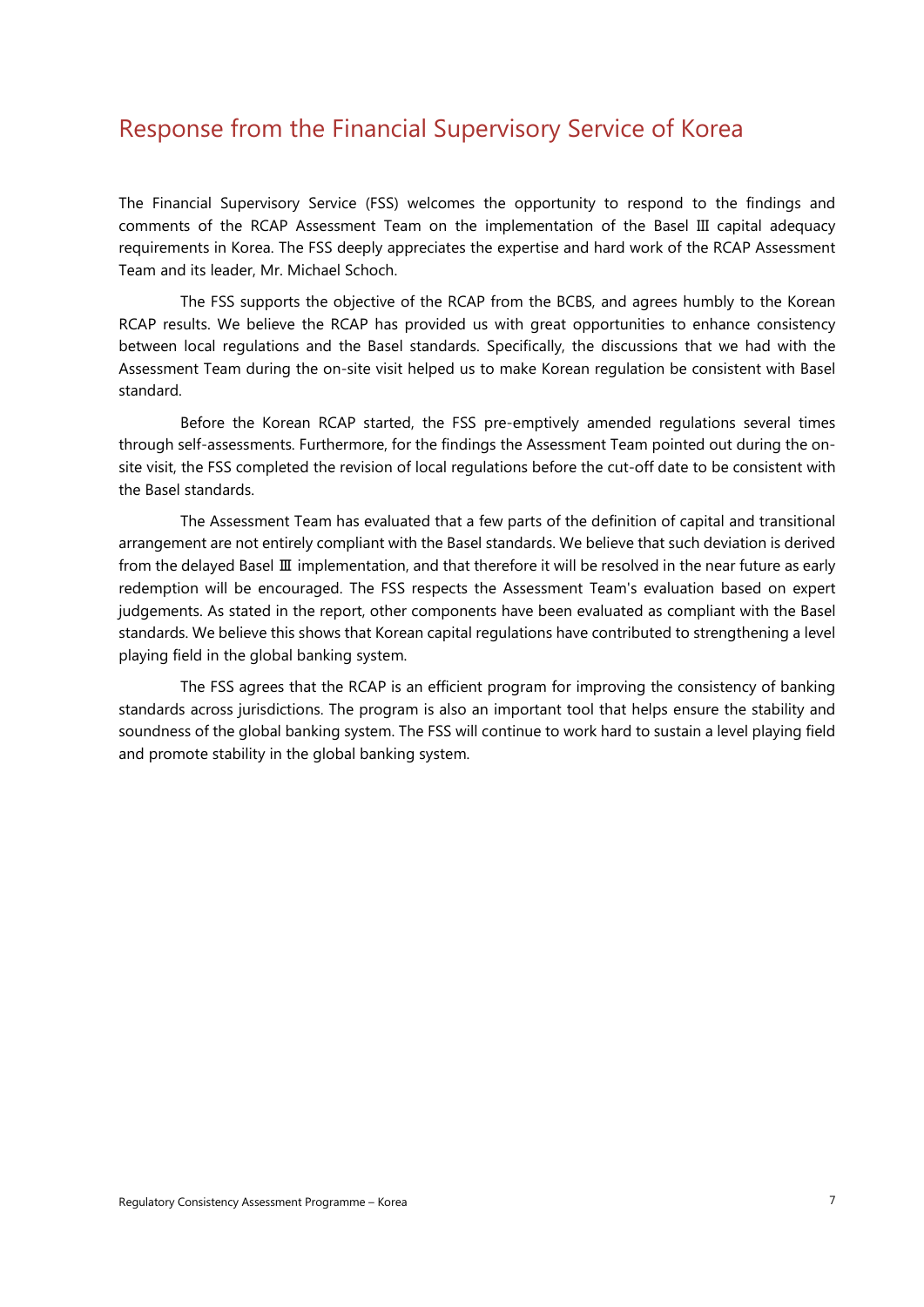## Response from the Financial Supervisory Service of Korea

The Financial Supervisory Service (FSS) welcomes the opportunity to respond to the findings and comments of the RCAP Assessment Team on the implementation of the Basel Ⅲ capital adequacy requirements in Korea. The FSS deeply appreciates the expertise and hard work of the RCAP Assessment Team and its leader, Mr. Michael Schoch.

The FSS supports the objective of the RCAP from the BCBS, and agrees humbly to the Korean RCAP results. We believe the RCAP has provided us with great opportunities to enhance consistency between local regulations and the Basel standards. Specifically, the discussions that we had with the Assessment Team during the on-site visit helped us to make Korean regulation be consistent with Basel standard.

Before the Korean RCAP started, the FSS pre-emptively amended regulations several times through self-assessments. Furthermore, for the findings the Assessment Team pointed out during the on-site visit, the FSS completed the revision of local regulations before the cut-off date to be consistent with the Basel standards.

The Assessment Team has evaluated that a few parts of the definition of capital and transitional arrangement are not entirely compliant with the Basel standards. We believe that such deviation is derived from the delayed Basel Ⅲ implementation, and that therefore it will be resolved in the near future as early redemption will be encouraged. The FSS respects the Assessment Team's evaluation based on expert judgements. As stated in the report, other components have been evaluated as compliant with the Basel standards. We believe this shows that Korean capital regulations have contributed to strengthening a level playing field in the global banking system.

The FSS agrees that the RCAP is an efficient program for improving the consistency of banking standards across jurisdictions. The program is also an important tool that helps ensure the stability and soundness of the global banking system. The FSS will continue to work hard to sustain a level playing field and promote stability in the global banking system.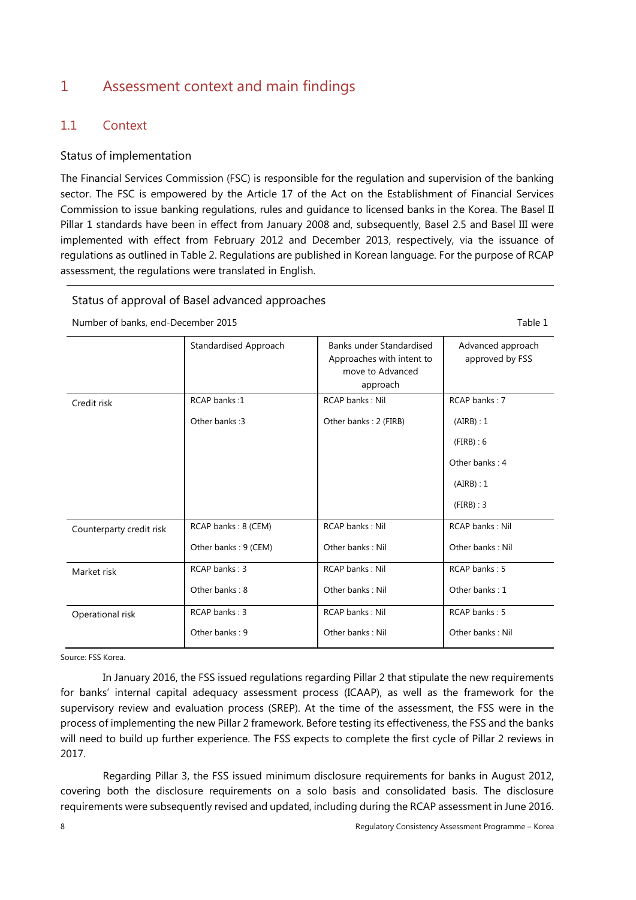# 1 Assessment context and main findings

## 1.1 Context

### Status of implementation

The Financial Services Commission (FSC) is responsible for the regulation and supervision of the banking sector. The FSC is empowered by the Article 17 of the Act on the Establishment of Financial Services Commission to issue banking regulations, rules and guidance to licensed banks in the Korea. The Basel II Pillar 1 standards have been in effect from January 2008 and, subsequently, Basel 2.5 and Basel III were implemented with effect from February 2012 and December 2013, respectively, via the issuance of regulations as outlined in Table 2. Regulations are published in Korean language. For the purpose of RCAP assessment, the regulations were translated in English.

Status of approval of Basel advanced approaches

Number of banks, end-December 2015 — Table 1

| | Standardised Approach | Banks under Standardised Approaches with intent to move to Advanced approach | Advanced approach approved by FSS |
|---|---|---|---|
| Credit risk | RCAP banks :1 | RCAP banks : Nil | RCAP banks : 7 |
| | | | (AIRB) : 1 |
| | | | (FIRB) : 6 |
| | Other banks :3 | Other banks : 2 (FIRB) | Other banks : 4 |
| | | | (AIRB) : 1 |
| | | | (FIRB) : 3 |
| Counterparty credit risk | RCAP banks : 8 (CEM) | RCAP banks : Nil | RCAP banks : Nil |
| | Other banks : 9 (CEM) | Other banks : Nil | Other banks : Nil |
| Market risk | RCAP banks : 3 | RCAP banks : Nil | RCAP banks : 5 |
| | Other banks : 8 | Other banks : Nil | Other banks : 1 |
| Operational risk | RCAP banks : 3 | RCAP banks : Nil | RCAP banks : 5 |
| | Other banks : 9 | Other banks : Nil | Other banks : Nil |

Source: FSS Korea.

In January 2016, the FSS issued regulations regarding Pillar 2 that stipulate the new requirements for banks' internal capital adequacy assessment process (ICAAP), as well as the framework for the supervisory review and evaluation process (SREP). At the time of the assessment, the FSS were in the process of implementing the new Pillar 2 framework. Before testing its effectiveness, the FSS and the banks will need to build up further experience. The FSS expects to complete the first cycle of Pillar 2 reviews in 2017.

Regarding Pillar 3, the FSS issued minimum disclosure requirements for banks in August 2012, covering both the disclosure requirements on a solo basis and consolidated basis. The disclosure requirements were subsequently revised and updated, including during the RCAP assessment in June 2016.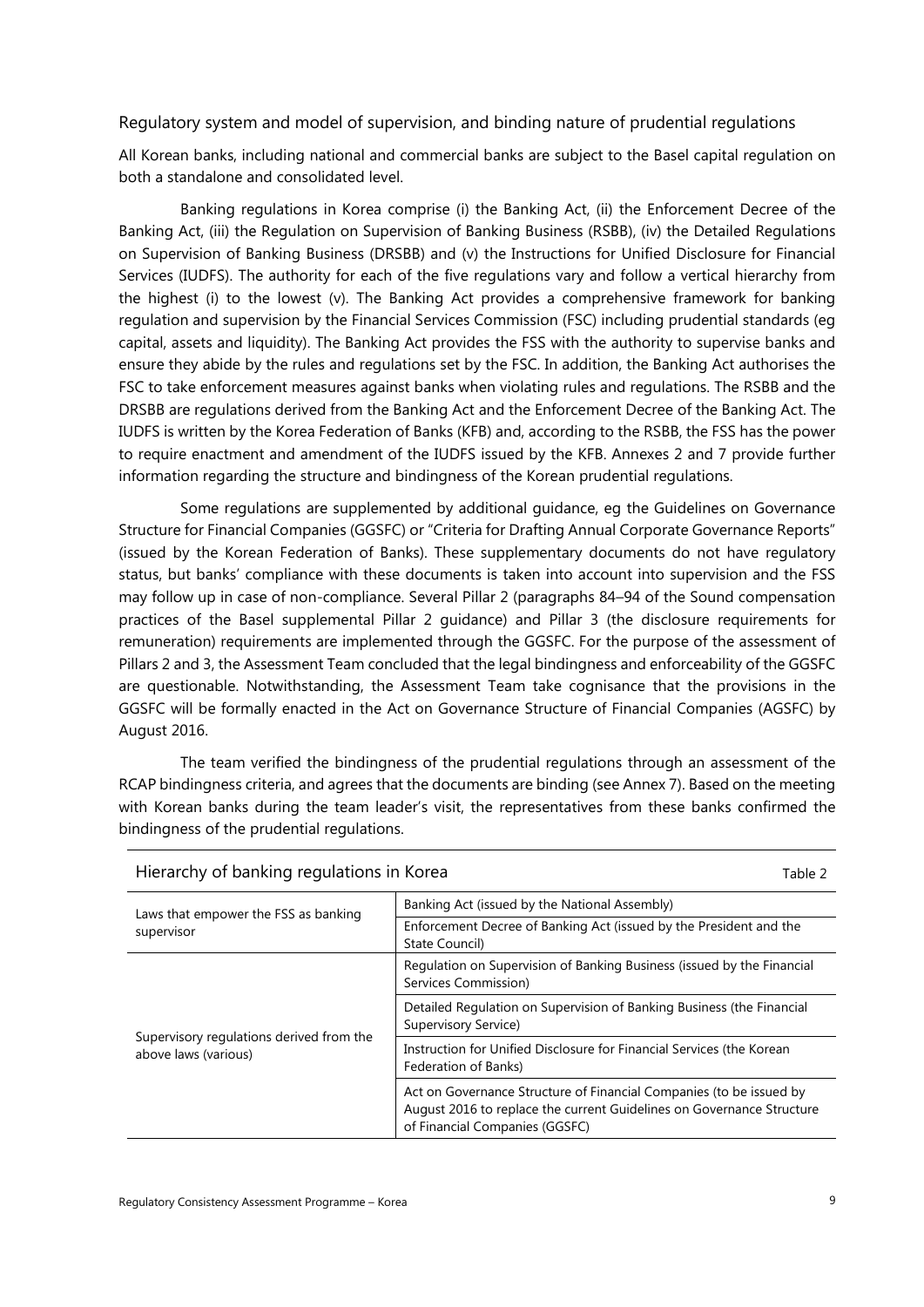### Regulatory system and model of supervision, and binding nature of prudential regulations

All Korean banks, including national and commercial banks are subject to the Basel capital regulation on both a standalone and consolidated level.

Banking regulations in Korea comprise (i) the Banking Act, (ii) the Enforcement Decree of the Banking Act, (iii) the Regulation on Supervision of Banking Business (RSBB), (iv) the Detailed Regulations on Supervision of Banking Business (DRSBB) and (v) the Instructions for Unified Disclosure for Financial Services (IUDFS). The authority for each of the five regulations vary and follow a vertical hierarchy from the highest (i) to the lowest (v). The Banking Act provides a comprehensive framework for banking regulation and supervision by the Financial Services Commission (FSC) including prudential standards (eg capital, assets and liquidity). The Banking Act provides the FSS with the authority to supervise banks and ensure they abide by the rules and regulations set by the FSC. In addition, the Banking Act authorises the FSC to take enforcement measures against banks when violating rules and regulations. The RSBB and the DRSBB are regulations derived from the Banking Act and the Enforcement Decree of the Banking Act. The IUDFS is written by the Korea Federation of Banks (KFB) and, according to the RSBB, the FSS has the power to require enactment and amendment of the IUDFS issued by the KFB. Annexes 2 and 7 provide further information regarding the structure and bindingness of the Korean prudential regulations.

Some regulations are supplemented by additional guidance, eg the Guidelines on Governance Structure for Financial Companies (GGSFC) or "Criteria for Drafting Annual Corporate Governance Reports" (issued by the Korean Federation of Banks). These supplementary documents do not have regulatory status, but banks' compliance with these documents is taken into account into supervision and the FSS may follow up in case of non-compliance. Several Pillar 2 (paragraphs 84–94 of the Sound compensation practices of the Basel supplemental Pillar 2 guidance) and Pillar 3 (the disclosure requirements for remuneration) requirements are implemented through the GGSFC. For the purpose of the assessment of Pillars 2 and 3, the Assessment Team concluded that the legal bindingness and enforceability of the GGSFC are questionable. Notwithstanding, the Assessment Team take cognisance that the provisions in the GGSFC will be formally enacted in the Act on Governance Structure of Financial Companies (AGSFC) by August 2016.

The team verified the bindingness of the prudential regulations through an assessment of the RCAP bindingness criteria, and agrees that the documents are binding (see Annex 7). Based on the meeting with Korean banks during the team leader's visit, the representatives from these banks confirmed the bindingness of the prudential regulations.

Hierarchy of banking regulations in Korea — Table 2

| | |
|---|---|
| Laws that empower the FSS as banking supervisor | Banking Act (issued by the National Assembly) |
| | Enforcement Decree of Banking Act (issued by the President and the State Council) |
| Supervisory regulations derived from the above laws (various) | Regulation on Supervision of Banking Business (issued by the Financial Services Commission) |
| | Detailed Regulation on Supervision of Banking Business (the Financial Supervisory Service) |
| | Instruction for Unified Disclosure for Financial Services (the Korean Federation of Banks) |
| | Act on Governance Structure of Financial Companies (to be issued by August 2016 to replace the current Guidelines on Governance Structure of Financial Companies (GGSFC) |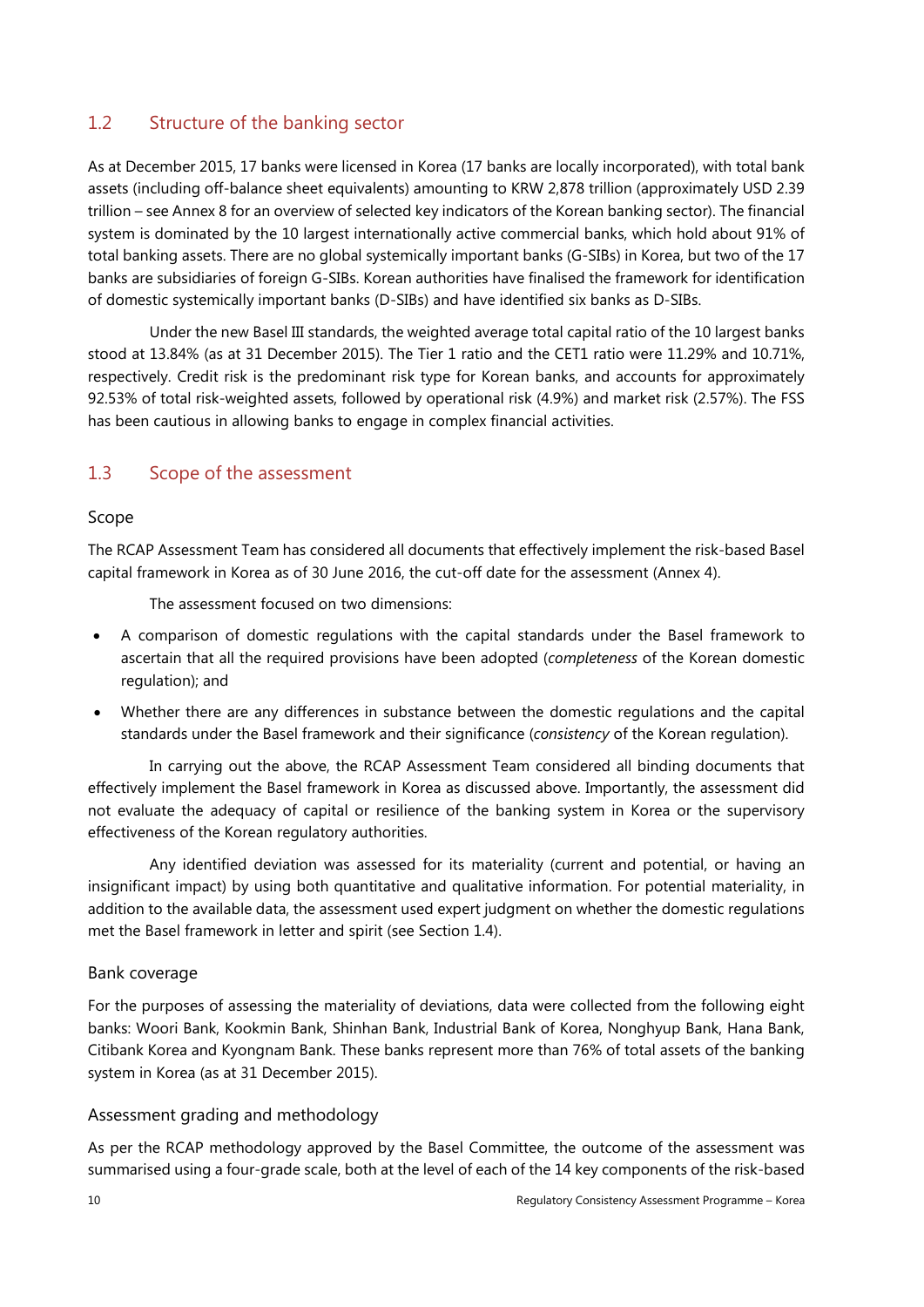## 1.2 Structure of the banking sector

As at December 2015, 17 banks were licensed in Korea (17 banks are locally incorporated), with total bank assets (including off-balance sheet equivalents) amounting to KRW 2,878 trillion (approximately USD 2.39 trillion – see Annex 8 for an overview of selected key indicators of the Korean banking sector). The financial system is dominated by the 10 largest internationally active commercial banks, which hold about 91% of total banking assets. There are no global systemically important banks (G-SIBs) in Korea, but two of the 17 banks are subsidiaries of foreign G-SIBs. Korean authorities have finalised the framework for identification of domestic systemically important banks (D-SIBs) and have identified six banks as D-SIBs.

Under the new Basel III standards, the weighted average total capital ratio of the 10 largest banks stood at 13.84% (as at 31 December 2015). The Tier 1 ratio and the CET1 ratio were 11.29% and 10.71%, respectively. Credit risk is the predominant risk type for Korean banks, and accounts for approximately 92.53% of total risk-weighted assets, followed by operational risk (4.9%) and market risk (2.57%). The FSS has been cautious in allowing banks to engage in complex financial activities.

## 1.3 Scope of the assessment

### Scope

The RCAP Assessment Team has considered all documents that effectively implement the risk-based Basel capital framework in Korea as of 30 June 2016, the cut-off date for the assessment (Annex 4).

The assessment focused on two dimensions:

- A comparison of domestic regulations with the capital standards under the Basel framework to ascertain that all the required provisions have been adopted (*completeness* of the Korean domestic regulation); and
- Whether there are any differences in substance between the domestic regulations and the capital standards under the Basel framework and their significance (*consistency* of the Korean regulation).

In carrying out the above, the RCAP Assessment Team considered all binding documents that effectively implement the Basel framework in Korea as discussed above. Importantly, the assessment did not evaluate the adequacy of capital or resilience of the banking system in Korea or the supervisory effectiveness of the Korean regulatory authorities.

Any identified deviation was assessed for its materiality (current and potential, or having an insignificant impact) by using both quantitative and qualitative information. For potential materiality, in addition to the available data, the assessment used expert judgment on whether the domestic regulations met the Basel framework in letter and spirit (see Section 1.4).

### Bank coverage

For the purposes of assessing the materiality of deviations, data were collected from the following eight banks: Woori Bank, Kookmin Bank, Shinhan Bank, Industrial Bank of Korea, Nonghyup Bank, Hana Bank, Citibank Korea and Kyongnam Bank. These banks represent more than 76% of total assets of the banking system in Korea (as at 31 December 2015).

### Assessment grading and methodology

As per the RCAP methodology approved by the Basel Committee, the outcome of the assessment was summarised using a four-grade scale, both at the level of each of the 14 key components of the risk-based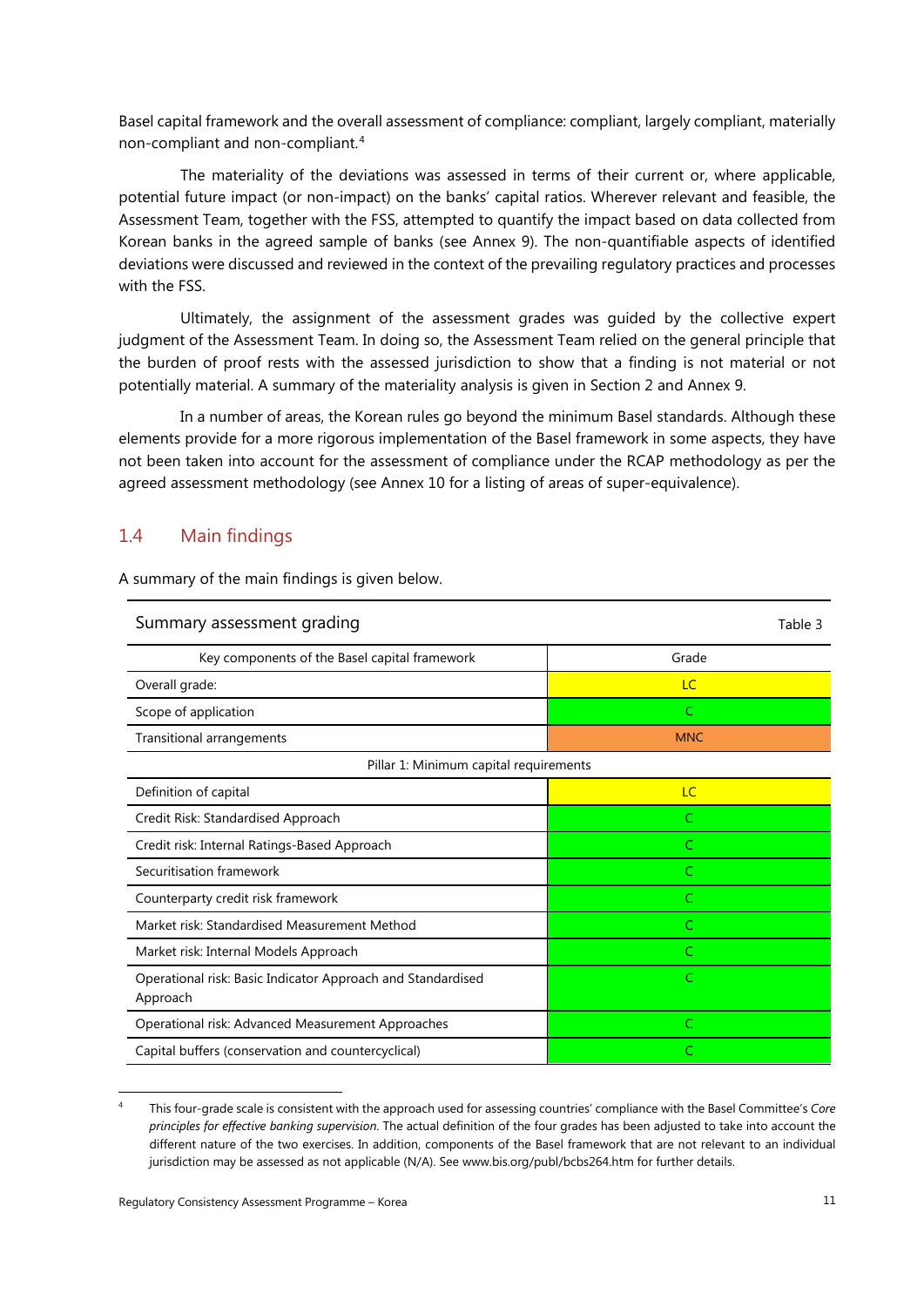Basel capital framework and the overall assessment of compliance: compliant, largely compliant, materially non-compliant and non-compliant.[4]

The materiality of the deviations was assessed in terms of their current or, where applicable, potential future impact (or non-impact) on the banks' capital ratios. Wherever relevant and feasible, the Assessment Team, together with the FSS, attempted to quantify the impact based on data collected from Korean banks in the agreed sample of banks (see Annex 9). The non-quantifiable aspects of identified deviations were discussed and reviewed in the context of the prevailing regulatory practices and processes with the FSS.

Ultimately, the assignment of the assessment grades was guided by the collective expert judgment of the Assessment Team. In doing so, the Assessment Team relied on the general principle that the burden of proof rests with the assessed jurisdiction to show that a finding is not material or not potentially material. A summary of the materiality analysis is given in Section 2 and Annex 9.

In a number of areas, the Korean rules go beyond the minimum Basel standards. Although these elements provide for a more rigorous implementation of the Basel framework in some aspects, they have not been taken into account for the assessment of compliance under the RCAP methodology as per the agreed assessment methodology (see Annex 10 for a listing of areas of super-equivalence).

## 1.4 Main findings

A summary of the main findings is given below.

Summary assessment grading — Table 3

| Key components of the Basel capital framework | Grade |
|---|---|
| Overall grade: | LC |
| Scope of application | C |
| Transitional arrangements | MNC |
| Pillar 1: Minimum capital requirements | |
| Definition of capital | LC |
| Credit Risk: Standardised Approach | C |
| Credit risk: Internal Ratings-Based Approach | C |
| Securitisation framework | C |
| Counterparty credit risk framework | C |
| Market risk: Standardised Measurement Method | C |
| Market risk: Internal Models Approach | C |
| Operational risk: Basic Indicator Approach and Standardised Approach | C |
| Operational risk: Advanced Measurement Approaches | C |
| Capital buffers (conservation and countercyclical) | C |

[4] This four-grade scale is consistent with the approach used for assessing countries' compliance with the Basel Committee's *Core principles for effective banking supervision*. The actual definition of the four grades has been adjusted to take into account the different nature of the two exercises. In addition, components of the Basel framework that are not relevant to an individual jurisdiction may be assessed as not applicable (N/A). See www.bis.org/publ/bcbs264.htm for further details.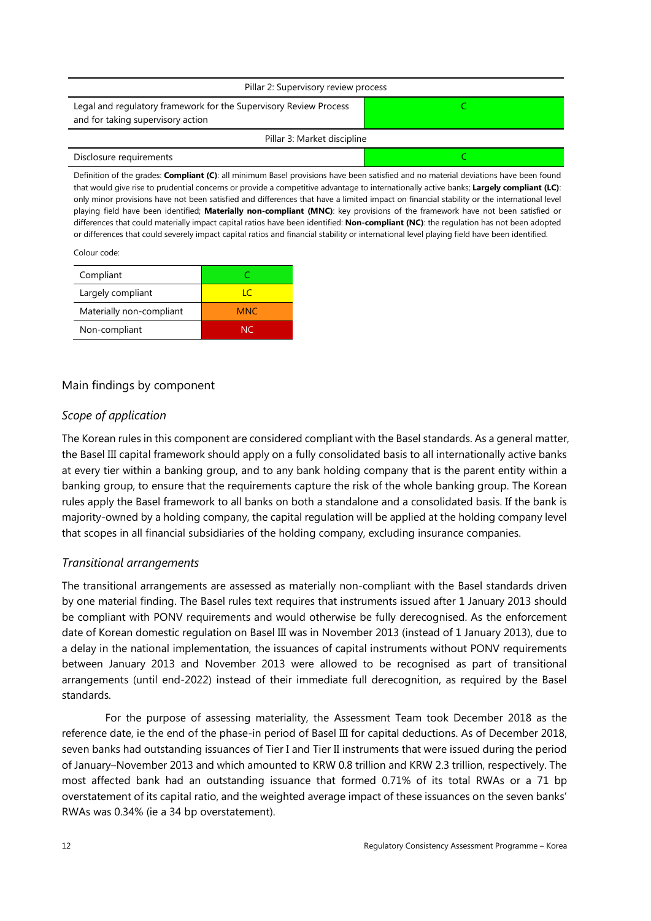| Pillar 2: Supervisory review process | |
|---|---|
| Legal and regulatory framework for the Supervisory Review Process and for taking supervisory action | C |
| Pillar 3: Market discipline | |
| Disclosure requirements | C |

Definition of the grades: **Compliant (C)**: all minimum Basel provisions have been satisfied and no material deviations have been found that would give rise to prudential concerns or provide a competitive advantage to internationally active banks; **Largely compliant (LC)**: only minor provisions have not been satisfied and differences that have a limited impact on financial stability or the international level playing field have been identified; **Materially non-compliant (MNC)**: key provisions of the framework have not been satisfied or differences that could materially impact capital ratios have been identified: **Non-compliant (NC)**: the regulation has not been adopted or differences that could severely impact capital ratios and financial stability or international level playing field have been identified.

Colour code:

| | |
|---|---|
| Compliant | C |
| Largely compliant | LC |
| Materially non-compliant | MNC |
| Non-compliant | NC |

## Main findings by component

### *Scope of application*

The Korean rules in this component are considered compliant with the Basel standards. As a general matter, the Basel III capital framework should apply on a fully consolidated basis to all internationally active banks at every tier within a banking group, and to any bank holding company that is the parent entity within a banking group, to ensure that the requirements capture the risk of the whole banking group. The Korean rules apply the Basel framework to all banks on both a standalone and a consolidated basis. If the bank is majority-owned by a holding company, the capital regulation will be applied at the holding company level that scopes in all financial subsidiaries of the holding company, excluding insurance companies.

### *Transitional arrangements*

The transitional arrangements are assessed as materially non-compliant with the Basel standards driven by one material finding. The Basel rules text requires that instruments issued after 1 January 2013 should be compliant with PONV requirements and would otherwise be fully derecognised. As the enforcement date of Korean domestic regulation on Basel III was in November 2013 (instead of 1 January 2013), due to a delay in the national implementation, the issuances of capital instruments without PONV requirements between January 2013 and November 2013 were allowed to be recognised as part of transitional arrangements (until end-2022) instead of their immediate full derecognition, as required by the Basel standards.

For the purpose of assessing materiality, the Assessment Team took December 2018 as the reference date, ie the end of the phase-in period of Basel III for capital deductions. As of December 2018, seven banks had outstanding issuances of Tier I and Tier II instruments that were issued during the period of January–November 2013 and which amounted to KRW 0.8 trillion and KRW 2.3 trillion, respectively. The most affected bank had an outstanding issuance that formed 0.71% of its total RWAs or a 71 bp overstatement of its capital ratio, and the weighted average impact of these issuances on the seven banks' RWAs was 0.34% (ie a 34 bp overstatement).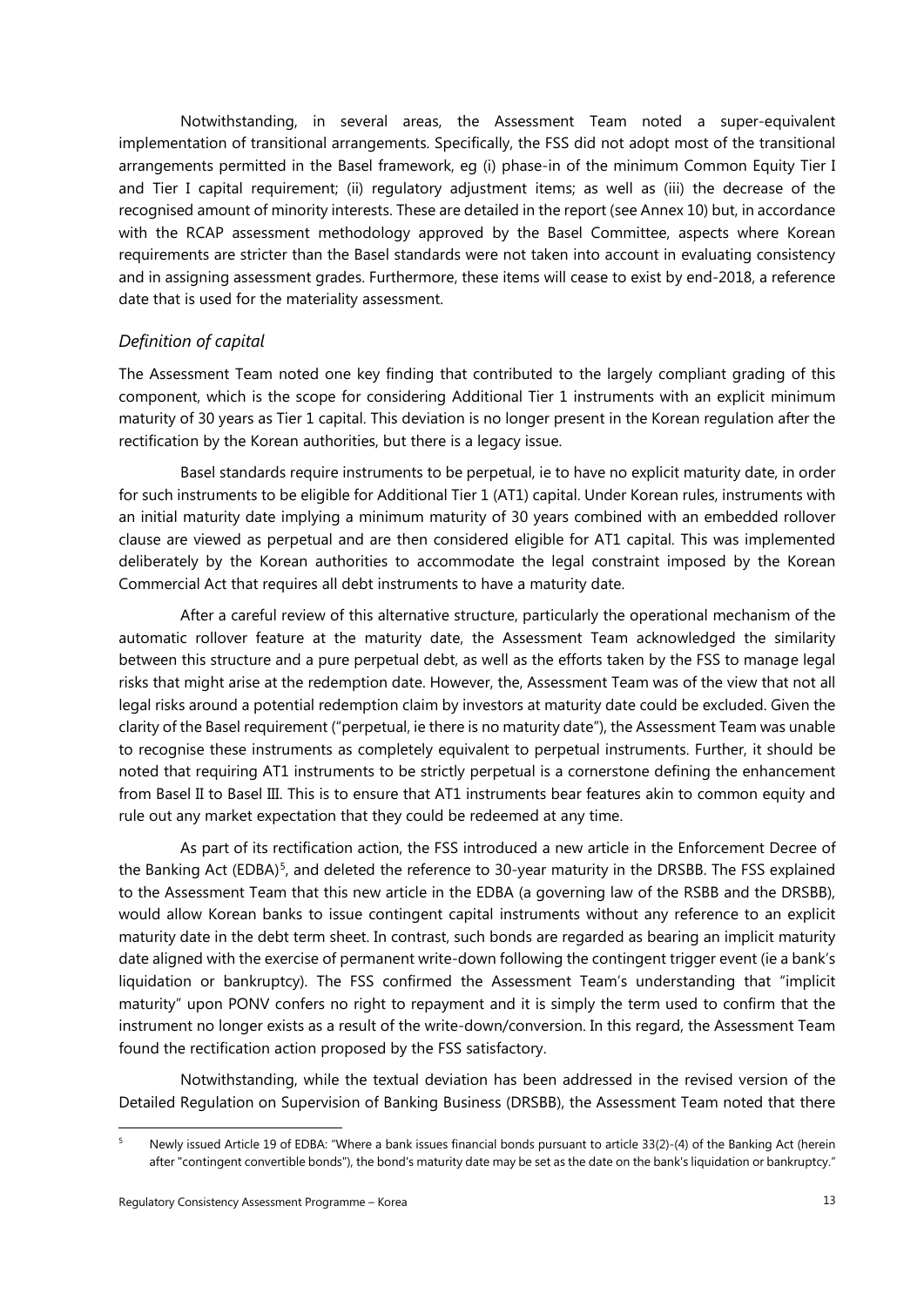Notwithstanding, in several areas, the Assessment Team noted a super-equivalent implementation of transitional arrangements. Specifically, the FSS did not adopt most of the transitional arrangements permitted in the Basel framework, eg (i) phase-in of the minimum Common Equity Tier I and Tier I capital requirement; (ii) regulatory adjustment items; as well as (iii) the decrease of the recognised amount of minority interests. These are detailed in the report (see Annex 10) but, in accordance with the RCAP assessment methodology approved by the Basel Committee, aspects where Korean requirements are stricter than the Basel standards were not taken into account in evaluating consistency and in assigning assessment grades. Furthermore, these items will cease to exist by end-2018, a reference date that is used for the materiality assessment.

### *Definition of capital*

The Assessment Team noted one key finding that contributed to the largely compliant grading of this component, which is the scope for considering Additional Tier 1 instruments with an explicit minimum maturity of 30 years as Tier 1 capital. This deviation is no longer present in the Korean regulation after the rectification by the Korean authorities, but there is a legacy issue.

Basel standards require instruments to be perpetual, ie to have no explicit maturity date, in order for such instruments to be eligible for Additional Tier 1 (AT1) capital. Under Korean rules, instruments with an initial maturity date implying a minimum maturity of 30 years combined with an embedded rollover clause are viewed as perpetual and are then considered eligible for AT1 capital. This was implemented deliberately by the Korean authorities to accommodate the legal constraint imposed by the Korean Commercial Act that requires all debt instruments to have a maturity date.

After a careful review of this alternative structure, particularly the operational mechanism of the automatic rollover feature at the maturity date, the Assessment Team acknowledged the similarity between this structure and a pure perpetual debt, as well as the efforts taken by the FSS to manage legal risks that might arise at the redemption date. However, the, Assessment Team was of the view that not all legal risks around a potential redemption claim by investors at maturity date could be excluded. Given the clarity of the Basel requirement ("perpetual, ie there is no maturity date"), the Assessment Team was unable to recognise these instruments as completely equivalent to perpetual instruments. Further, it should be noted that requiring AT1 instruments to be strictly perpetual is a cornerstone defining the enhancement from Basel II to Basel III. This is to ensure that AT1 instruments bear features akin to common equity and rule out any market expectation that they could be redeemed at any time.

As part of its rectification action, the FSS introduced a new article in the Enforcement Decree of the Banking Act (EDBA)[5], and deleted the reference to 30-year maturity in the DRSBB. The FSS explained to the Assessment Team that this new article in the EDBA (a governing law of the RSBB and the DRSBB), would allow Korean banks to issue contingent capital instruments without any reference to an explicit maturity date in the debt term sheet. In contrast, such bonds are regarded as bearing an implicit maturity date aligned with the exercise of permanent write-down following the contingent trigger event (ie a bank's liquidation or bankruptcy). The FSS confirmed the Assessment Team's understanding that "implicit maturity" upon PONV confers no right to repayment and it is simply the term used to confirm that the instrument no longer exists as a result of the write-down/conversion. In this regard, the Assessment Team found the rectification action proposed by the FSS satisfactory.

Notwithstanding, while the textual deviation has been addressed in the revised version of the Detailed Regulation on Supervision of Banking Business (DRSBB), the Assessment Team noted that there

[5] Newly issued Article 19 of EDBA: "Where a bank issues financial bonds pursuant to article 33(2)-(4) of the Banking Act (herein after "contingent convertible bonds"), the bond's maturity date may be set as the date on the bank's liquidation or bankruptcy."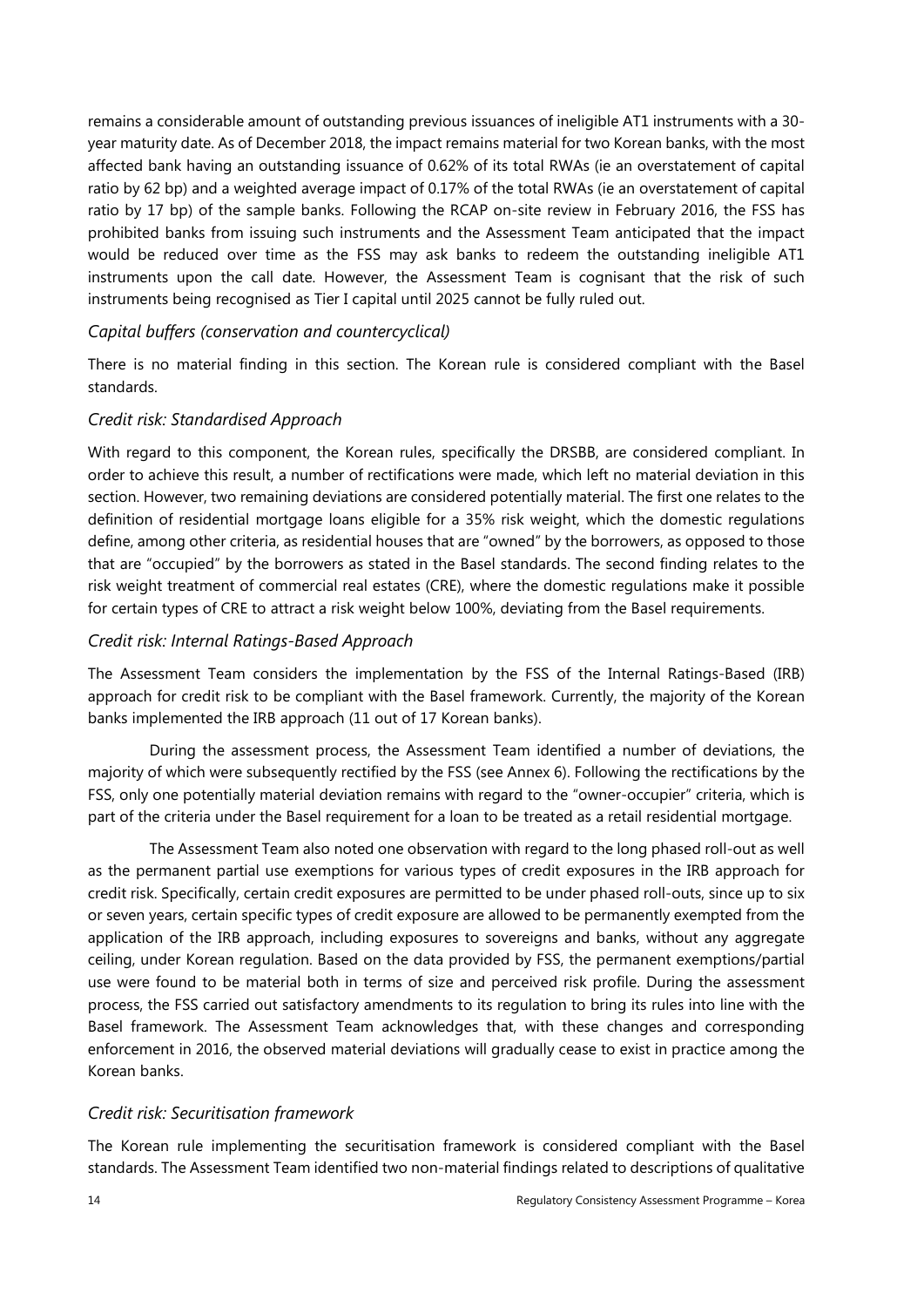remains a considerable amount of outstanding previous issuances of ineligible AT1 instruments with a 30-year maturity date. As of December 2018, the impact remains material for two Korean banks, with the most affected bank having an outstanding issuance of 0.62% of its total RWAs (ie an overstatement of capital ratio by 62 bp) and a weighted average impact of 0.17% of the total RWAs (ie an overstatement of capital ratio by 17 bp) of the sample banks. Following the RCAP on-site review in February 2016, the FSS has prohibited banks from issuing such instruments and the Assessment Team anticipated that the impact would be reduced over time as the FSS may ask banks to redeem the outstanding ineligible AT1 instruments upon the call date. However, the Assessment Team is cognisant that the risk of such instruments being recognised as Tier I capital until 2025 cannot be fully ruled out.

### *Capital buffers (conservation and countercyclical)*

There is no material finding in this section. The Korean rule is considered compliant with the Basel standards.

### *Credit risk: Standardised Approach*

With regard to this component, the Korean rules, specifically the DRSBB, are considered compliant. In order to achieve this result, a number of rectifications were made, which left no material deviation in this section. However, two remaining deviations are considered potentially material. The first one relates to the definition of residential mortgage loans eligible for a 35% risk weight, which the domestic regulations define, among other criteria, as residential houses that are "owned" by the borrowers, as opposed to those that are "occupied" by the borrowers as stated in the Basel standards. The second finding relates to the risk weight treatment of commercial real estates (CRE), where the domestic regulations make it possible for certain types of CRE to attract a risk weight below 100%, deviating from the Basel requirements.

### *Credit risk: Internal Ratings-Based Approach*

The Assessment Team considers the implementation by the FSS of the Internal Ratings-Based (IRB) approach for credit risk to be compliant with the Basel framework. Currently, the majority of the Korean banks implemented the IRB approach (11 out of 17 Korean banks).

During the assessment process, the Assessment Team identified a number of deviations, the majority of which were subsequently rectified by the FSS (see Annex 6). Following the rectifications by the FSS, only one potentially material deviation remains with regard to the "owner-occupier" criteria, which is part of the criteria under the Basel requirement for a loan to be treated as a retail residential mortgage.

The Assessment Team also noted one observation with regard to the long phased roll-out as well as the permanent partial use exemptions for various types of credit exposures in the IRB approach for credit risk. Specifically, certain credit exposures are permitted to be under phased roll-outs, since up to six or seven years, certain specific types of credit exposure are allowed to be permanently exempted from the application of the IRB approach, including exposures to sovereigns and banks, without any aggregate ceiling, under Korean regulation. Based on the data provided by FSS, the permanent exemptions/partial use were found to be material both in terms of size and perceived risk profile. During the assessment process, the FSS carried out satisfactory amendments to its regulation to bring its rules into line with the Basel framework. The Assessment Team acknowledges that, with these changes and corresponding enforcement in 2016, the observed material deviations will gradually cease to exist in practice among the Korean banks.

### *Credit risk: Securitisation framework*

The Korean rule implementing the securitisation framework is considered compliant with the Basel standards. The Assessment Team identified two non-material findings related to descriptions of qualitative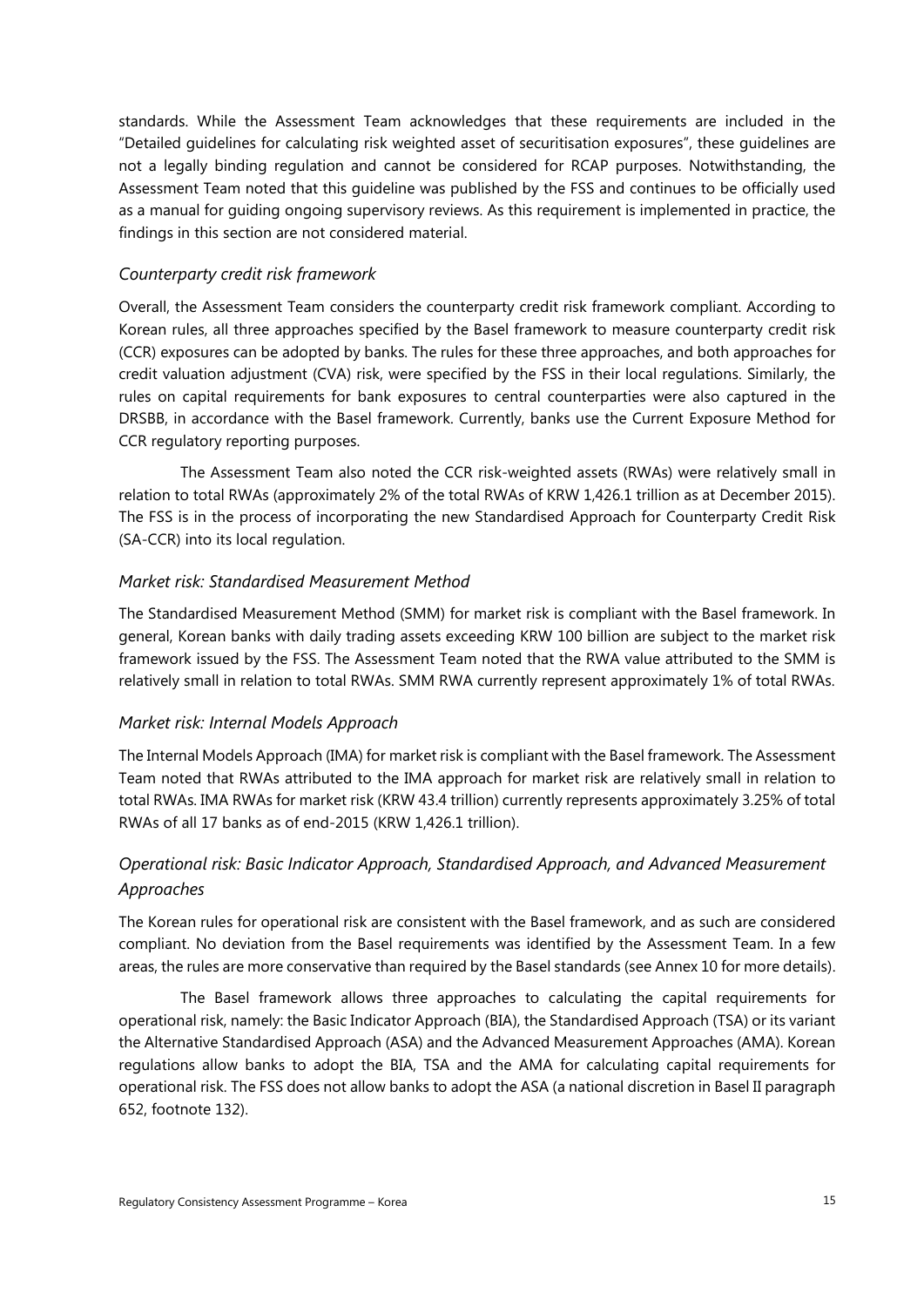standards. While the Assessment Team acknowledges that these requirements are included in the "Detailed guidelines for calculating risk weighted asset of securitisation exposures", these guidelines are not a legally binding regulation and cannot be considered for RCAP purposes. Notwithstanding, the Assessment Team noted that this guideline was published by the FSS and continues to be officially used as a manual for guiding ongoing supervisory reviews. As this requirement is implemented in practice, the findings in this section are not considered material.

### *Counterparty credit risk framework*

Overall, the Assessment Team considers the counterparty credit risk framework compliant. According to Korean rules, all three approaches specified by the Basel framework to measure counterparty credit risk (CCR) exposures can be adopted by banks. The rules for these three approaches, and both approaches for credit valuation adjustment (CVA) risk, were specified by the FSS in their local regulations. Similarly, the rules on capital requirements for bank exposures to central counterparties were also captured in the DRSBB, in accordance with the Basel framework. Currently, banks use the Current Exposure Method for CCR regulatory reporting purposes.

The Assessment Team also noted the CCR risk-weighted assets (RWAs) were relatively small in relation to total RWAs (approximately 2% of the total RWAs of KRW 1,426.1 trillion as at December 2015). The FSS is in the process of incorporating the new Standardised Approach for Counterparty Credit Risk (SA-CCR) into its local regulation.

### *Market risk: Standardised Measurement Method*

The Standardised Measurement Method (SMM) for market risk is compliant with the Basel framework. In general, Korean banks with daily trading assets exceeding KRW 100 billion are subject to the market risk framework issued by the FSS. The Assessment Team noted that the RWA value attributed to the SMM is relatively small in relation to total RWAs. SMM RWA currently represent approximately 1% of total RWAs.

### *Market risk: Internal Models Approach*

The Internal Models Approach (IMA) for market risk is compliant with the Basel framework. The Assessment Team noted that RWAs attributed to the IMA approach for market risk are relatively small in relation to total RWAs. IMA RWAs for market risk (KRW 43.4 trillion) currently represents approximately 3.25% of total RWAs of all 17 banks as of end-2015 (KRW 1,426.1 trillion).

### *Operational risk: Basic Indicator Approach, Standardised Approach, and Advanced Measurement Approaches*

The Korean rules for operational risk are consistent with the Basel framework, and as such are considered compliant. No deviation from the Basel requirements was identified by the Assessment Team. In a few areas, the rules are more conservative than required by the Basel standards (see Annex 10 for more details).

The Basel framework allows three approaches to calculating the capital requirements for operational risk, namely: the Basic Indicator Approach (BIA), the Standardised Approach (TSA) or its variant the Alternative Standardised Approach (ASA) and the Advanced Measurement Approaches (AMA). Korean regulations allow banks to adopt the BIA, TSA and the AMA for calculating capital requirements for operational risk. The FSS does not allow banks to adopt the ASA (a national discretion in Basel II paragraph 652, footnote 132).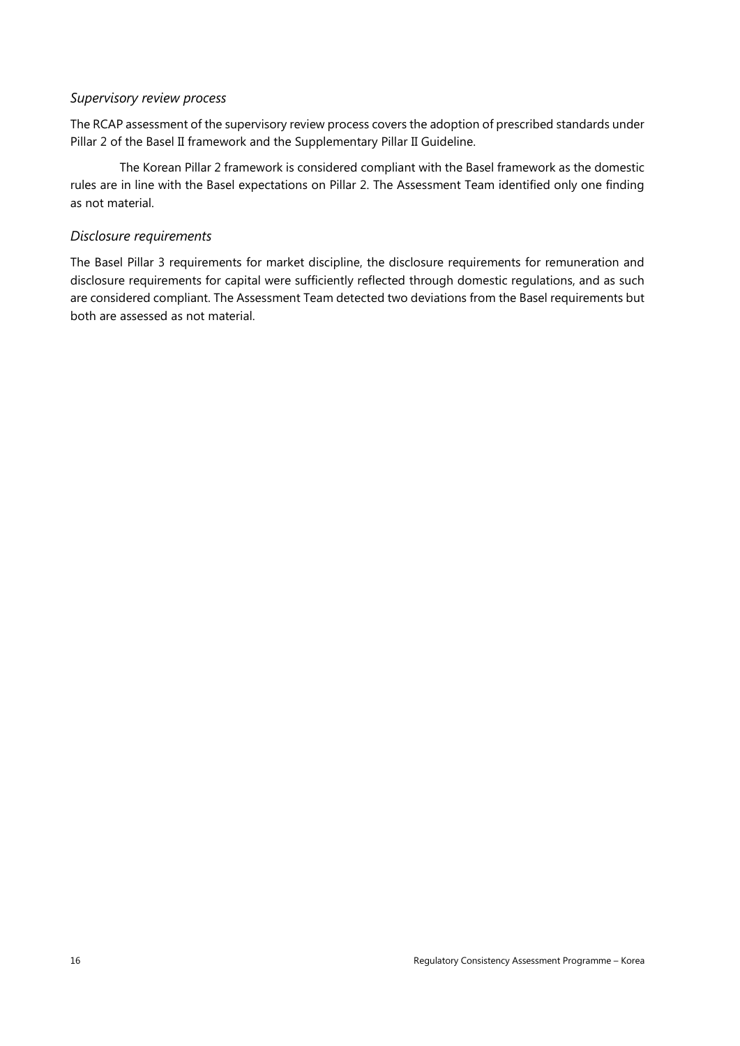### *Supervisory review process*

The RCAP assessment of the supervisory review process covers the adoption of prescribed standards under Pillar 2 of the Basel II framework and the Supplementary Pillar II Guideline.

The Korean Pillar 2 framework is considered compliant with the Basel framework as the domestic rules are in line with the Basel expectations on Pillar 2. The Assessment Team identified only one finding as not material.

### *Disclosure requirements*

The Basel Pillar 3 requirements for market discipline, the disclosure requirements for remuneration and disclosure requirements for capital were sufficiently reflected through domestic regulations, and as such are considered compliant. The Assessment Team detected two deviations from the Basel requirements but both are assessed as not material.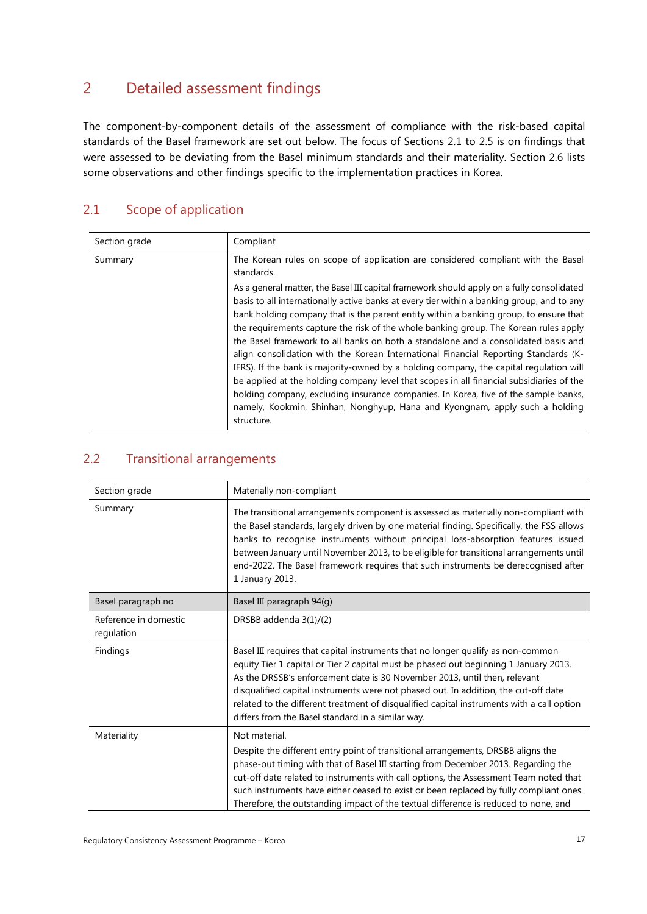# 2 Detailed assessment findings

The component-by-component details of the assessment of compliance with the risk-based capital standards of the Basel framework are set out below. The focus of Sections 2.1 to 2.5 is on findings that were assessed to be deviating from the Basel minimum standards and their materiality. Section 2.6 lists some observations and other findings specific to the implementation practices in Korea.

## 2.1 Scope of application

| Section grade | Compliant |
|---|---|
| Summary | The Korean rules on scope of application are considered compliant with the Basel standards.<br><br>As a general matter, the Basel III capital framework should apply on a fully consolidated basis to all internationally active banks at every tier within a banking group, and to any bank holding company that is the parent entity within a banking group, to ensure that the requirements capture the risk of the whole banking group. The Korean rules apply the Basel framework to all banks on both a standalone and a consolidated basis and align consolidation with the Korean International Financial Reporting Standards (K-IFRS). If the bank is majority-owned by a holding company, the capital regulation will be applied at the holding company level that scopes in all financial subsidiaries of the holding company, excluding insurance companies. In Korea, five of the sample banks, namely, Kookmin, Shinhan, Nonghyup, Hana and Kyongnam, apply such a holding structure. |

## 2.2 Transitional arrangements

| Section grade | Materially non-compliant |
|---|---|
| Summary | The transitional arrangements component is assessed as materially non-compliant with the Basel standards, largely driven by one material finding. Specifically, the FSS allows banks to recognise instruments without principal loss-absorption features issued between January until November 2013, to be eligible for transitional arrangements until end-2022. The Basel framework requires that such instruments be derecognised after 1 January 2013. |
| Basel paragraph no | Basel III paragraph 94(g) |
| Reference in domestic regulation | DRSBB addenda 3(1)/(2) |
| Findings | Basel III requires that capital instruments that no longer qualify as non-common equity Tier 1 capital or Tier 2 capital must be phased out beginning 1 January 2013. As the DRSSB's enforcement date is 30 November 2013, until then, relevant disqualified capital instruments were not phased out. In addition, the cut-off date related to the different treatment of disqualified capital instruments with a call option differs from the Basel standard in a similar way. |
| Materiality | Not material.<br><br>Despite the different entry point of transitional arrangements, DRSBB aligns the phase-out timing with that of Basel III starting from December 2013. Regarding the cut-off date related to instruments with call options, the Assessment Team noted that such instruments have either ceased to exist or been replaced by fully compliant ones. Therefore, the outstanding impact of the textual difference is reduced to none, and |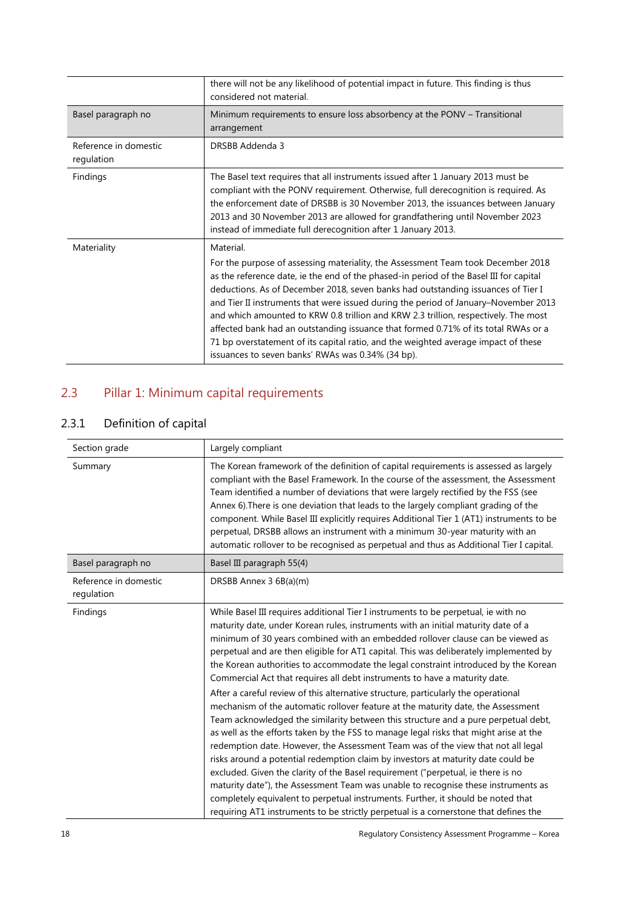| | |
|---|---|
| | there will not be any likelihood of potential impact in future. This finding is thus considered not material. |
| Basel paragraph no | Minimum requirements to ensure loss absorbency at the PONV – Transitional arrangement |
| Reference in domestic regulation | DRSBB Addenda 3 |
| Findings | The Basel text requires that all instruments issued after 1 January 2013 must be compliant with the PONV requirement. Otherwise, full derecognition is required. As the enforcement date of DRSBB is 30 November 2013, the issuances between January 2013 and 30 November 2013 are allowed for grandfathering until November 2023 instead of immediate full derecognition after 1 January 2013. |
| Materiality | Material.<br><br>For the purpose of assessing materiality, the Assessment Team took December 2018 as the reference date, ie the end of the phased-in period of the Basel III for capital deductions. As of December 2018, seven banks had outstanding issuances of Tier I and Tier II instruments that were issued during the period of January–November 2013 and which amounted to KRW 0.8 trillion and KRW 2.3 trillion, respectively. The most affected bank had an outstanding issuance that formed 0.71% of its total RWAs or a 71 bp overstatement of its capital ratio, and the weighted average impact of these issuances to seven banks' RWAs was 0.34% (34 bp). |

## 2.3 Pillar 1: Minimum capital requirements

### 2.3.1 Definition of capital

| | |
|---|---|
| Section grade | Largely compliant |
| Summary | The Korean framework of the definition of capital requirements is assessed as largely compliant with the Basel Framework. In the course of the assessment, the Assessment Team identified a number of deviations that were largely rectified by the FSS (see Annex 6).There is one deviation that leads to the largely compliant grading of the component. While Basel III explicitly requires Additional Tier 1 (AT1) instruments to be perpetual, DRSBB allows an instrument with a minimum 30-year maturity with an automatic rollover to be recognised as perpetual and thus as Additional Tier I capital. |
| Basel paragraph no | Basel III paragraph 55(4) |
| Reference in domestic regulation | DRSBB Annex 3 6B(a)(m) |
| Findings | While Basel III requires additional Tier I instruments to be perpetual, ie with no maturity date, under Korean rules, instruments with an initial maturity date of a minimum of 30 years combined with an embedded rollover clause can be viewed as perpetual and are then eligible for AT1 capital. This was deliberately implemented by the Korean authorities to accommodate the legal constraint introduced by the Korean Commercial Act that requires all debt instruments to have a maturity date.<br><br>After a careful review of this alternative structure, particularly the operational mechanism of the automatic rollover feature at the maturity date, the Assessment Team acknowledged the similarity between this structure and a pure perpetual debt, as well as the efforts taken by the FSS to manage legal risks that might arise at the redemption date. However, the Assessment Team was of the view that not all legal risks around a potential redemption claim by investors at maturity date could be excluded. Given the clarity of the Basel requirement ("perpetual, ie there is no maturity date"), the Assessment Team was unable to recognise these instruments as completely equivalent to perpetual instruments. Further, it should be noted that requiring AT1 instruments to be strictly perpetual is a cornerstone that defines the |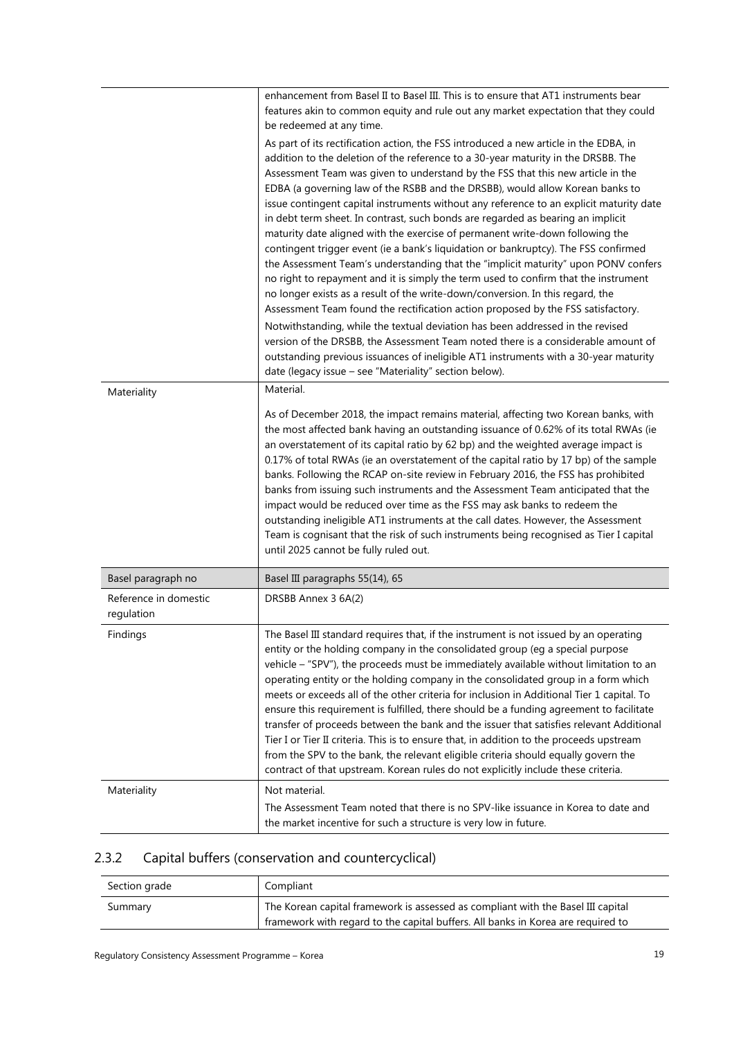| | |
|---|---|
| | enhancement from Basel II to Basel III. This is to ensure that AT1 instruments bear features akin to common equity and rule out any market expectation that they could be redeemed at any time.<br><br>As part of its rectification action, the FSS introduced a new article in the EDBA, in addition to the deletion of the reference to a 30-year maturity in the DRSBB. The Assessment Team was given to understand by the FSS that this new article in the EDBA (a governing law of the RSBB and the DRSBB), would allow Korean banks to issue contingent capital instruments without any reference to an explicit maturity date in debt term sheet. In contrast, such bonds are regarded as bearing an implicit maturity date aligned with the exercise of permanent write-down following the contingent trigger event (ie a bank's liquidation or bankruptcy). The FSS confirmed the Assessment Team's understanding that the "implicit maturity" upon PONV confers no right to repayment and it is simply the term used to confirm that the instrument no longer exists as a result of the write-down/conversion. In this regard, the Assessment Team found the rectification action proposed by the FSS satisfactory.<br><br>Notwithstanding, while the textual deviation has been addressed in the revised version of the DRSBB, the Assessment Team noted there is a considerable amount of outstanding previous issuances of ineligible AT1 instruments with a 30-year maturity date (legacy issue – see "Materiality" section below). |
| Materiality | Material.<br><br>As of December 2018, the impact remains material, affecting two Korean banks, with the most affected bank having an outstanding issuance of 0.62% of its total RWAs (ie an overstatement of its capital ratio by 62 bp) and the weighted average impact is 0.17% of total RWAs (ie an overstatement of the capital ratio by 17 bp) of the sample banks. Following the RCAP on-site review in February 2016, the FSS has prohibited banks from issuing such instruments and the Assessment Team anticipated that the impact would be reduced over time as the FSS may ask banks to redeem the outstanding ineligible AT1 instruments at the call dates. However, the Assessment Team is cognisant that the risk of such instruments being recognised as Tier I capital until 2025 cannot be fully ruled out. |
| Basel paragraph no | Basel III paragraphs 55(14), 65 |
| Reference in domestic regulation | DRSBB Annex 3 6A(2) |
| Findings | The Basel III standard requires that, if the instrument is not issued by an operating entity or the holding company in the consolidated group (eg a special purpose vehicle – "SPV"), the proceeds must be immediately available without limitation to an operating entity or the holding company in the consolidated group in a form which meets or exceeds all of the other criteria for inclusion in Additional Tier 1 capital. To ensure this requirement is fulfilled, there should be a funding agreement to facilitate transfer of proceeds between the bank and the issuer that satisfies relevant Additional Tier I or Tier II criteria. This is to ensure that, in addition to the proceeds upstream from the SPV to the bank, the relevant eligible criteria should equally govern the contract of that upstream. Korean rules do not explicitly include these criteria. |
| Materiality | Not material.<br><br>The Assessment Team noted that there is no SPV-like issuance in Korea to date and the market incentive for such a structure is very low in future. |

### 2.3.2 Capital buffers (conservation and countercyclical)

| Section grade | Compliant |
|---|---|
| Summary | The Korean capital framework is assessed as compliant with the Basel III capital framework with regard to the capital buffers. All banks in Korea are required to |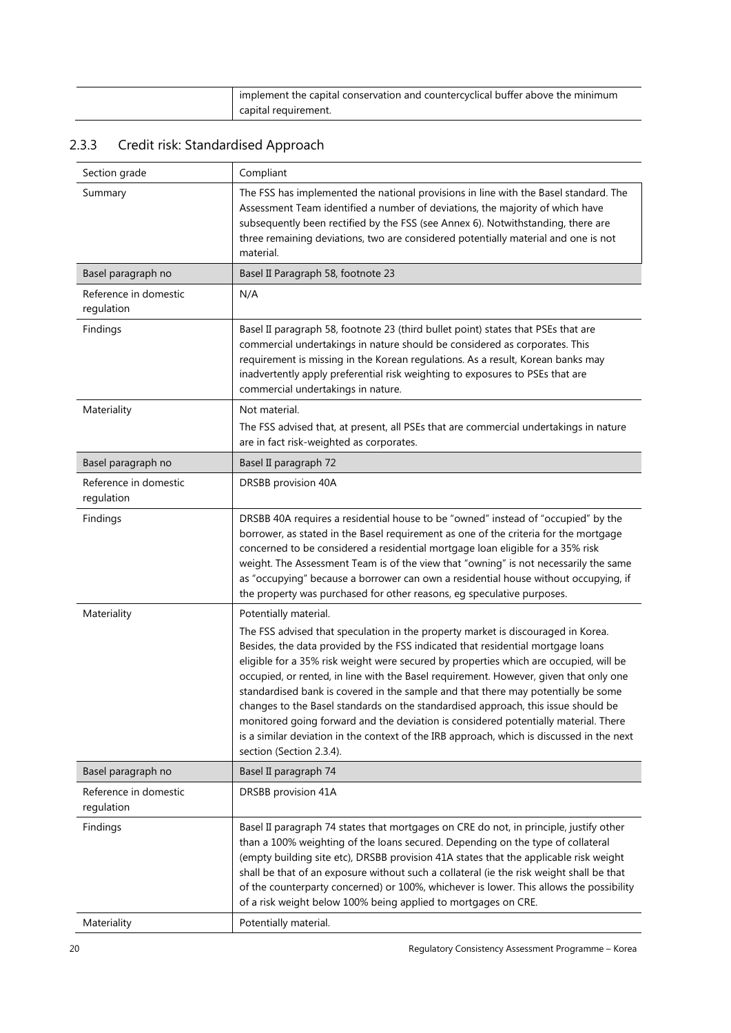| | implement the capital conservation and countercyclical buffer above the minimum capital requirement. |
|---|---|

### 2.3.3 Credit risk: Standardised Approach

| Section grade | Compliant |
|---|---|
| Summary | The FSS has implemented the national provisions in line with the Basel standard. The Assessment Team identified a number of deviations, the majority of which have subsequently been rectified by the FSS (see Annex 6). Notwithstanding, there are three remaining deviations, two are considered potentially material and one is not material. |
| Basel paragraph no | Basel II Paragraph 58, footnote 23 |
| Reference in domestic regulation | N/A |
| Findings | Basel II paragraph 58, footnote 23 (third bullet point) states that PSEs that are commercial undertakings in nature should be considered as corporates. This requirement is missing in the Korean regulations. As a result, Korean banks may inadvertently apply preferential risk weighting to exposures to PSEs that are commercial undertakings in nature. |
| Materiality | Not material.<br>The FSS advised that, at present, all PSEs that are commercial undertakings in nature are in fact risk-weighted as corporates. |
| Basel paragraph no | Basel II paragraph 72 |
| Reference in domestic regulation | DRSBB provision 40A |
| Findings | DRSBB 40A requires a residential house to be "owned" instead of "occupied" by the borrower, as stated in the Basel requirement as one of the criteria for the mortgage concerned to be considered a residential mortgage loan eligible for a 35% risk weight. The Assessment Team is of the view that "owning" is not necessarily the same as "occupying" because a borrower can own a residential house without occupying, if the property was purchased for other reasons, eg speculative purposes. |
| Materiality | Potentially material.<br>The FSS advised that speculation in the property market is discouraged in Korea. Besides, the data provided by the FSS indicated that residential mortgage loans eligible for a 35% risk weight were secured by properties which are occupied, will be occupied, or rented, in line with the Basel requirement. However, given that only one standardised bank is covered in the sample and that there may potentially be some changes to the Basel standards on the standardised approach, this issue should be monitored going forward and the deviation is considered potentially material. There is a similar deviation in the context of the IRB approach, which is discussed in the next section (Section 2.3.4). |
| Basel paragraph no | Basel II paragraph 74 |
| Reference in domestic regulation | DRSBB provision 41A |
| Findings | Basel II paragraph 74 states that mortgages on CRE do not, in principle, justify other than a 100% weighting of the loans secured. Depending on the type of collateral (empty building site etc), DRSBB provision 41A states that the applicable risk weight shall be that of an exposure without such a collateral (ie the risk weight shall be that of the counterparty concerned) or 100%, whichever is lower. This allows the possibility of a risk weight below 100% being applied to mortgages on CRE. |
| Materiality | Potentially material. |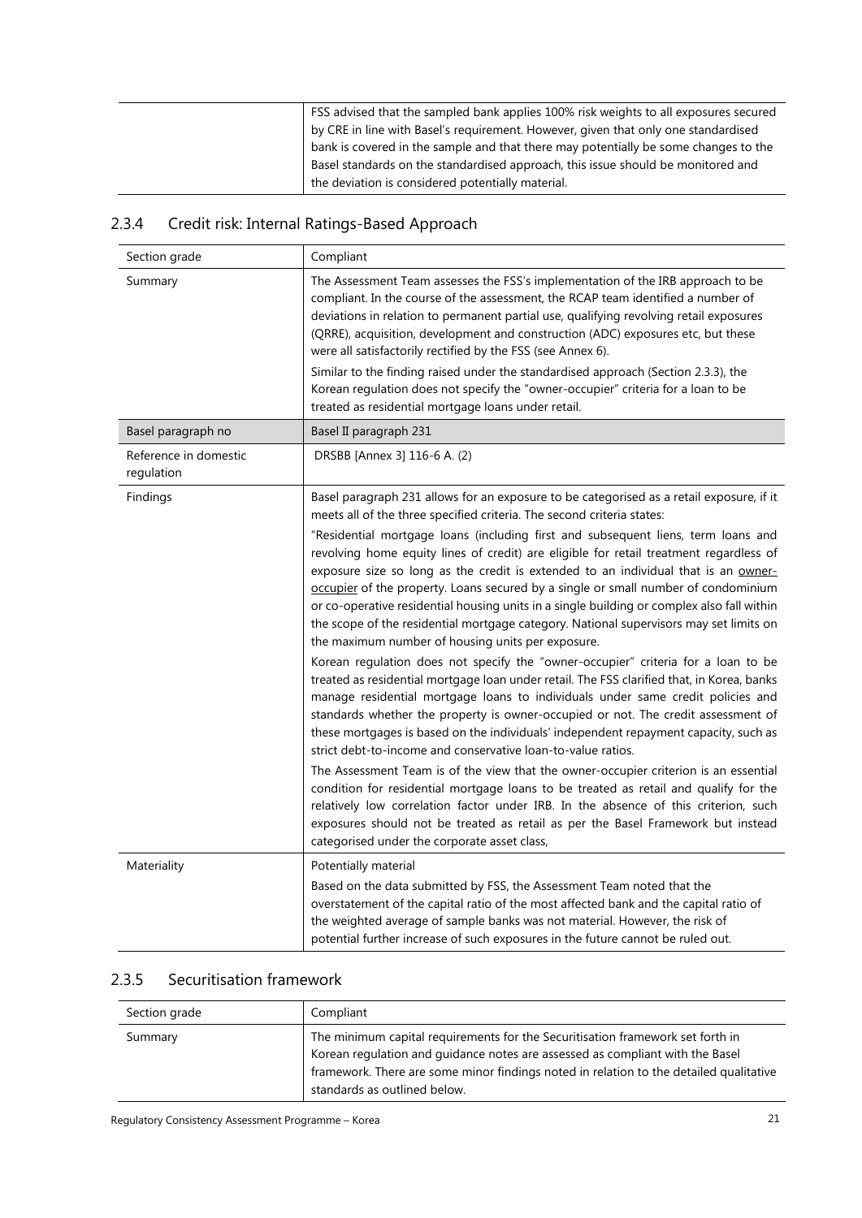| | |
|---|---|
| | FSS advised that the sampled bank applies 100% risk weights to all exposures secured by CRE in line with Basel's requirement. However, given that only one standardised bank is covered in the sample and that there may potentially be some changes to the Basel standards on the standardised approach, this issue should be monitored and the deviation is considered potentially material. |

### 2.3.4 Credit risk: Internal Ratings-Based Approach

| | |
|---|---|
| Section grade | Compliant |
| Summary | The Assessment Team assesses the FSS's implementation of the IRB approach to be compliant. In the course of the assessment, the RCAP team identified a number of deviations in relation to permanent partial use, qualifying revolving retail exposures (QRRE), acquisition, development and construction (ADC) exposures etc, but these were all satisfactorily rectified by the FSS (see Annex 6).<br><br>Similar to the finding raised under the standardised approach (Section 2.3.3), the Korean regulation does not specify the "owner-occupier" criteria for a loan to be treated as residential mortgage loans under retail. |
| Basel paragraph no | Basel II paragraph 231 |
| Reference in domestic regulation | DRSBB [Annex 3] 116-6 A. (2) |
| Findings | Basel paragraph 231 allows for an exposure to be categorised as a retail exposure, if it meets all of the three specified criteria. The second criteria states:<br><br>"Residential mortgage loans (including first and subsequent liens, term loans and revolving home equity lines of credit) are eligible for retail treatment regardless of exposure size so long as the credit is extended to an individual that is an <u>owner-occupier</u> of the property. Loans secured by a single or small number of condominium or co-operative residential housing units in a single building or complex also fall within the scope of the residential mortgage category. National supervisors may set limits on the maximum number of housing units per exposure.<br><br>Korean regulation does not specify the "owner-occupier" criteria for a loan to be treated as residential mortgage loan under retail. The FSS clarified that, in Korea, banks manage residential mortgage loans to individuals under same credit policies and standards whether the property is owner-occupied or not. The credit assessment of these mortgages is based on the individuals' independent repayment capacity, such as strict debt-to-income and conservative loan-to-value ratios.<br><br>The Assessment Team is of the view that the owner-occupier criterion is an essential condition for residential mortgage loans to be treated as retail and qualify for the relatively low correlation factor under IRB. In the absence of this criterion, such exposures should not be treated as retail as per the Basel Framework but instead categorised under the corporate asset class, |
| Materiality | Potentially material<br><br>Based on the data submitted by FSS, the Assessment Team noted that the overstatement of the capital ratio of the most affected bank and the capital ratio of the weighted average of sample banks was not material. However, the risk of potential further increase of such exposures in the future cannot be ruled out. |

### 2.3.5 Securitisation framework

| | |
|---|---|
| Section grade | Compliant |
| Summary | The minimum capital requirements for the Securitisation framework set forth in Korean regulation and guidance notes are assessed as compliant with the Basel framework. There are some minor findings noted in relation to the detailed qualitative standards as outlined below. |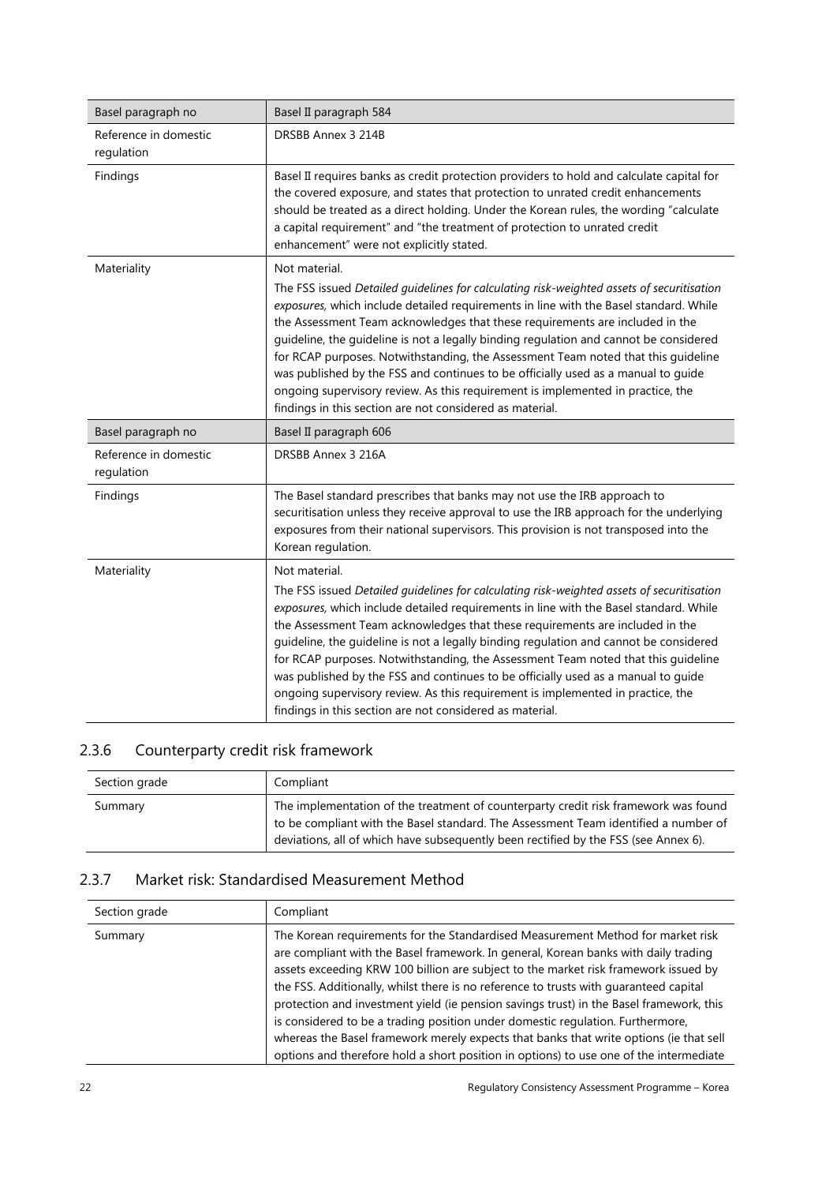| Basel paragraph no | Basel II paragraph 584 |
|---|---|
| Reference in domestic regulation | DRSBB Annex 3 214B |
| Findings | Basel II requires banks as credit protection providers to hold and calculate capital for the covered exposure, and states that protection to unrated credit enhancements should be treated as a direct holding. Under the Korean rules, the wording "calculate a capital requirement" and "the treatment of protection to unrated credit enhancement" were not explicitly stated. |
| Materiality | Not material.<br>The FSS issued *Detailed guidelines for calculating risk-weighted assets of securitisation exposures*, which include detailed requirements in line with the Basel standard. While the Assessment Team acknowledges that these requirements are included in the guideline, the guideline is not a legally binding regulation and cannot be considered for RCAP purposes. Notwithstanding, the Assessment Team noted that this guideline was published by the FSS and continues to be officially used as a manual to guide ongoing supervisory review. As this requirement is implemented in practice, the findings in this section are not considered as material. |
| Basel paragraph no | Basel II paragraph 606 |
| Reference in domestic regulation | DRSBB Annex 3 216A |
| Findings | The Basel standard prescribes that banks may not use the IRB approach to securitisation unless they receive approval to use the IRB approach for the underlying exposures from their national supervisors. This provision is not transposed into the Korean regulation. |
| Materiality | Not material.<br>The FSS issued *Detailed guidelines for calculating risk-weighted assets of securitisation exposures,* which include detailed requirements in line with the Basel standard. While the Assessment Team acknowledges that these requirements are included in the guideline, the guideline is not a legally binding regulation and cannot be considered for RCAP purposes. Notwithstanding, the Assessment Team noted that this guideline was published by the FSS and continues to be officially used as a manual to guide ongoing supervisory review. As this requirement is implemented in practice, the findings in this section are not considered as material. |

### 2.3.6 Counterparty credit risk framework

| Section grade | Compliant |
|---|---|
| Summary | The implementation of the treatment of counterparty credit risk framework was found to be compliant with the Basel standard. The Assessment Team identified a number of deviations, all of which have subsequently been rectified by the FSS (see Annex 6). |

### 2.3.7 Market risk: Standardised Measurement Method

| Section grade | Compliant |
|---|---|
| Summary | The Korean requirements for the Standardised Measurement Method for market risk are compliant with the Basel framework. In general, Korean banks with daily trading assets exceeding KRW 100 billion are subject to the market risk framework issued by the FSS. Additionally, whilst there is no reference to trusts with guaranteed capital protection and investment yield (ie pension savings trust) in the Basel framework, this is considered to be a trading position under domestic regulation. Furthermore, whereas the Basel framework merely expects that banks that write options (ie that sell options and therefore hold a short position in options) to use one of the intermediate |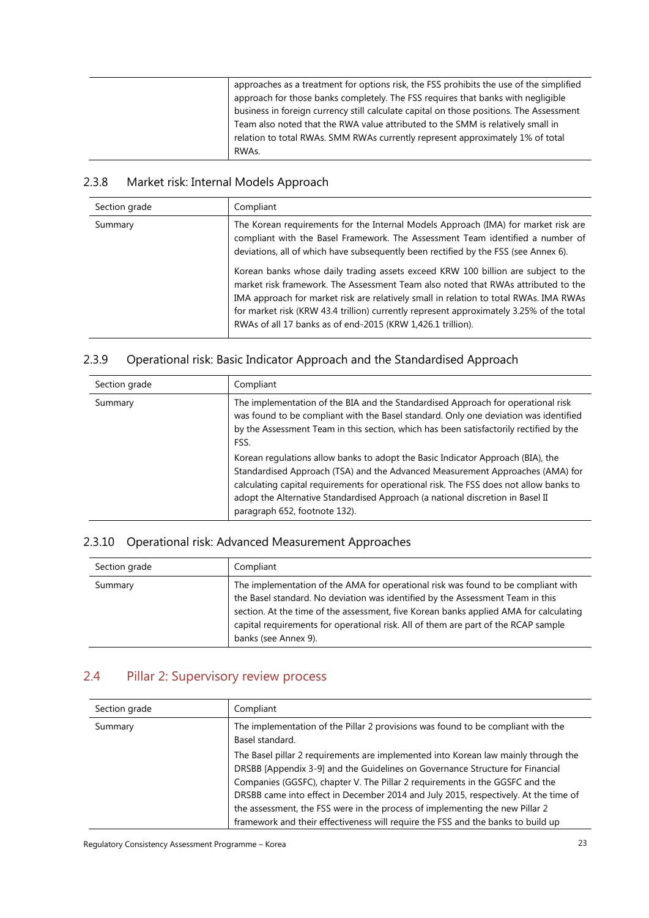| | |
|---|---|
| | approaches as a treatment for options risk, the FSS prohibits the use of the simplified approach for those banks completely. The FSS requires that banks with negligible business in foreign currency still calculate capital on those positions. The Assessment Team also noted that the RWA value attributed to the SMM is relatively small in relation to total RWAs. SMM RWAs currently represent approximately 1% of total RWAs. |

### 2.3.8 Market risk: Internal Models Approach

| Section grade | Compliant |
|---|---|
| Summary | The Korean requirements for the Internal Models Approach (IMA) for market risk are compliant with the Basel Framework. The Assessment Team identified a number of deviations, all of which have subsequently been rectified by the FSS (see Annex 6).<br><br>Korean banks whose daily trading assets exceed KRW 100 billion are subject to the market risk framework. The Assessment Team also noted that RWAs attributed to the IMA approach for market risk are relatively small in relation to total RWAs. IMA RWAs for market risk (KRW 43.4 trillion) currently represent approximately 3.25% of the total RWAs of all 17 banks as of end-2015 (KRW 1,426.1 trillion). |

### 2.3.9 Operational risk: Basic Indicator Approach and the Standardised Approach

| Section grade | Compliant |
|---|---|
| Summary | The implementation of the BIA and the Standardised Approach for operational risk was found to be compliant with the Basel standard. Only one deviation was identified by the Assessment Team in this section, which has been satisfactorily rectified by the FSS.<br><br>Korean regulations allow banks to adopt the Basic Indicator Approach (BIA), the Standardised Approach (TSA) and the Advanced Measurement Approaches (AMA) for calculating capital requirements for operational risk. The FSS does not allow banks to adopt the Alternative Standardised Approach (a national discretion in Basel II paragraph 652, footnote 132). |

### 2.3.10 Operational risk: Advanced Measurement Approaches

| Section grade | Compliant |
|---|---|
| Summary | The implementation of the AMA for operational risk was found to be compliant with the Basel standard. No deviation was identified by the Assessment Team in this section. At the time of the assessment, five Korean banks applied AMA for calculating capital requirements for operational risk. All of them are part of the RCAP sample banks (see Annex 9). |

## 2.4 Pillar 2: Supervisory review process

| Section grade | Compliant |
|---|---|
| Summary | The implementation of the Pillar 2 provisions was found to be compliant with the Basel standard.<br><br>The Basel pillar 2 requirements are implemented into Korean law mainly through the DRSBB [Appendix 3-9] and the Guidelines on Governance Structure for Financial Companies (GGSFC), chapter V. The Pillar 2 requirements in the GGSFC and the DRSBB came into effect in December 2014 and July 2015, respectively. At the time of the assessment, the FSS were in the process of implementing the new Pillar 2 framework and their effectiveness will require the FSS and the banks to build up |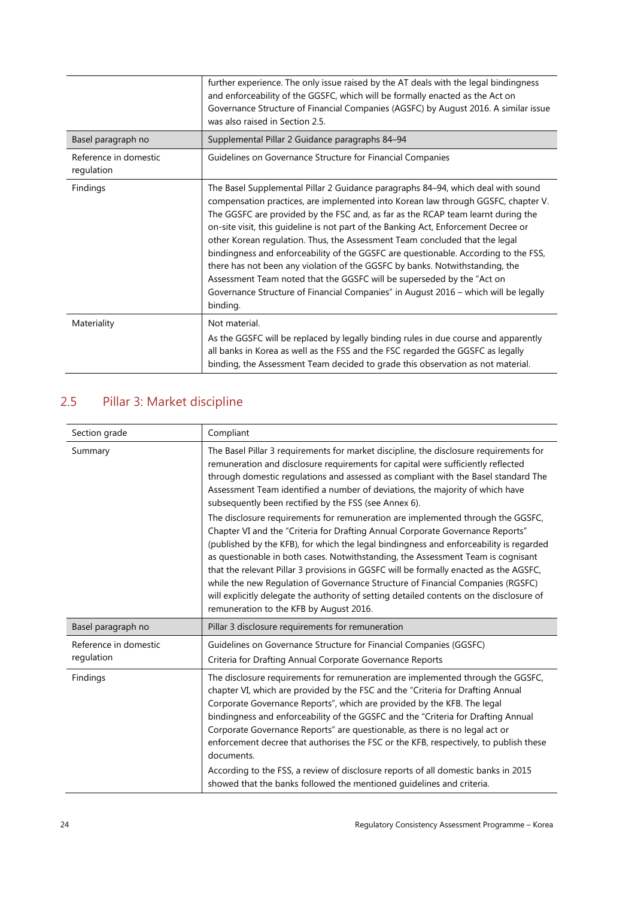| | |
|---|---|
| | further experience. The only issue raised by the AT deals with the legal bindingness and enforceability of the GGSFC, which will be formally enacted as the Act on Governance Structure of Financial Companies (AGSFC) by August 2016. A similar issue was also raised in Section 2.5. |
| Basel paragraph no | Supplemental Pillar 2 Guidance paragraphs 84–94 |
| Reference in domestic regulation | Guidelines on Governance Structure for Financial Companies |
| Findings | The Basel Supplemental Pillar 2 Guidance paragraphs 84–94, which deal with sound compensation practices, are implemented into Korean law through GGSFC, chapter V. The GGSFC are provided by the FSC and, as far as the RCAP team learnt during the on-site visit, this guideline is not part of the Banking Act, Enforcement Decree or other Korean regulation. Thus, the Assessment Team concluded that the legal bindingness and enforceability of the GGSFC are questionable. According to the FSS, there has not been any violation of the GGSFC by banks. Notwithstanding, the Assessment Team noted that the GGSFC will be superseded by the "Act on Governance Structure of Financial Companies" in August 2016 – which will be legally binding. |
| Materiality | Not material.<br>As the GGSFC will be replaced by legally binding rules in due course and apparently all banks in Korea as well as the FSS and the FSC regarded the GGSFC as legally binding, the Assessment Team decided to grade this observation as not material. |

## 2.5 Pillar 3: Market discipline

| | |
|---|---|
| Section grade | Compliant |
| Summary | The Basel Pillar 3 requirements for market discipline, the disclosure requirements for remuneration and disclosure requirements for capital were sufficiently reflected through domestic regulations and assessed as compliant with the Basel standard The Assessment Team identified a number of deviations, the majority of which have subsequently been rectified by the FSS (see Annex 6).<br>The disclosure requirements for remuneration are implemented through the GGSFC, Chapter VI and the "Criteria for Drafting Annual Corporate Governance Reports" (published by the KFB), for which the legal bindingness and enforceability is regarded as questionable in both cases. Notwithstanding, the Assessment Team is cognisant that the relevant Pillar 3 provisions in GGSFC will be formally enacted as the AGSFC, while the new Regulation of Governance Structure of Financial Companies (RGSFC) will explicitly delegate the authority of setting detailed contents on the disclosure of remuneration to the KFB by August 2016. |
| Basel paragraph no | Pillar 3 disclosure requirements for remuneration |
| Reference in domestic regulation | Guidelines on Governance Structure for Financial Companies (GGSFC)<br>Criteria for Drafting Annual Corporate Governance Reports |
| Findings | The disclosure requirements for remuneration are implemented through the GGSFC, chapter VI, which are provided by the FSC and the "Criteria for Drafting Annual Corporate Governance Reports", which are provided by the KFB. The legal bindingness and enforceability of the GGSFC and the "Criteria for Drafting Annual Corporate Governance Reports" are questionable, as there is no legal act or enforcement decree that authorises the FSC or the KFB, respectively, to publish these documents.<br>According to the FSS, a review of disclosure reports of all domestic banks in 2015 showed that the banks followed the mentioned guidelines and criteria. |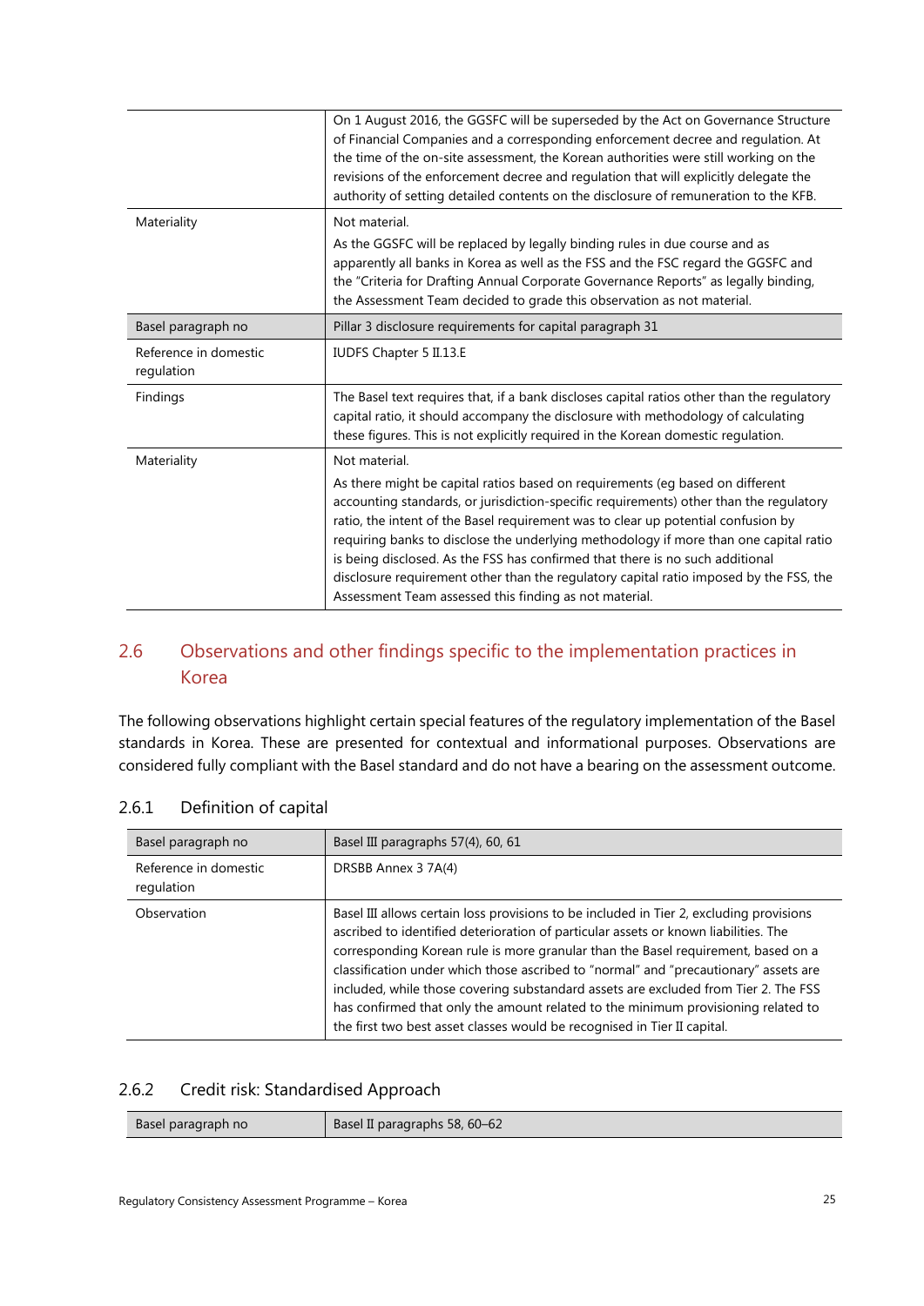| | |
|---|---|
| | On 1 August 2016, the GGSFC will be superseded by the Act on Governance Structure of Financial Companies and a corresponding enforcement decree and regulation. At the time of the on-site assessment, the Korean authorities were still working on the revisions of the enforcement decree and regulation that will explicitly delegate the authority of setting detailed contents on the disclosure of remuneration to the KFB. |
| Materiality | Not material.<br>As the GGSFC will be replaced by legally binding rules in due course and as apparently all banks in Korea as well as the FSS and the FSC regard the GGSFC and the "Criteria for Drafting Annual Corporate Governance Reports" as legally binding, the Assessment Team decided to grade this observation as not material. |
| Basel paragraph no | Pillar 3 disclosure requirements for capital paragraph 31 |
| Reference in domestic regulation | IUDFS Chapter 5 II.13.E |
| Findings | The Basel text requires that, if a bank discloses capital ratios other than the regulatory capital ratio, it should accompany the disclosure with methodology of calculating these figures. This is not explicitly required in the Korean domestic regulation. |
| Materiality | Not material.<br>As there might be capital ratios based on requirements (eg based on different accounting standards, or jurisdiction-specific requirements) other than the regulatory ratio, the intent of the Basel requirement was to clear up potential confusion by requiring banks to disclose the underlying methodology if more than one capital ratio is being disclosed. As the FSS has confirmed that there is no such additional disclosure requirement other than the regulatory capital ratio imposed by the FSS, the Assessment Team assessed this finding as not material. |

## 2.6 Observations and other findings specific to the implementation practices in Korea

The following observations highlight certain special features of the regulatory implementation of the Basel standards in Korea. These are presented for contextual and informational purposes. Observations are considered fully compliant with the Basel standard and do not have a bearing on the assessment outcome.

### 2.6.1 Definition of capital

| Basel paragraph no | Basel III paragraphs 57(4), 60, 61 |
|---|---|
| Reference in domestic regulation | DRSBB Annex 3 7A(4) |
| Observation | Basel III allows certain loss provisions to be included in Tier 2, excluding provisions ascribed to identified deterioration of particular assets or known liabilities. The corresponding Korean rule is more granular than the Basel requirement, based on a classification under which those ascribed to "normal" and "precautionary" assets are included, while those covering substandard assets are excluded from Tier 2. The FSS has confirmed that only the amount related to the minimum provisioning related to the first two best asset classes would be recognised in Tier II capital. |

### 2.6.2 Credit risk: Standardised Approach

| Basel paragraph no | Basel II paragraphs 58, 60–62 |
|---|---|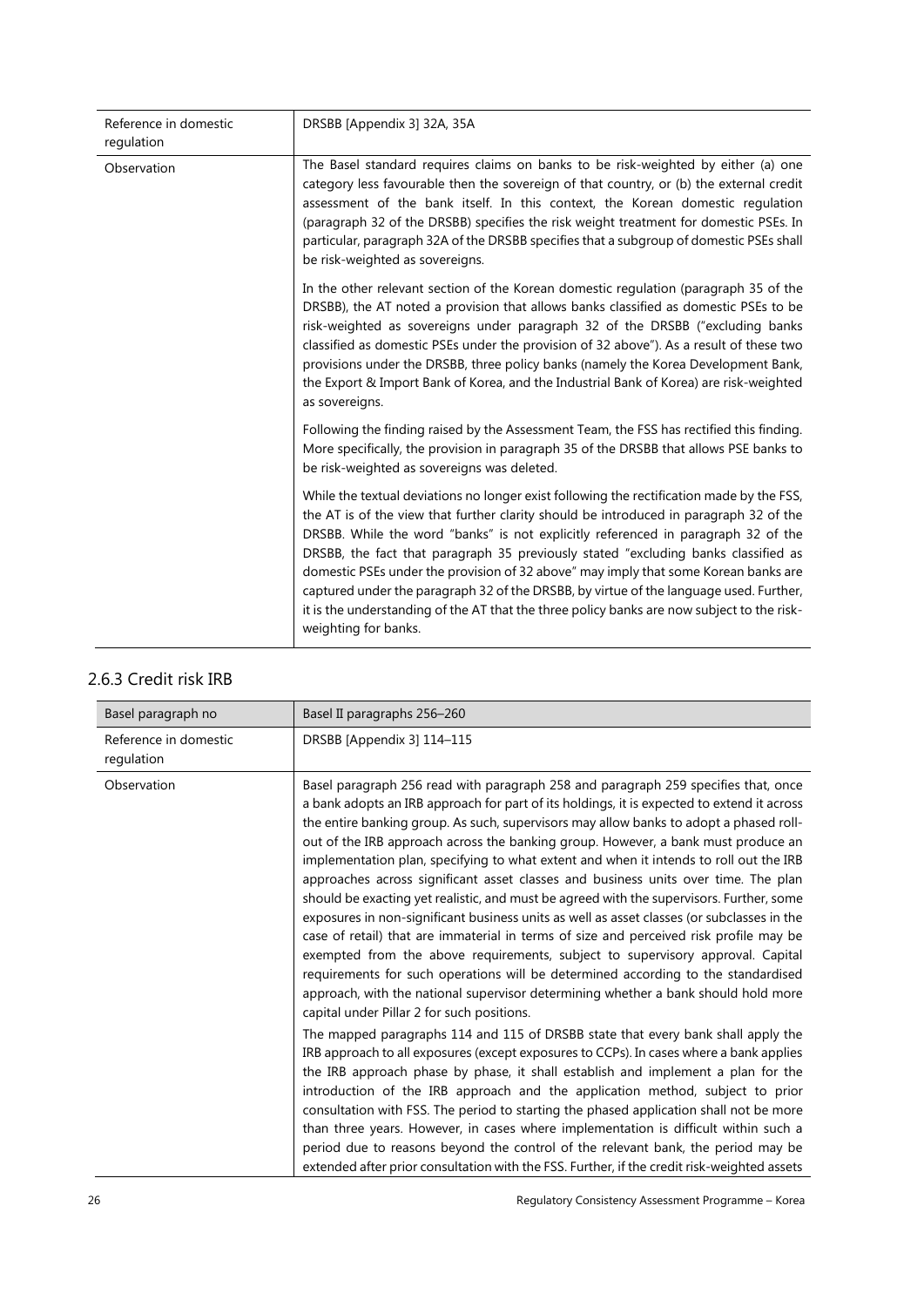| Reference in domestic regulation | DRSBB [Appendix 3] 32A, 35A |
|---|---|
| Observation | The Basel standard requires claims on banks to be risk-weighted by either (a) one category less favourable then the sovereign of that country, or (b) the external credit assessment of the bank itself. In this context, the Korean domestic regulation (paragraph 32 of the DRSBB) specifies the risk weight treatment for domestic PSEs. In particular, paragraph 32A of the DRSBB specifies that a subgroup of domestic PSEs shall be risk-weighted as sovereigns.<br><br>In the other relevant section of the Korean domestic regulation (paragraph 35 of the DRSBB), the AT noted a provision that allows banks classified as domestic PSEs to be risk-weighted as sovereigns under paragraph 32 of the DRSBB ("excluding banks classified as domestic PSEs under the provision of 32 above"). As a result of these two provisions under the DRSBB, three policy banks (namely the Korea Development Bank, the Export & Import Bank of Korea, and the Industrial Bank of Korea) are risk-weighted as sovereigns.<br><br>Following the finding raised by the Assessment Team, the FSS has rectified this finding. More specifically, the provision in paragraph 35 of the DRSBB that allows PSE banks to be risk-weighted as sovereigns was deleted.<br><br>While the textual deviations no longer exist following the rectification made by the FSS, the AT is of the view that further clarity should be introduced in paragraph 32 of the DRSBB. While the word "banks" is not explicitly referenced in paragraph 32 of the DRSBB, the fact that paragraph 35 previously stated "excluding banks classified as domestic PSEs under the provision of 32 above" may imply that some Korean banks are captured under the paragraph 32 of the DRSBB, by virtue of the language used. Further, it is the understanding of the AT that the three policy banks are now subject to the risk-weighting for banks. |

### 2.6.3 Credit risk IRB

| Basel paragraph no | Basel II paragraphs 256–260 |
|---|---|
| Reference in domestic regulation | DRSBB [Appendix 3] 114–115 |
| Observation | Basel paragraph 256 read with paragraph 258 and paragraph 259 specifies that, once a bank adopts an IRB approach for part of its holdings, it is expected to extend it across the entire banking group. As such, supervisors may allow banks to adopt a phased roll-out of the IRB approach across the banking group. However, a bank must produce an implementation plan, specifying to what extent and when it intends to roll out the IRB approaches across significant asset classes and business units over time. The plan should be exacting yet realistic, and must be agreed with the supervisors. Further, some exposures in non-significant business units as well as asset classes (or subclasses in the case of retail) that are immaterial in terms of size and perceived risk profile may be exempted from the above requirements, subject to supervisory approval. Capital requirements for such operations will be determined according to the standardised approach, with the national supervisor determining whether a bank should hold more capital under Pillar 2 for such positions.<br><br>The mapped paragraphs 114 and 115 of DRSBB state that every bank shall apply the IRB approach to all exposures (except exposures to CCPs). In cases where a bank applies the IRB approach phase by phase, it shall establish and implement a plan for the introduction of the IRB approach and the application method, subject to prior consultation with FSS. The period to starting the phased application shall not be more than three years. However, in cases where implementation is difficult within such a period due to reasons beyond the control of the relevant bank, the period may be extended after prior consultation with the FSS. Further, if the credit risk-weighted assets |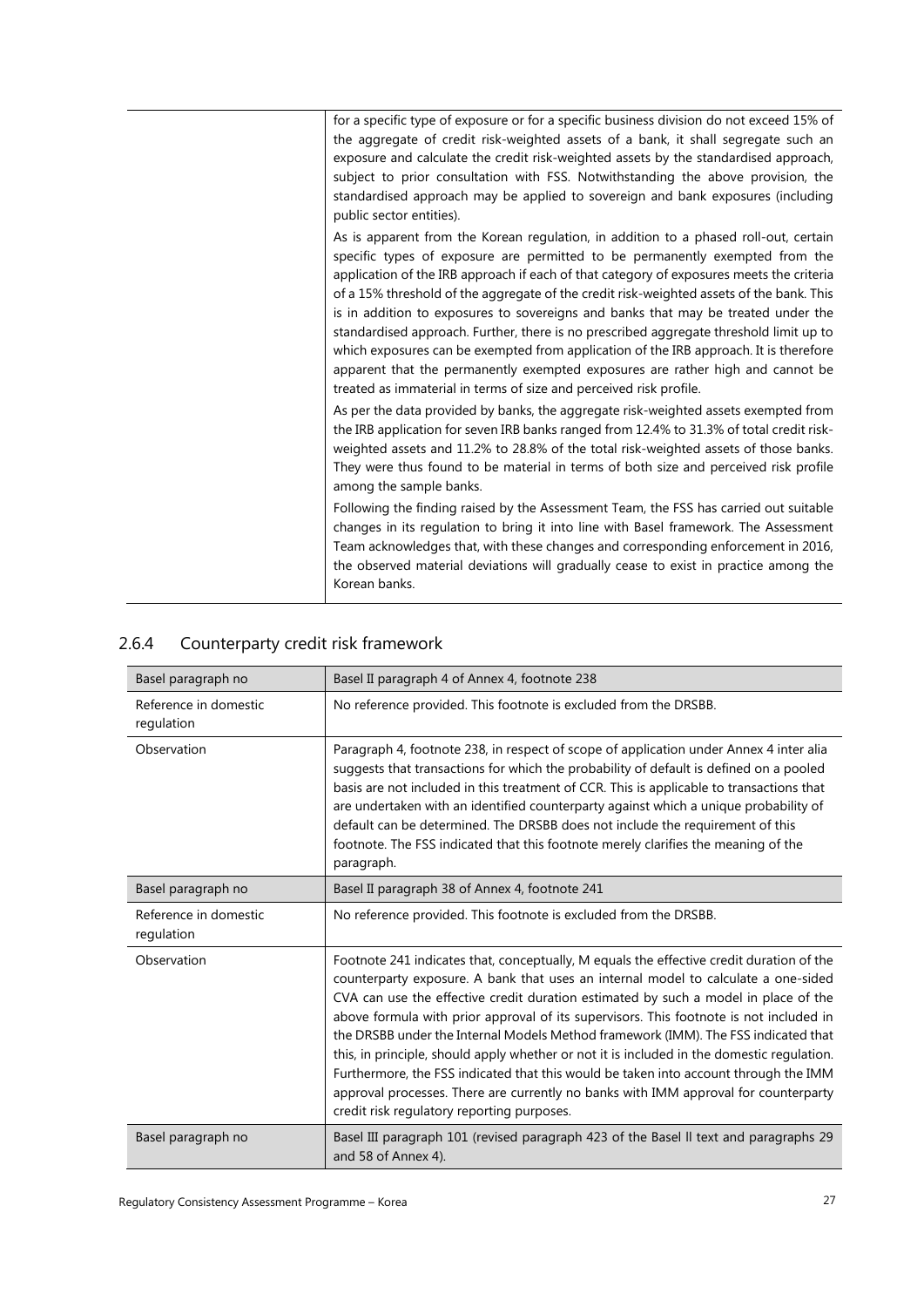| | |
|---|---|
| | for a specific type of exposure or for a specific business division do not exceed 15% of the aggregate of credit risk-weighted assets of a bank, it shall segregate such an exposure and calculate the credit risk-weighted assets by the standardised approach, subject to prior consultation with FSS. Notwithstanding the above provision, the standardised approach may be applied to sovereign and bank exposures (including public sector entities).<br><br>As is apparent from the Korean regulation, in addition to a phased roll-out, certain specific types of exposure are permitted to be permanently exempted from the application of the IRB approach if each of that category of exposures meets the criteria of a 15% threshold of the aggregate of the credit risk-weighted assets of the bank. This is in addition to exposures to sovereigns and banks that may be treated under the standardised approach. Further, there is no prescribed aggregate threshold limit up to which exposures can be exempted from application of the IRB approach. It is therefore apparent that the permanently exempted exposures are rather high and cannot be treated as immaterial in terms of size and perceived risk profile.<br><br>As per the data provided by banks, the aggregate risk-weighted assets exempted from the IRB application for seven IRB banks ranged from 12.4% to 31.3% of total credit risk-weighted assets and 11.2% to 28.8% of the total risk-weighted assets of those banks. They were thus found to be material in terms of both size and perceived risk profile among the sample banks.<br><br>Following the finding raised by the Assessment Team, the FSS has carried out suitable changes in its regulation to bring it into line with Basel framework. The Assessment Team acknowledges that, with these changes and corresponding enforcement in 2016, the observed material deviations will gradually cease to exist in practice among the Korean banks. |

### 2.6.4 Counterparty credit risk framework

| Basel paragraph no | Basel II paragraph 4 of Annex 4, footnote 238 |
|---|---|
| Reference in domestic regulation | No reference provided. This footnote is excluded from the DRSBB. |
| Observation | Paragraph 4, footnote 238, in respect of scope of application under Annex 4 inter alia suggests that transactions for which the probability of default is defined on a pooled basis are not included in this treatment of CCR. This is applicable to transactions that are undertaken with an identified counterparty against which a unique probability of default can be determined. The DRSBB does not include the requirement of this footnote. The FSS indicated that this footnote merely clarifies the meaning of the paragraph. |
| Basel paragraph no | Basel II paragraph 38 of Annex 4, footnote 241 |
| Reference in domestic regulation | No reference provided. This footnote is excluded from the DRSBB. |
| Observation | Footnote 241 indicates that, conceptually, M equals the effective credit duration of the counterparty exposure. A bank that uses an internal model to calculate a one-sided CVA can use the effective credit duration estimated by such a model in place of the above formula with prior approval of its supervisors. This footnote is not included in the DRSBB under the Internal Models Method framework (IMM). The FSS indicated that this, in principle, should apply whether or not it is included in the domestic regulation. Furthermore, the FSS indicated that this would be taken into account through the IMM approval processes. There are currently no banks with IMM approval for counterparty credit risk regulatory reporting purposes. |
| Basel paragraph no | Basel III paragraph 101 (revised paragraph 423 of the Basel II text and paragraphs 29 and 58 of Annex 4). |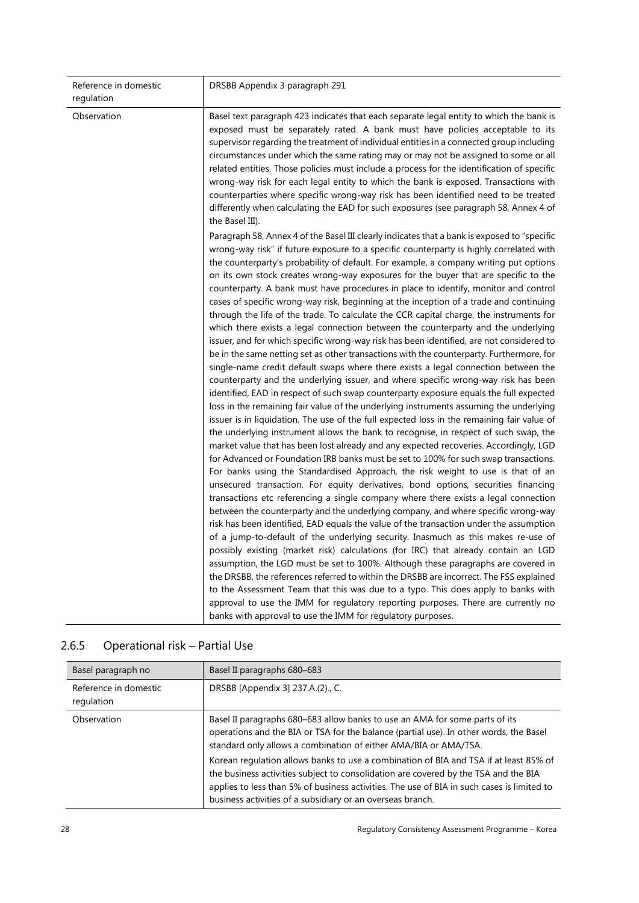| | |
|---|---|
| Reference in domestic regulation | DRSBB Appendix 3 paragraph 291 |
| Observation | Basel text paragraph 423 indicates that each separate legal entity to which the bank is exposed must be separately rated. A bank must have policies acceptable to its supervisor regarding the treatment of individual entities in a connected group including circumstances under which the same rating may or may not be assigned to some or all related entities. Those policies must include a process for the identification of specific wrong-way risk for each legal entity to which the bank is exposed. Transactions with counterparties where specific wrong-way risk has been identified need to be treated differently when calculating the EAD for such exposures (see paragraph 58, Annex 4 of the Basel III).<br><br>Paragraph 58, Annex 4 of the Basel III clearly indicates that a bank is exposed to "specific wrong-way risk" if future exposure to a specific counterparty is highly correlated with the counterparty's probability of default. For example, a company writing put options on its own stock creates wrong-way exposures for the buyer that are specific to the counterparty. A bank must have procedures in place to identify, monitor and control cases of specific wrong-way risk, beginning at the inception of a trade and continuing through the life of the trade. To calculate the CCR capital charge, the instruments for which there exists a legal connection between the counterparty and the underlying issuer, and for which specific wrong-way risk has been identified, are not considered to be in the same netting set as other transactions with the counterparty. Furthermore, for single-name credit default swaps where there exists a legal connection between the counterparty and the underlying issuer, and where specific wrong-way risk has been identified, EAD in respect of such swap counterparty exposure equals the full expected loss in the remaining fair value of the underlying instruments assuming the underlying issuer is in liquidation. The use of the full expected loss in the remaining fair value of the underlying instrument allows the bank to recognise, in respect of such swap, the market value that has been lost already and any expected recoveries. Accordingly, LGD for Advanced or Foundation IRB banks must be set to 100% for such swap transactions. For banks using the Standardised Approach, the risk weight to use is that of an unsecured transaction. For equity derivatives, bond options, securities financing transactions etc referencing a single company where there exists a legal connection between the counterparty and the underlying company, and where specific wrong-way risk has been identified, EAD equals the value of the transaction under the assumption of a jump-to-default of the underlying security. Inasmuch as this makes re-use of possibly existing (market risk) calculations (for IRC) that already contain an LGD assumption, the LGD must be set to 100%. Although these paragraphs are covered in the DRSBB, the references referred to within the DRSBB are incorrect. The FSS explained to the Assessment Team that this was due to a typo. This does apply to banks with approval to use the IMM for regulatory reporting purposes. There are currently no banks with approval to use the IMM for regulatory purposes. |

### 2.6.5 Operational risk – Partial Use

| Basel paragraph no | Basel II paragraphs 680–683 |
|---|---|
| Reference in domestic regulation | DRSBB [Appendix 3] 237.A.(2)., C. |
| Observation | Basel II paragraphs 680–683 allow banks to use an AMA for some parts of its operations and the BIA or TSA for the balance (partial use). In other words, the Basel standard only allows a combination of either AMA/BIA or AMA/TSA.<br><br>Korean regulation allows banks to use a combination of BIA and TSA if at least 85% of the business activities subject to consolidation are covered by the TSA and the BIA applies to less than 5% of business activities. The use of BIA in such cases is limited to business activities of a subsidiary or an overseas branch. |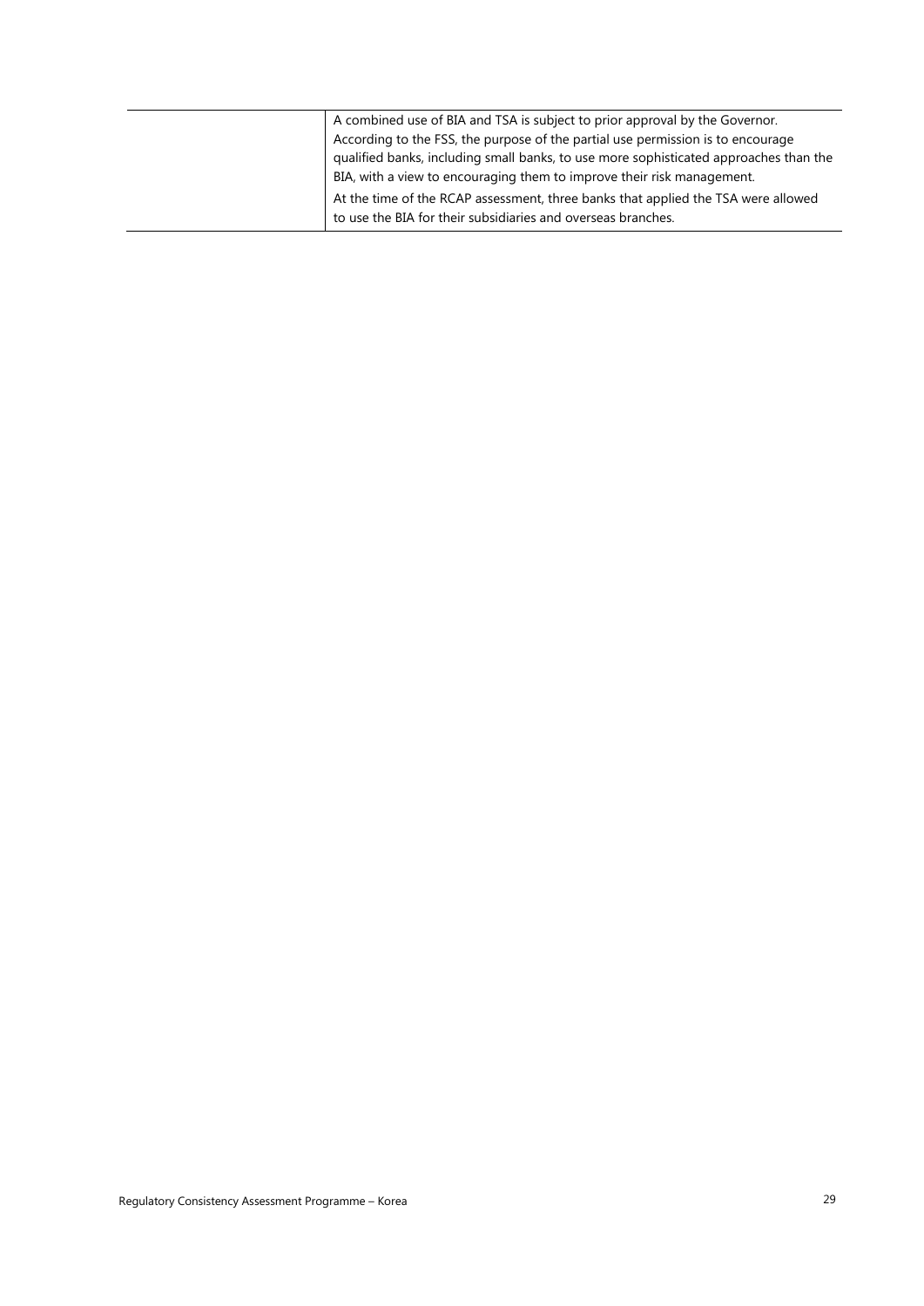|  |  |
| --- | --- |
|  | A combined use of BIA and TSA is subject to prior approval by the Governor. According to the FSS, the purpose of the partial use permission is to encourage qualified banks, including small banks, to use more sophisticated approaches than the BIA, with a view to encouraging them to improve their risk management. At the time of the RCAP assessment, three banks that applied the TSA were allowed to use the BIA for their subsidiaries and overseas branches. |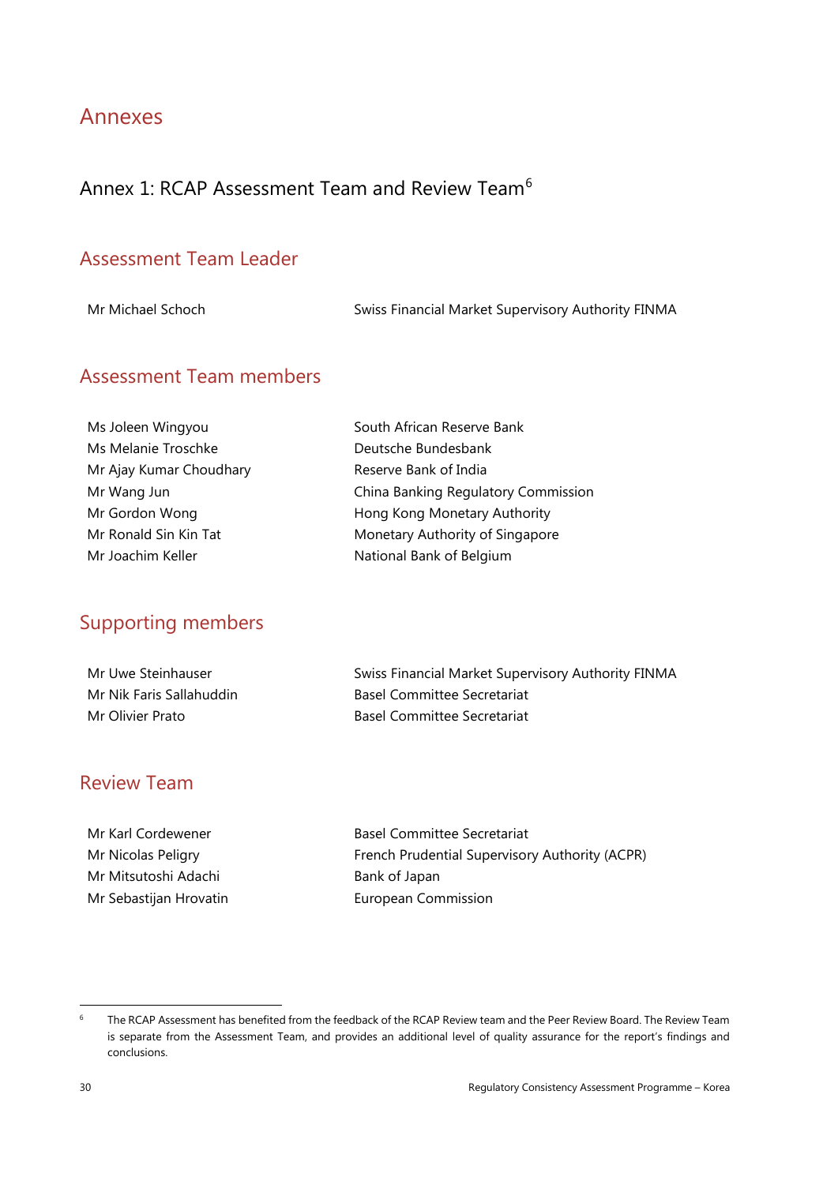# Annexes

## Annex 1: RCAP Assessment Team and Review Team[6]

### Assessment Team Leader

| | |
|---|---|
| Mr Michael Schoch | Swiss Financial Market Supervisory Authority FINMA |

### Assessment Team members

| | |
|---|---|
| Ms Joleen Wingyou | South African Reserve Bank |
| Ms Melanie Troschke | Deutsche Bundesbank |
| Mr Ajay Kumar Choudhary | Reserve Bank of India |
| Mr Wang Jun | China Banking Regulatory Commission |
| Mr Gordon Wong | Hong Kong Monetary Authority |
| Mr Ronald Sin Kin Tat | Monetary Authority of Singapore |
| Mr Joachim Keller | National Bank of Belgium |

### Supporting members

| | |
|---|---|
| Mr Uwe Steinhauser | Swiss Financial Market Supervisory Authority FINMA |
| Mr Nik Faris Sallahuddin | Basel Committee Secretariat |
| Mr Olivier Prato | Basel Committee Secretariat |

### Review Team

| | |
|---|---|
| Mr Karl Cordewener | Basel Committee Secretariat |
| Mr Nicolas Peligry | French Prudential Supervisory Authority (ACPR) |
| Mr Mitsutoshi Adachi | Bank of Japan |
| Mr Sebastijan Hrovatin | European Commission |

---

[6] The RCAP Assessment has benefited from the feedback of the RCAP Review team and the Peer Review Board. The Review Team is separate from the Assessment Team, and provides an additional level of quality assurance for the report's findings and conclusions.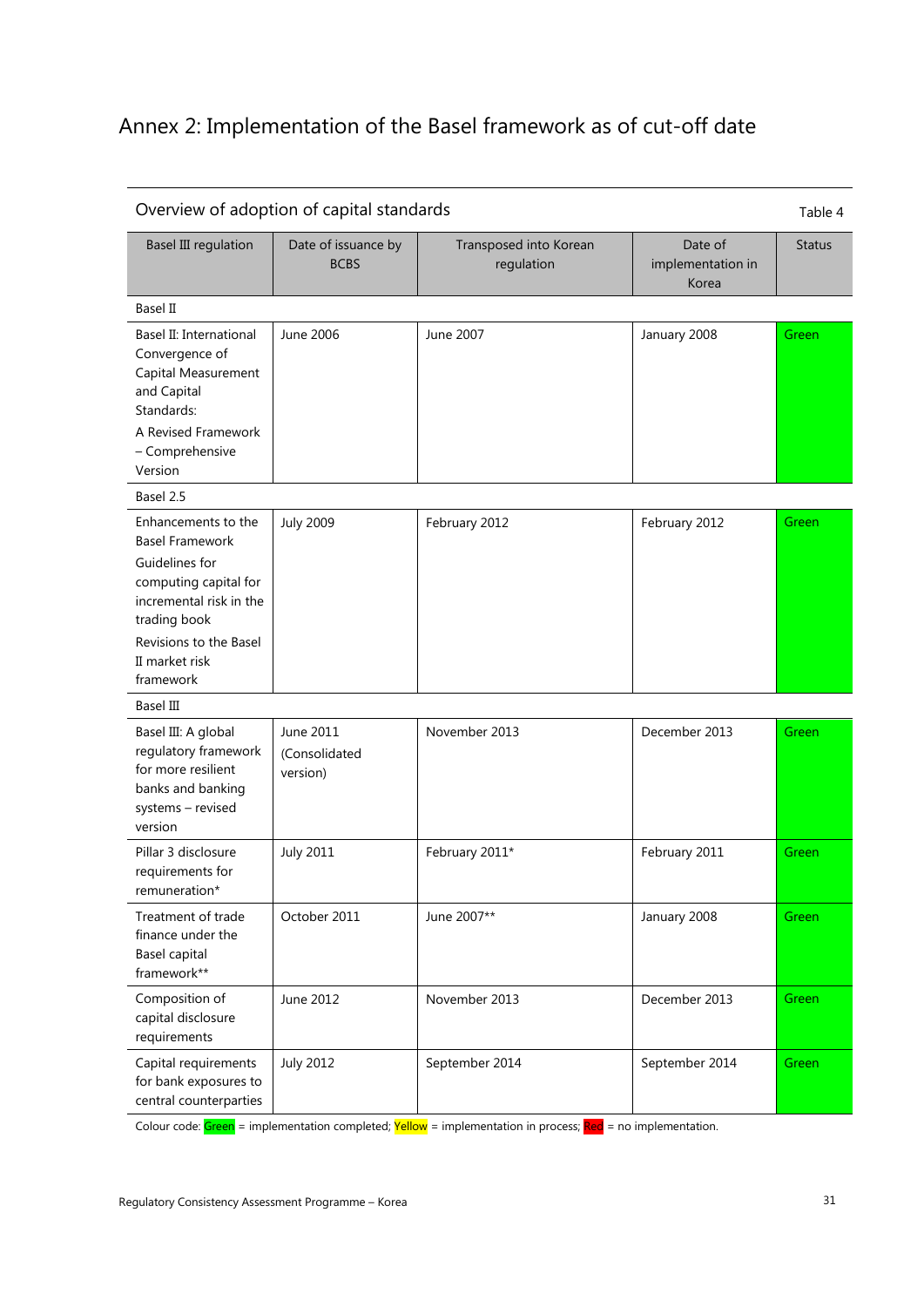# Annex 2: Implementation of the Basel framework as of cut-off date

Overview of adoption of capital standards

Table 4

| Basel III regulation | Date of issuance by BCBS | Transposed into Korean regulation | Date of implementation in Korea | Status |
|---|---|---|---|---|
| Basel II | | | | |
| Basel II: International Convergence of Capital Measurement and Capital Standards: A Revised Framework – Comprehensive Version | June 2006 | June 2007 | January 2008 | Green |
| Basel 2.5 | | | | |
| Enhancements to the Basel Framework Guidelines for computing capital for incremental risk in the trading book Revisions to the Basel II market risk framework | July 2009 | February 2012 | February 2012 | Green |
| Basel III | | | | |
| Basel III: A global regulatory framework for more resilient banks and banking systems – revised version | June 2011 (Consolidated version) | November 2013 | December 2013 | Green |
| Pillar 3 disclosure requirements for remuneration* | July 2011 | February 2011* | February 2011 | Green |
| Treatment of trade finance under the Basel capital framework** | October 2011 | June 2007** | January 2008 | Green |
| Composition of capital disclosure requirements | June 2012 | November 2013 | December 2013 | Green |
| Capital requirements for bank exposures to central counterparties | July 2012 | September 2014 | September 2014 | Green |

Colour code: Green = implementation completed; Yellow = implementation in process; Red = no implementation.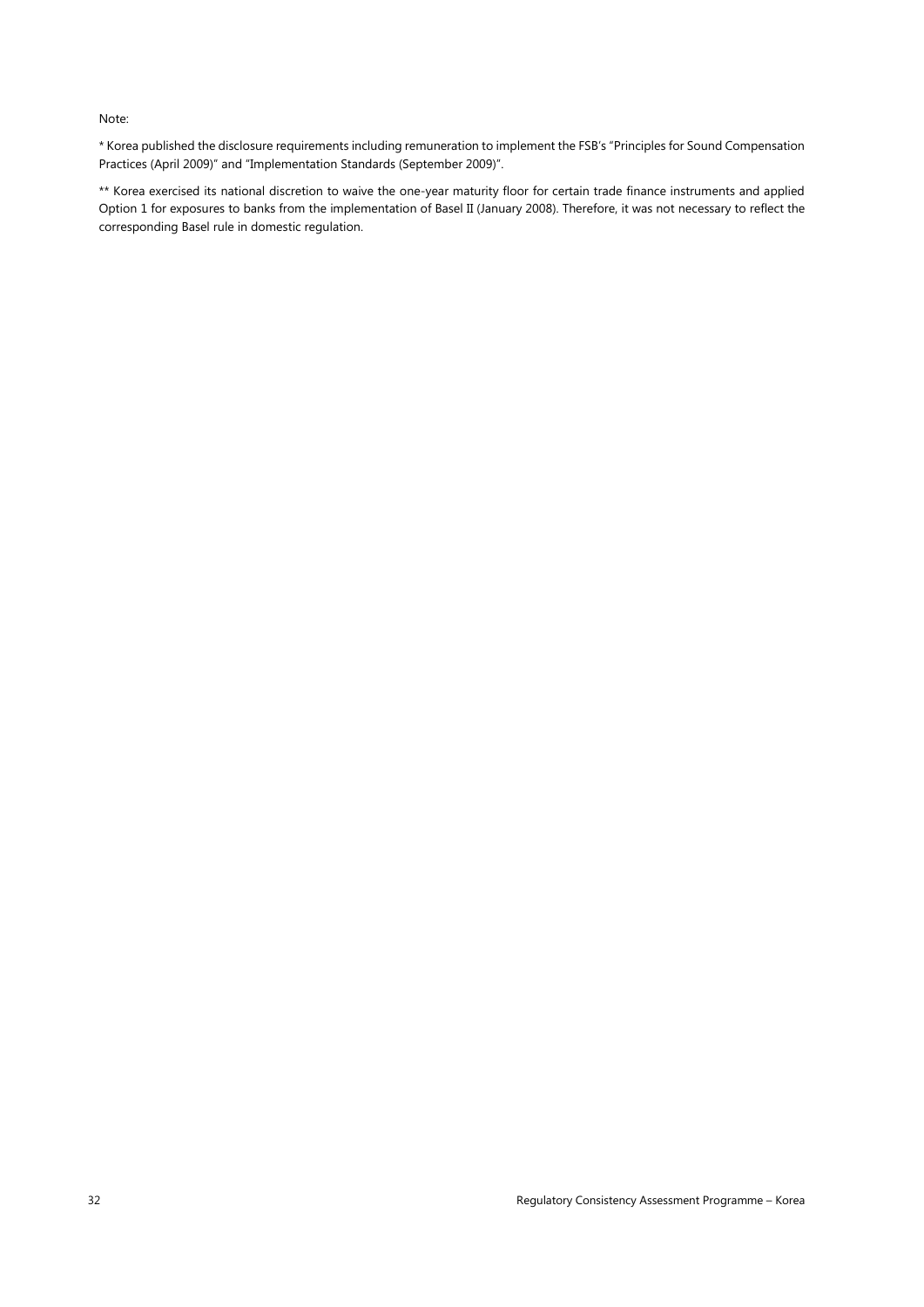Note:

* Korea published the disclosure requirements including remuneration to implement the FSB's "Principles for Sound Compensation Practices (April 2009)" and "Implementation Standards (September 2009)".

** Korea exercised its national discretion to waive the one-year maturity floor for certain trade finance instruments and applied Option 1 for exposures to banks from the implementation of Basel II (January 2008). Therefore, it was not necessary to reflect the corresponding Basel rule in domestic regulation.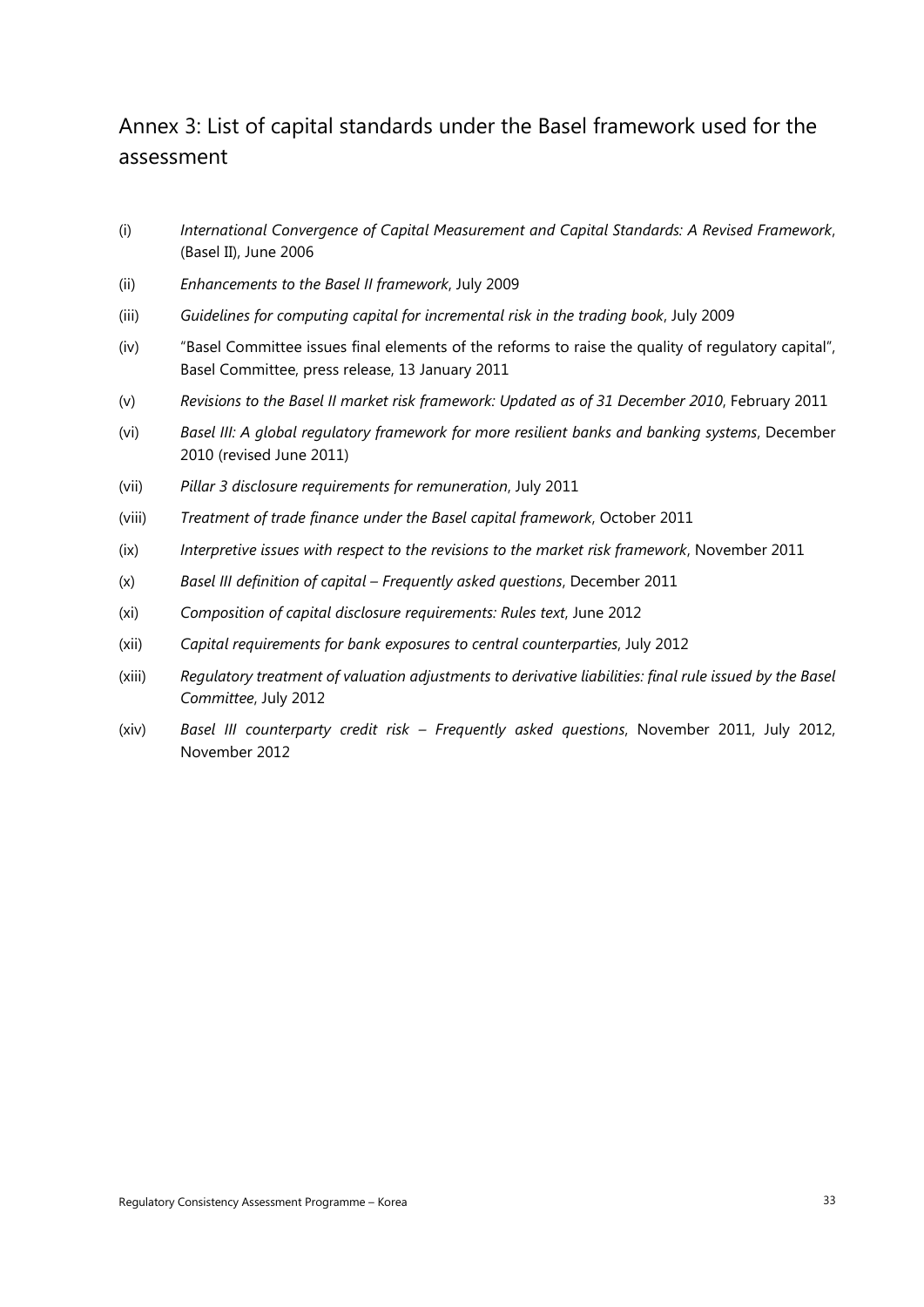## Annex 3: List of capital standards under the Basel framework used for the assessment

(i) *International Convergence of Capital Measurement and Capital Standards: A Revised Framework*, (Basel II), June 2006

(ii) *Enhancements to the Basel II framework*, July 2009

(iii) *Guidelines for computing capital for incremental risk in the trading book*, July 2009

(iv) "Basel Committee issues final elements of the reforms to raise the quality of regulatory capital", Basel Committee, press release, 13 January 2011

(v) *Revisions to the Basel II market risk framework: Updated as of 31 December 2010*, February 2011

(vi) *Basel III: A global regulatory framework for more resilient banks and banking systems*, December 2010 (revised June 2011)

(vii) *Pillar 3 disclosure requirements for remuneration*, July 2011

(viii) *Treatment of trade finance under the Basel capital framework*, October 2011

(ix) *Interpretive issues with respect to the revisions to the market risk framework*, November 2011

(x) *Basel III definition of capital – Frequently asked questions*, December 2011

(xi) *Composition of capital disclosure requirements: Rules text*, June 2012

(xii) *Capital requirements for bank exposures to central counterparties*, July 2012

(xiii) *Regulatory treatment of valuation adjustments to derivative liabilities: final rule issued by the Basel Committee*, July 2012

(xiv) *Basel III counterparty credit risk – Frequently asked questions*, November 2011, July 2012, November 2012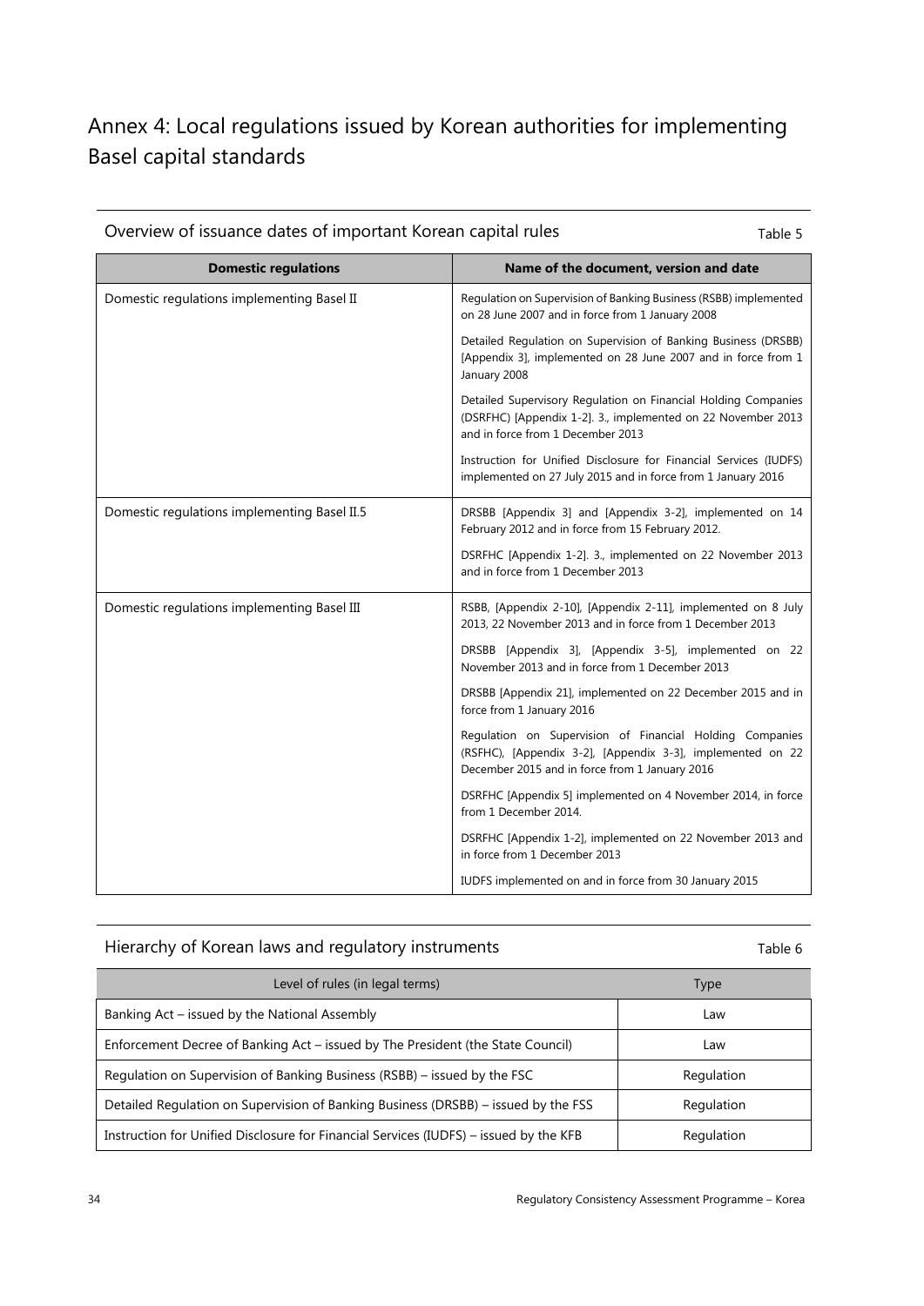# Annex 4: Local regulations issued by Korean authorities for implementing Basel capital standards

Overview of issuance dates of important Korean capital rules

Table 5

| Domestic regulations | Name of the document, version and date |
|---|---|
| Domestic regulations implementing Basel II | Regulation on Supervision of Banking Business (RSBB) implemented on 28 June 2007 and in force from 1 January 2008 |
| | Detailed Regulation on Supervision of Banking Business (DRSBB) [Appendix 3], implemented on 28 June 2007 and in force from 1 January 2008 |
| | Detailed Supervisory Regulation on Financial Holding Companies (DSRFHC) [Appendix 1-2]. 3., implemented on 22 November 2013 and in force from 1 December 2013 |
| | Instruction for Unified Disclosure for Financial Services (IUDFS) implemented on 27 July 2015 and in force from 1 January 2016 |
| Domestic regulations implementing Basel II.5 | DRSBB [Appendix 3] and [Appendix 3-2], implemented on 14 February 2012 and in force from 15 February 2012. |
| | DSRFHC [Appendix 1-2]. 3., implemented on 22 November 2013 and in force from 1 December 2013 |
| Domestic regulations implementing Basel III | RSBB, [Appendix 2-10], [Appendix 2-11], implemented on 8 July 2013, 22 November 2013 and in force from 1 December 2013 |
| | DRSBB [Appendix 3], [Appendix 3-5], implemented on 22 November 2013 and in force from 1 December 2013 |
| | DRSBB [Appendix 21], implemented on 22 December 2015 and in force from 1 January 2016 |
| | Regulation on Supervision of Financial Holding Companies (RSFHC), [Appendix 3-2], [Appendix 3-3], implemented on 22 December 2015 and in force from 1 January 2016 |
| | DSRFHC [Appendix 5] implemented on 4 November 2014, in force from 1 December 2014. |
| | DSRFHC [Appendix 1-2], implemented on 22 November 2013 and in force from 1 December 2013 |
| | IUDFS implemented on and in force from 30 January 2015 |

Hierarchy of Korean laws and regulatory instruments

Table 6

| Level of rules (in legal terms) | Type |
|---|---|
| Banking Act – issued by the National Assembly | Law |
| Enforcement Decree of Banking Act – issued by The President (the State Council) | Law |
| Regulation on Supervision of Banking Business (RSBB) – issued by the FSC | Regulation |
| Detailed Regulation on Supervision of Banking Business (DRSBB) – issued by the FSS | Regulation |
| Instruction for Unified Disclosure for Financial Services (IUDFS) – issued by the KFB | Regulation |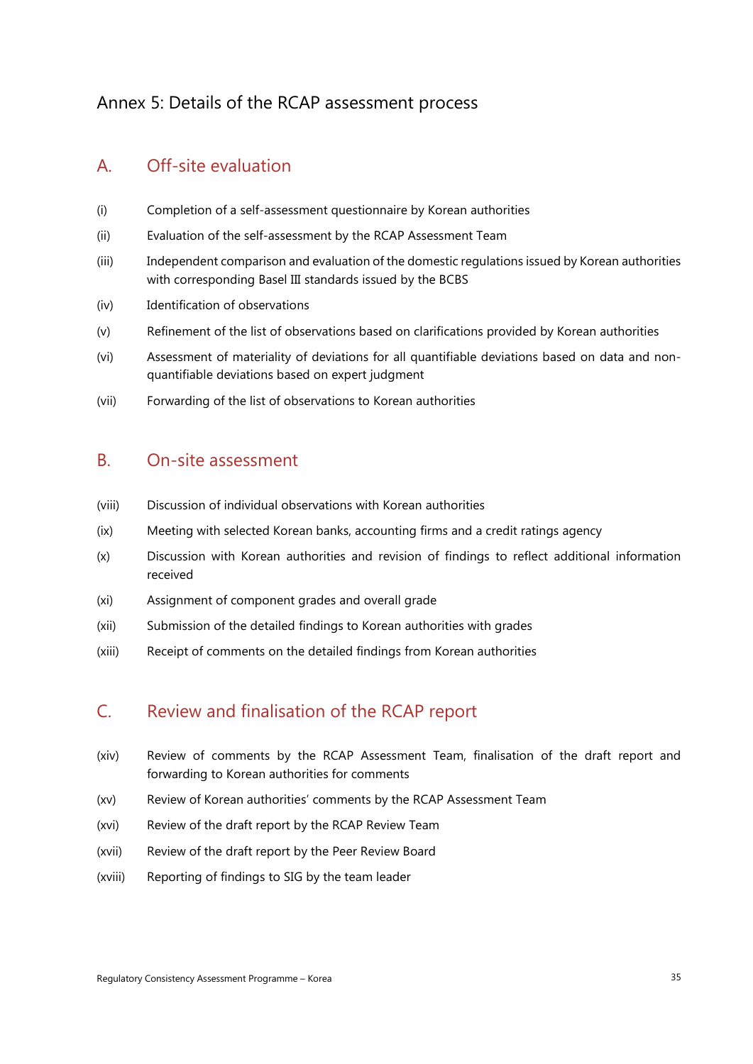# Annex 5: Details of the RCAP assessment process

## A. Off-site evaluation

(i) Completion of a self-assessment questionnaire by Korean authorities

(ii) Evaluation of the self-assessment by the RCAP Assessment Team

(iii) Independent comparison and evaluation of the domestic regulations issued by Korean authorities with corresponding Basel III standards issued by the BCBS

(iv) Identification of observations

(v) Refinement of the list of observations based on clarifications provided by Korean authorities

(vi) Assessment of materiality of deviations for all quantifiable deviations based on data and non-quantifiable deviations based on expert judgment

(vii) Forwarding of the list of observations to Korean authorities

## B. On-site assessment

(viii) Discussion of individual observations with Korean authorities

(ix) Meeting with selected Korean banks, accounting firms and a credit ratings agency

(x) Discussion with Korean authorities and revision of findings to reflect additional information received

(xi) Assignment of component grades and overall grade

(xii) Submission of the detailed findings to Korean authorities with grades

(xiii) Receipt of comments on the detailed findings from Korean authorities

## C. Review and finalisation of the RCAP report

(xiv) Review of comments by the RCAP Assessment Team, finalisation of the draft report and forwarding to Korean authorities for comments

(xv) Review of Korean authorities' comments by the RCAP Assessment Team

(xvi) Review of the draft report by the RCAP Review Team

(xvii) Review of the draft report by the Peer Review Board

(xviii) Reporting of findings to SIG by the team leader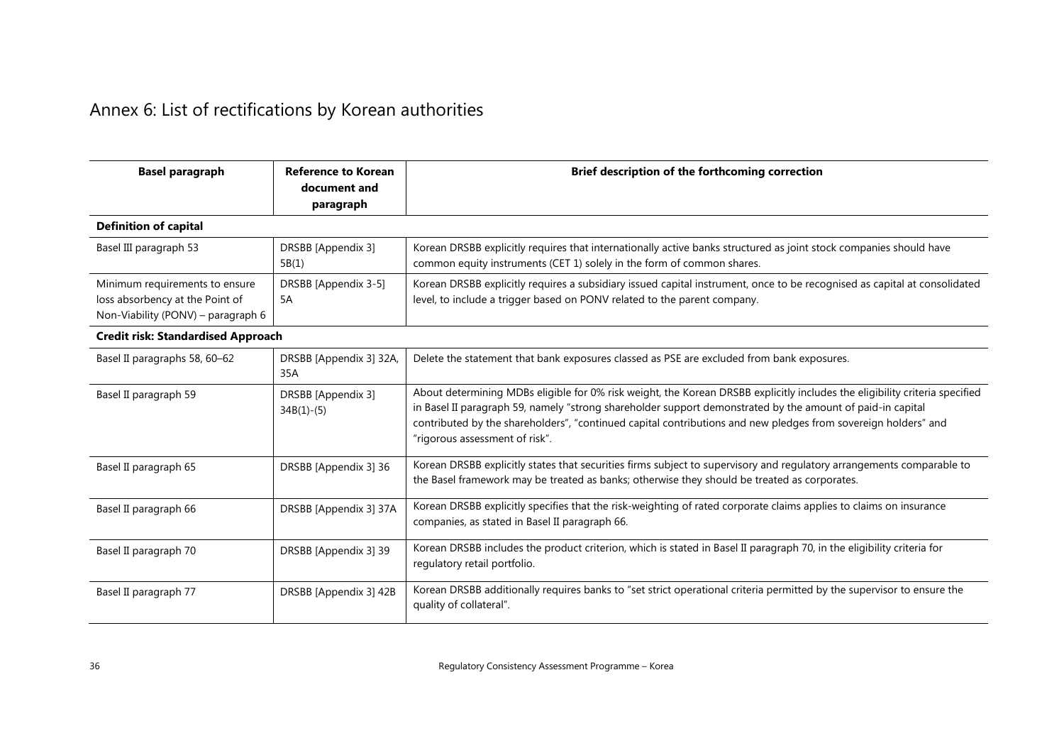# Annex 6: List of rectifications by Korean authorities

| Basel paragraph | Reference to Korean document and paragraph | Brief description of the forthcoming correction |
|---|---|---|
| **Definition of capital** | | |
| Basel III paragraph 53 | DRSBB [Appendix 3] 5B(1) | Korean DRSBB explicitly requires that internationally active banks structured as joint stock companies should have common equity instruments (CET 1) solely in the form of common shares. |
| Minimum requirements to ensure loss absorbency at the Point of Non-Viability (PONV) – paragraph 6 | DRSBB [Appendix 3-5] 5A | Korean DRSBB explicitly requires a subsidiary issued capital instrument, once to be recognised as capital at consolidated level, to include a trigger based on PONV related to the parent company. |
| **Credit risk: Standardised Approach** | | |
| Basel II paragraphs 58, 60–62 | DRSBB [Appendix 3] 32A, 35A | Delete the statement that bank exposures classed as PSE are excluded from bank exposures. |
| Basel II paragraph 59 | DRSBB [Appendix 3] 34B(1)-(5) | About determining MDBs eligible for 0% risk weight, the Korean DRSBB explicitly includes the eligibility criteria specified in Basel II paragraph 59, namely "strong shareholder support demonstrated by the amount of paid-in capital contributed by the shareholders", "continued capital contributions and new pledges from sovereign holders" and "rigorous assessment of risk". |
| Basel II paragraph 65 | DRSBB [Appendix 3] 36 | Korean DRSBB explicitly states that securities firms subject to supervisory and regulatory arrangements comparable to the Basel framework may be treated as banks; otherwise they should be treated as corporates. |
| Basel II paragraph 66 | DRSBB [Appendix 3] 37A | Korean DRSBB explicitly specifies that the risk-weighting of rated corporate claims applies to claims on insurance companies, as stated in Basel II paragraph 66. |
| Basel II paragraph 70 | DRSBB [Appendix 3] 39 | Korean DRSBB includes the product criterion, which is stated in Basel II paragraph 70, in the eligibility criteria for regulatory retail portfolio. |
| Basel II paragraph 77 | DRSBB [Appendix 3] 42B | Korean DRSBB additionally requires banks to "set strict operational criteria permitted by the supervisor to ensure the quality of collateral". |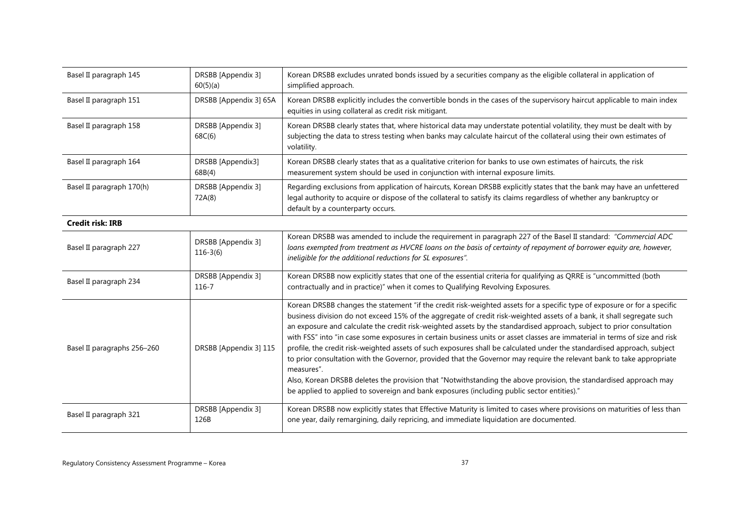| | | |
|---|---|---|
| Basel II paragraph 145 | DRSBB [Appendix 3] 60(5)(a) | Korean DRSBB excludes unrated bonds issued by a securities company as the eligible collateral in application of simplified approach. |
| Basel II paragraph 151 | DRSBB [Appendix 3] 65A | Korean DRSBB explicitly includes the convertible bonds in the cases of the supervisory haircut applicable to main index equities in using collateral as credit risk mitigant. |
| Basel II paragraph 158 | DRSBB [Appendix 3] 68C(6) | Korean DRSBB clearly states that, where historical data may understate potential volatility, they must be dealt with by subjecting the data to stress testing when banks may calculate haircut of the collateral using their own estimates of volatility. |
| Basel II paragraph 164 | DRSBB [Appendix3] 68B(4) | Korean DRSBB clearly states that as a qualitative criterion for banks to use own estimates of haircuts, the risk measurement system should be used in conjunction with internal exposure limits. |
| Basel II paragraph 170(h) | DRSBB [Appendix 3] 72A(8) | Regarding exclusions from application of haircuts, Korean DRSBB explicitly states that the bank may have an unfettered legal authority to acquire or dispose of the collateral to satisfy its claims regardless of whether any bankruptcy or default by a counterparty occurs. |
| **Credit risk: IRB** | | |
| Basel II paragraph 227 | DRSBB [Appendix 3] 116-3(6) | Korean DRSBB was amended to include the requirement in paragraph 227 of the Basel II standard: *"Commercial ADC loans exempted from treatment as HVCRE loans on the basis of certainty of repayment of borrower equity are, however, ineligible for the additional reductions for SL exposures".* |
| Basel II paragraph 234 | DRSBB [Appendix 3] 116-7 | Korean DRSBB now explicitly states that one of the essential criteria for qualifying as QRRE is "uncommitted (both contractually and in practice)" when it comes to Qualifying Revolving Exposures. |
| Basel II paragraphs 256–260 | DRSBB [Appendix 3] 115 | Korean DRSBB changes the statement "if the credit risk-weighted assets for a specific type of exposure or for a specific business division do not exceed 15% of the aggregate of credit risk-weighted assets of a bank, it shall segregate such an exposure and calculate the credit risk-weighted assets by the standardised approach, subject to prior consultation with FSS" into "in case some exposures in certain business units or asset classes are immaterial in terms of size and risk profile, the credit risk-weighted assets of such exposures shall be calculated under the standardised approach, subject to prior consultation with the Governor, provided that the Governor may require the relevant bank to take appropriate measures".<br>Also, Korean DRSBB deletes the provision that "Notwithstanding the above provision, the standardised approach may be applied to applied to sovereign and bank exposures (including public sector entities)." |
| Basel II paragraph 321 | DRSBB [Appendix 3] 126B | Korean DRSBB now explicitly states that Effective Maturity is limited to cases where provisions on maturities of less than one year, daily remargining, daily repricing, and immediate liquidation are documented. |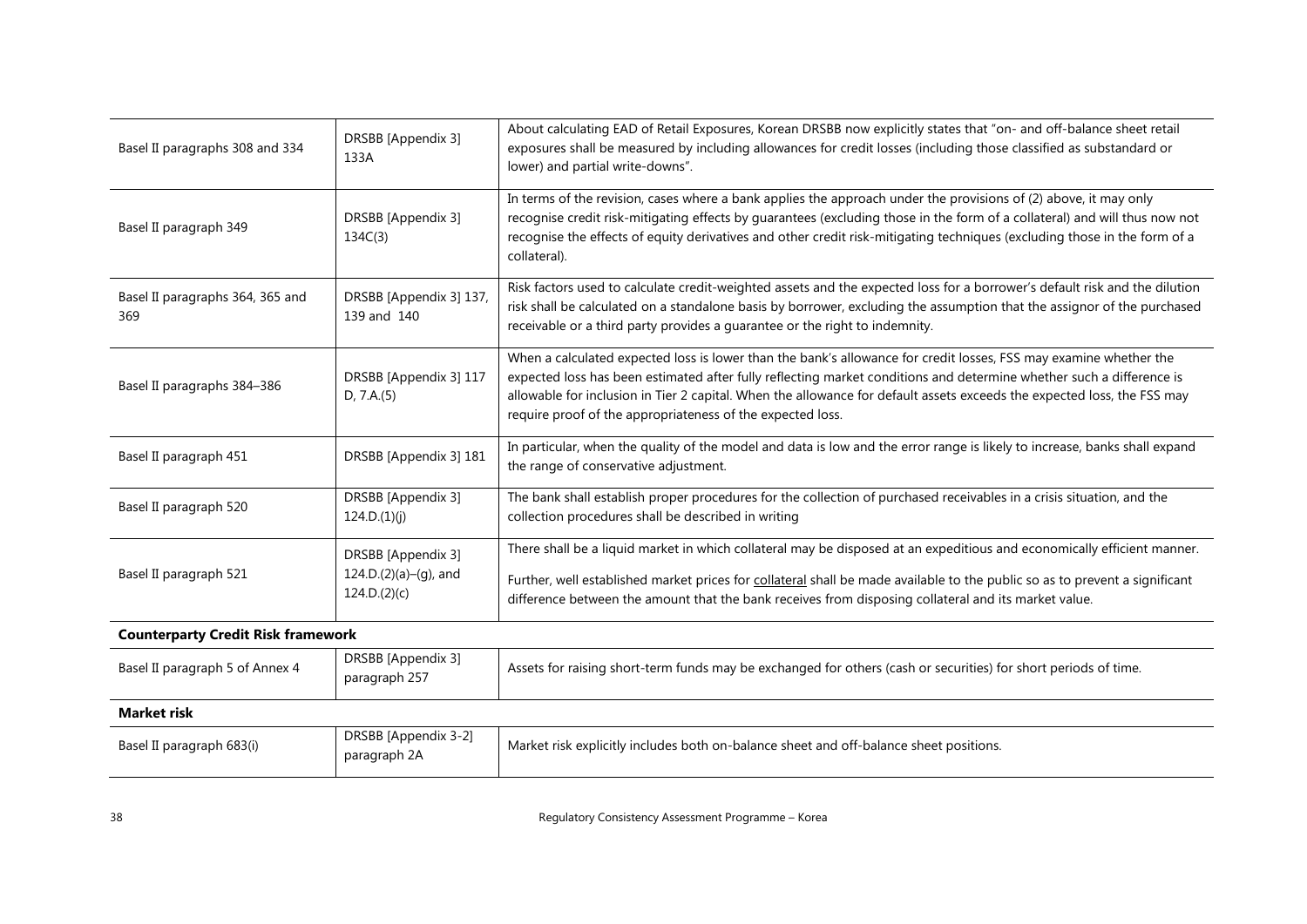| | | |
|---|---|---|
| Basel II paragraphs 308 and 334 | DRSBB [Appendix 3] 133A | About calculating EAD of Retail Exposures, Korean DRSBB now explicitly states that "on- and off-balance sheet retail exposures shall be measured by including allowances for credit losses (including those classified as substandard or lower) and partial write-downs". |
| Basel II paragraph 349 | DRSBB [Appendix 3] 134C(3) | In terms of the revision, cases where a bank applies the approach under the provisions of (2) above, it may only recognise credit risk-mitigating effects by guarantees (excluding those in the form of a collateral) and will thus now not recognise the effects of equity derivatives and other credit risk-mitigating techniques (excluding those in the form of a collateral). |
| Basel II paragraphs 364, 365 and 369 | DRSBB [Appendix 3] 137, 139 and 140 | Risk factors used to calculate credit-weighted assets and the expected loss for a borrower's default risk and the dilution risk shall be calculated on a standalone basis by borrower, excluding the assumption that the assignor of the purchased receivable or a third party provides a guarantee or the right to indemnity. |
| Basel II paragraphs 384–386 | DRSBB [Appendix 3] 117 D, 7.A.(5) | When a calculated expected loss is lower than the bank's allowance for credit losses, FSS may examine whether the expected loss has been estimated after fully reflecting market conditions and determine whether such a difference is allowable for inclusion in Tier 2 capital. When the allowance for default assets exceeds the expected loss, the FSS may require proof of the appropriateness of the expected loss. |
| Basel II paragraph 451 | DRSBB [Appendix 3] 181 | In particular, when the quality of the model and data is low and the error range is likely to increase, banks shall expand the range of conservative adjustment. |
| Basel II paragraph 520 | DRSBB [Appendix 3] 124.D.(1)(j) | The bank shall establish proper procedures for the collection of purchased receivables in a crisis situation, and the collection procedures shall be described in writing |
| Basel II paragraph 521 | DRSBB [Appendix 3] 124.D.(2)(a)–(g), and 124.D.(2)(c) | There shall be a liquid market in which collateral may be disposed at an expeditious and economically efficient manner.<br><br>Further, well established market prices for collateral shall be made available to the public so as to prevent a significant difference between the amount that the bank receives from disposing collateral and its market value. |
| **Counterparty Credit Risk framework** | | |
| Basel II paragraph 5 of Annex 4 | DRSBB [Appendix 3] paragraph 257 | Assets for raising short-term funds may be exchanged for others (cash or securities) for short periods of time. |
| **Market risk** | | |
| Basel II paragraph 683(i) | DRSBB [Appendix 3-2] paragraph 2A | Market risk explicitly includes both on-balance sheet and off-balance sheet positions. |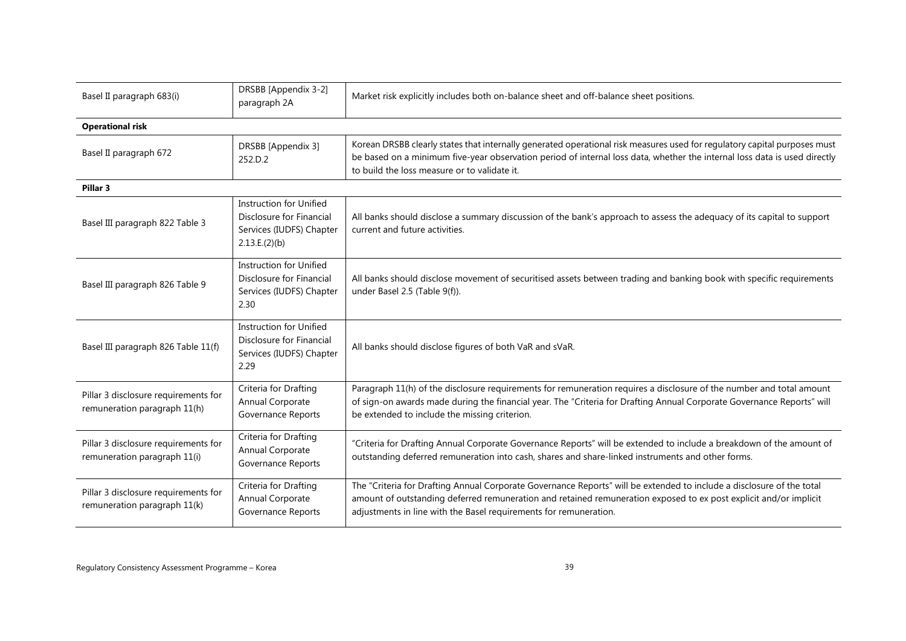| | | |
|---|---|---|
| Basel II paragraph 683(i) | DRSBB [Appendix 3-2] paragraph 2A | Market risk explicitly includes both on-balance sheet and off-balance sheet positions. |
| **Operational risk** | | |
| Basel II paragraph 672 | DRSBB [Appendix 3] 252.D.2 | Korean DRSBB clearly states that internally generated operational risk measures used for regulatory capital purposes must be based on a minimum five-year observation period of internal loss data, whether the internal loss data is used directly to build the loss measure or to validate it. |
| **Pillar 3** | | |
| Basel III paragraph 822 Table 3 | Instruction for Unified Disclosure for Financial Services (IUDFS) Chapter 2.13.E.(2)(b) | All banks should disclose a summary discussion of the bank's approach to assess the adequacy of its capital to support current and future activities. |
| Basel III paragraph 826 Table 9 | Instruction for Unified Disclosure for Financial Services (IUDFS) Chapter 2.30 | All banks should disclose movement of securitised assets between trading and banking book with specific requirements under Basel 2.5 (Table 9(f)). |
| Basel III paragraph 826 Table 11(f) | Instruction for Unified Disclosure for Financial Services (IUDFS) Chapter 2.29 | All banks should disclose figures of both VaR and sVaR. |
| Pillar 3 disclosure requirements for remuneration paragraph 11(h) | Criteria for Drafting Annual Corporate Governance Reports | Paragraph 11(h) of the disclosure requirements for remuneration requires a disclosure of the number and total amount of sign-on awards made during the financial year. The "Criteria for Drafting Annual Corporate Governance Reports" will be extended to include the missing criterion. |
| Pillar 3 disclosure requirements for remuneration paragraph 11(i) | Criteria for Drafting Annual Corporate Governance Reports | "Criteria for Drafting Annual Corporate Governance Reports" will be extended to include a breakdown of the amount of outstanding deferred remuneration into cash, shares and share-linked instruments and other forms. |
| Pillar 3 disclosure requirements for remuneration paragraph 11(k) | Criteria for Drafting Annual Corporate Governance Reports | The "Criteria for Drafting Annual Corporate Governance Reports" will be extended to include a disclosure of the total amount of outstanding deferred remuneration and retained remuneration exposed to ex post explicit and/or implicit adjustments in line with the Basel requirements for remuneration. |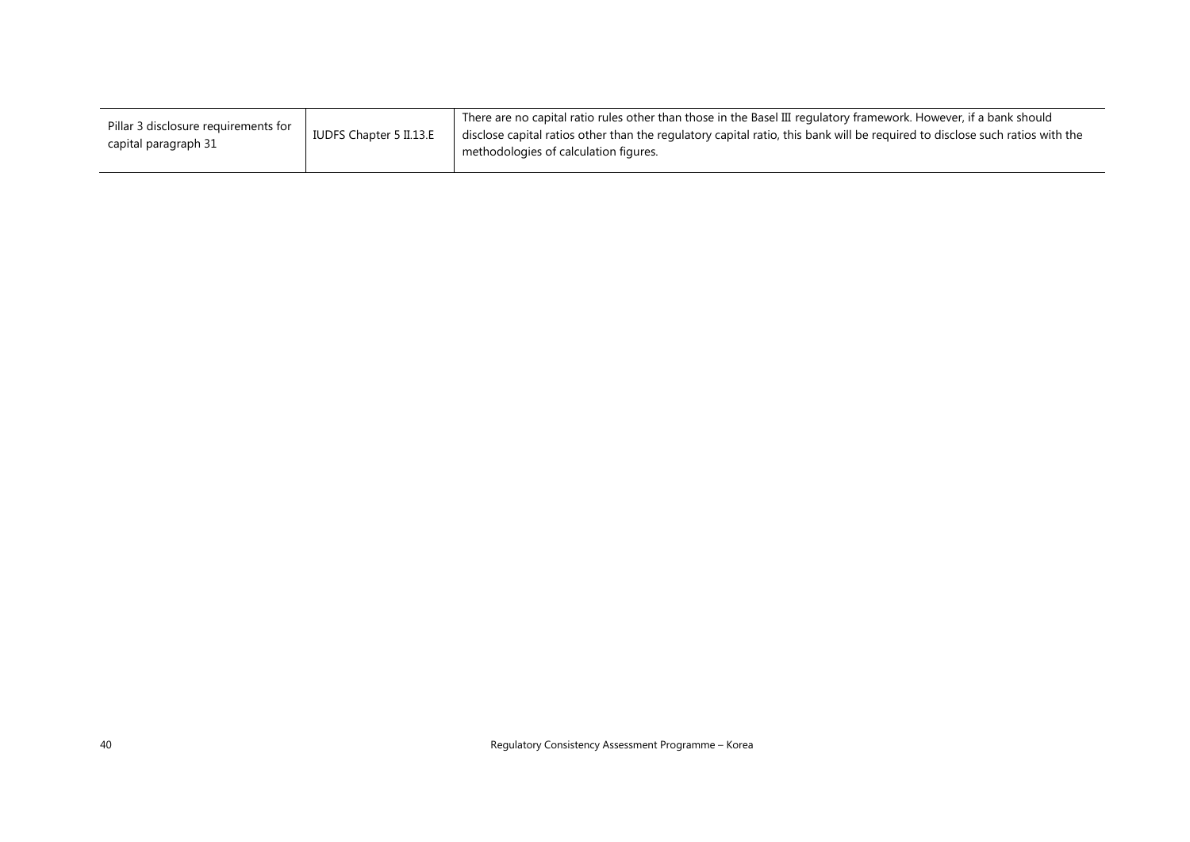| | | |
|---|---|---|
| Pillar 3 disclosure requirements for capital paragraph 31 | IUDFS Chapter 5 II.13.E | There are no capital ratio rules other than those in the Basel III regulatory framework. However, if a bank should disclose capital ratios other than the regulatory capital ratio, this bank will be required to disclose such ratios with the methodologies of calculation figures. |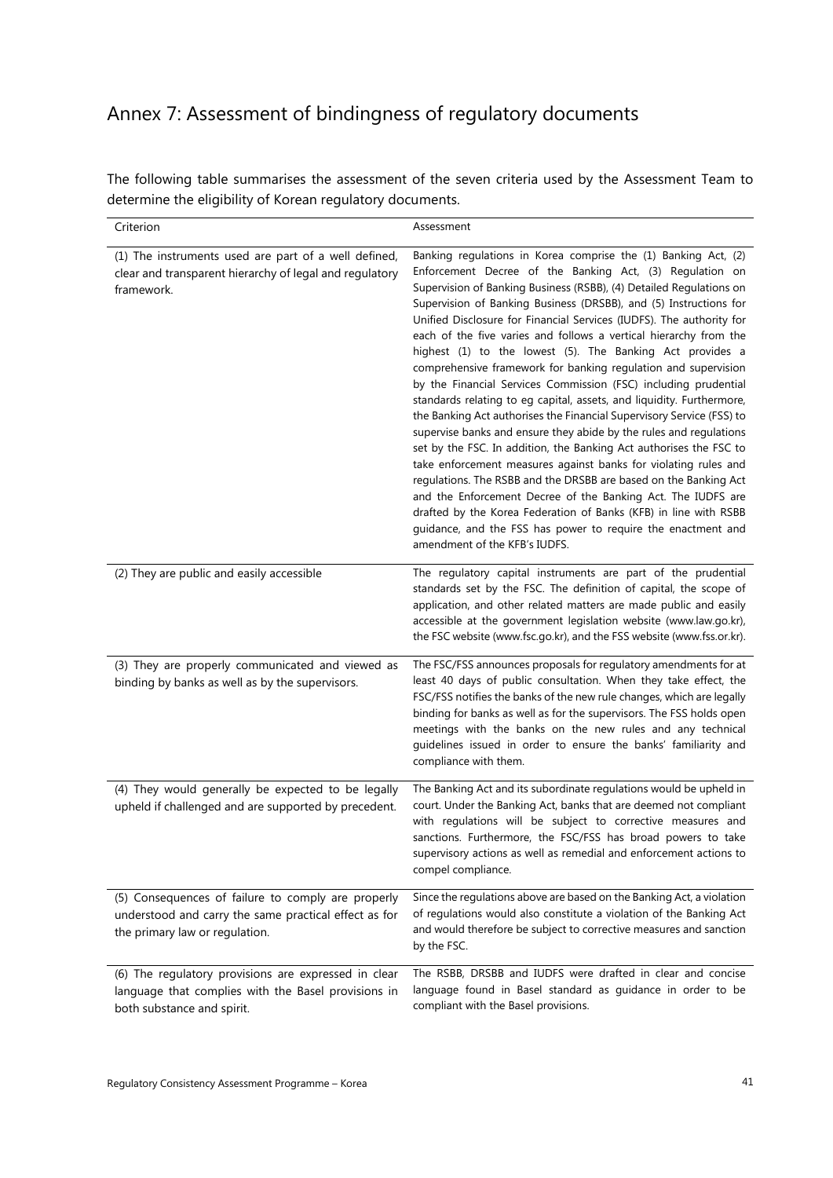# Annex 7: Assessment of bindingness of regulatory documents

The following table summarises the assessment of the seven criteria used by the Assessment Team to determine the eligibility of Korean regulatory documents.

| Criterion | Assessment |
|---|---|
| (1) The instruments used are part of a well defined, clear and transparent hierarchy of legal and regulatory framework. | Banking regulations in Korea comprise the (1) Banking Act, (2) Enforcement Decree of the Banking Act, (3) Regulation on Supervision of Banking Business (RSBB), (4) Detailed Regulations on Supervision of Banking Business (DRSBB), and (5) Instructions for Unified Disclosure for Financial Services (IUDFS). The authority for each of the five varies and follows a vertical hierarchy from the highest (1) to the lowest (5). The Banking Act provides a comprehensive framework for banking regulation and supervision by the Financial Services Commission (FSC) including prudential standards relating to eg capital, assets, and liquidity. Furthermore, the Banking Act authorises the Financial Supervisory Service (FSS) to supervise banks and ensure they abide by the rules and regulations set by the FSC. In addition, the Banking Act authorises the FSC to take enforcement measures against banks for violating rules and regulations. The RSBB and the DRSBB are based on the Banking Act and the Enforcement Decree of the Banking Act. The IUDFS are drafted by the Korea Federation of Banks (KFB) in line with RSBB guidance, and the FSS has power to require the enactment and amendment of the KFB's IUDFS. |
| (2) They are public and easily accessible | The regulatory capital instruments are part of the prudential standards set by the FSC. The definition of capital, the scope of application, and other related matters are made public and easily accessible at the government legislation website (www.law.go.kr), the FSC website (www.fsc.go.kr), and the FSS website (www.fss.or.kr). |
| (3) They are properly communicated and viewed as binding by banks as well as by the supervisors. | The FSC/FSS announces proposals for regulatory amendments for at least 40 days of public consultation. When they take effect, the FSC/FSS notifies the banks of the new rule changes, which are legally binding for banks as well as for the supervisors. The FSS holds open meetings with the banks on the new rules and any technical guidelines issued in order to ensure the banks' familiarity and compliance with them. |
| (4) They would generally be expected to be legally upheld if challenged and are supported by precedent. | The Banking Act and its subordinate regulations would be upheld in court. Under the Banking Act, banks that are deemed not compliant with regulations will be subject to corrective measures and sanctions. Furthermore, the FSC/FSS has broad powers to take supervisory actions as well as remedial and enforcement actions to compel compliance. |
| (5) Consequences of failure to comply are properly understood and carry the same practical effect as for the primary law or regulation. | Since the regulations above are based on the Banking Act, a violation of regulations would also constitute a violation of the Banking Act and would therefore be subject to corrective measures and sanction by the FSC. |
| (6) The regulatory provisions are expressed in clear language that complies with the Basel provisions in both substance and spirit. | The RSBB, DRSBB and IUDFS were drafted in clear and concise language found in Basel standard as guidance in order to be compliant with the Basel provisions. |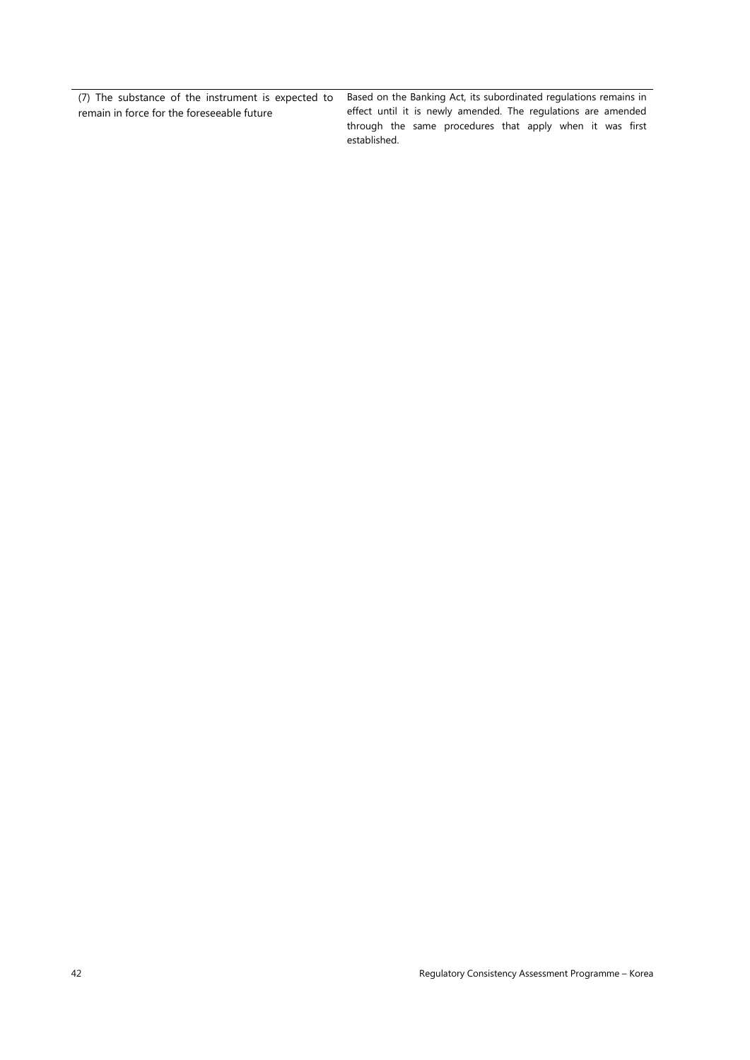| | |
|---|---|
| (7) The substance of the instrument is expected to remain in force for the foreseeable future | Based on the Banking Act, its subordinated regulations remains in effect until it is newly amended. The regulations are amended through the same procedures that apply when it was first established. |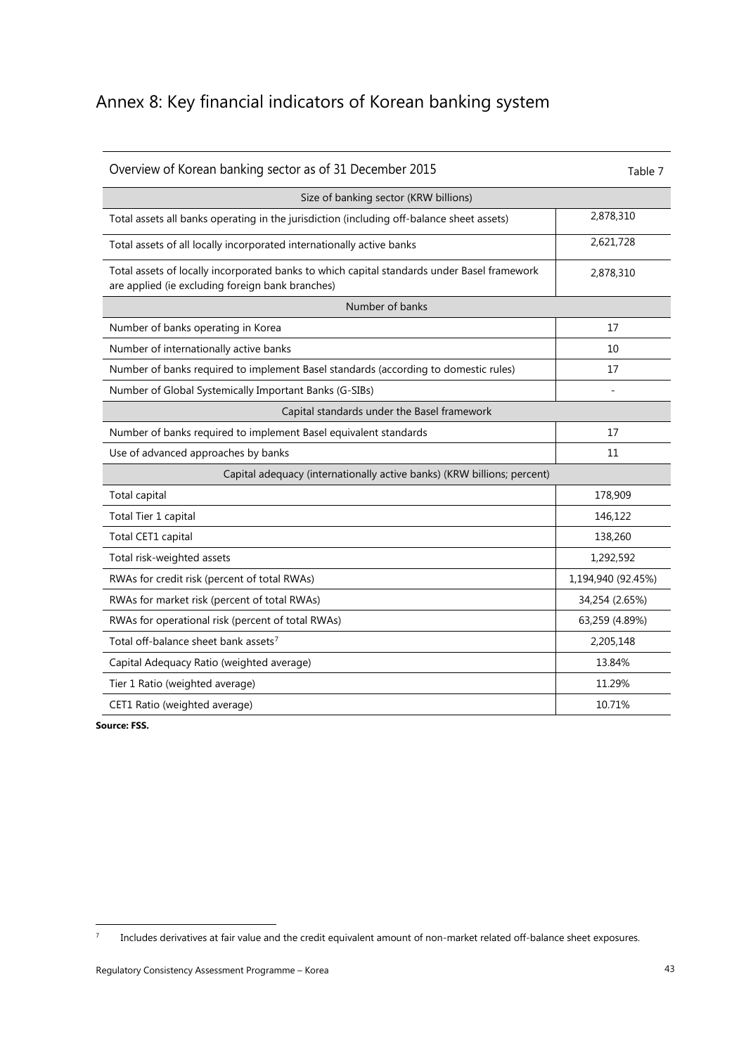# Annex 8: Key financial indicators of Korean banking system

Overview of Korean banking sector as of 31 December 2015 — Table 7

| Size of banking sector (KRW billions) | |
|---|---|
| Total assets all banks operating in the jurisdiction (including off-balance sheet assets) | 2,878,310 |
| Total assets of all locally incorporated internationally active banks | 2,621,728 |
| Total assets of locally incorporated banks to which capital standards under Basel framework are applied (ie excluding foreign bank branches) | 2,878,310 |
| **Number of banks** | |
| Number of banks operating in Korea | 17 |
| Number of internationally active banks | 10 |
| Number of banks required to implement Basel standards (according to domestic rules) | 17 |
| Number of Global Systemically Important Banks (G-SIBs) | - |
| **Capital standards under the Basel framework** | |
| Number of banks required to implement Basel equivalent standards | 17 |
| Use of advanced approaches by banks | 11 |
| **Capital adequacy (internationally active banks) (KRW billions; percent)** | |
| Total capital | 178,909 |
| Total Tier 1 capital | 146,122 |
| Total CET1 capital | 138,260 |
| Total risk-weighted assets | 1,292,592 |
| RWAs for credit risk (percent of total RWAs) | 1,194,940 (92.45%) |
| RWAs for market risk (percent of total RWAs) | 34,254 (2.65%) |
| RWAs for operational risk (percent of total RWAs) | 63,259 (4.89%) |
| Total off-balance sheet bank assets[7] | 2,205,148 |
| Capital Adequacy Ratio (weighted average) | 13.84% |
| Tier 1 Ratio (weighted average) | 11.29% |
| CET1 Ratio (weighted average) | 10.71% |

**Source: FSS.**

[7] Includes derivatives at fair value and the credit equivalent amount of non-market related off-balance sheet exposures.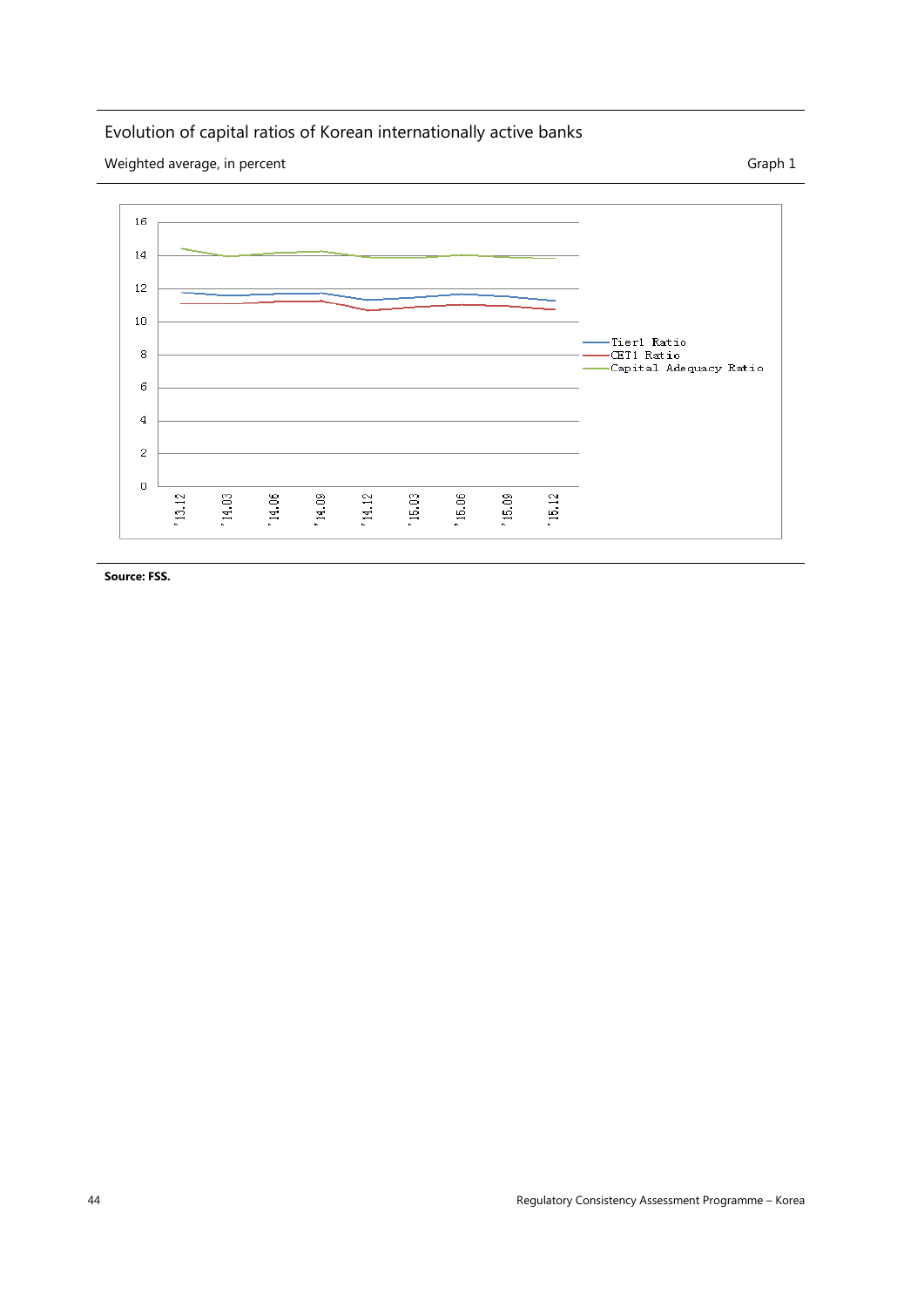Evolution of capital ratios of Korean internationally active banks

Weighted average, in percent

Graph 1

Source: FSS.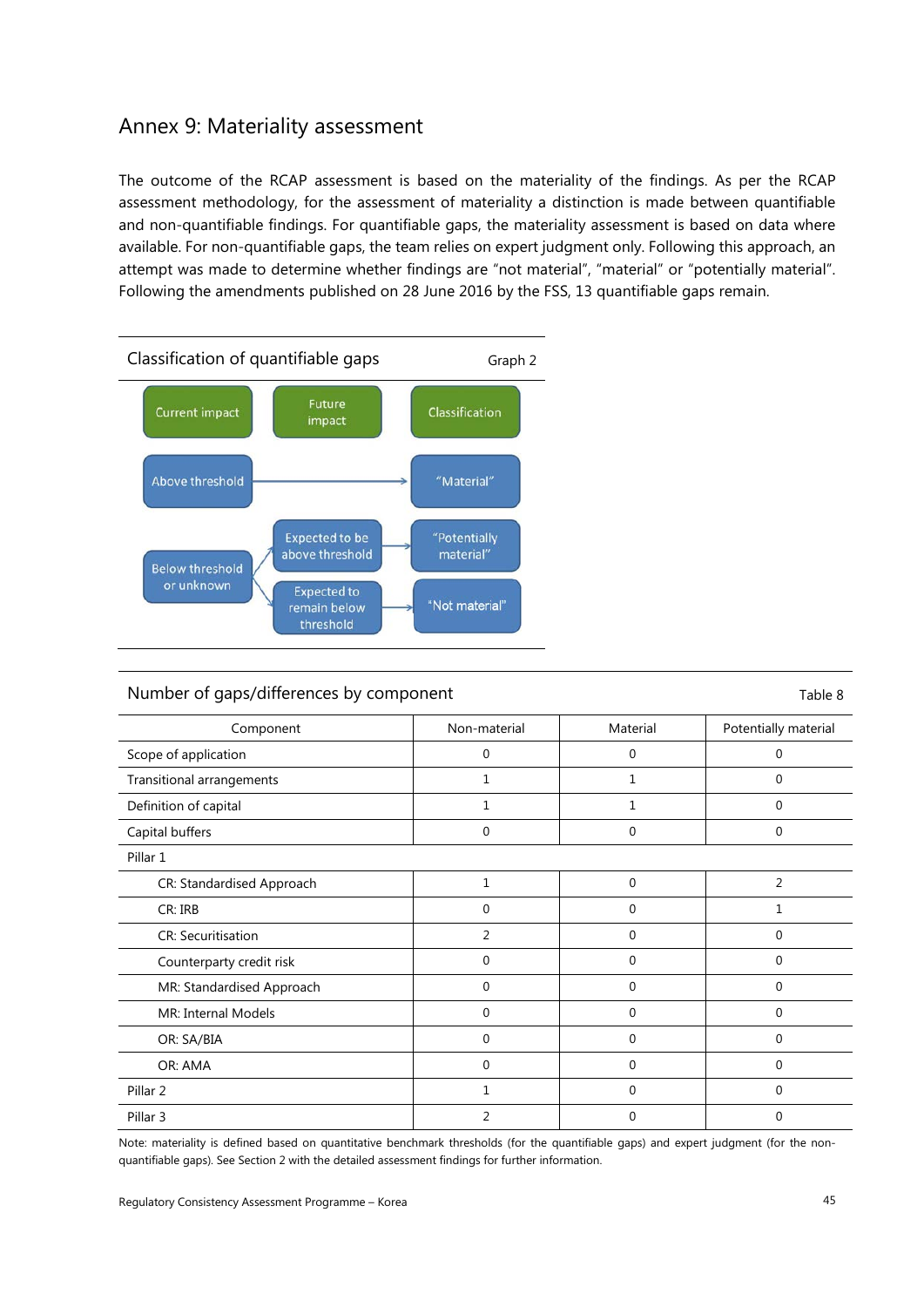## Annex 9: Materiality assessment

The outcome of the RCAP assessment is based on the materiality of the findings. As per the RCAP assessment methodology, for the assessment of materiality a distinction is made between quantifiable and non-quantifiable findings. For quantifiable gaps, the materiality assessment is based on data where available. For non-quantifiable gaps, the team relies on expert judgment only. Following this approach, an attempt was made to determine whether findings are "not material", "material" or "potentially material". Following the amendments published on 28 June 2016 by the FSS, 13 quantifiable gaps remain.

Classification of quantifiable gaps — Graph 2

| Current impact | Future impact | Classification |
|---|---|---|
| Above threshold | → | "Material" |
| Below threshold or unknown | Expected to be above threshold | "Potentially material" |
| | Expected to remain below threshold | "Not material" |

Number of gaps/differences by component — Table 8

| Component | Non-material | Material | Potentially material |
|---|---|---|---|
| Scope of application | 0 | 0 | 0 |
| Transitional arrangements | 1 | 1 | 0 |
| Definition of capital | 1 | 1 | 0 |
| Capital buffers | 0 | 0 | 0 |
| Pillar 1 | | | |
| CR: Standardised Approach | 1 | 0 | 2 |
| CR: IRB | 0 | 0 | 1 |
| CR: Securitisation | 2 | 0 | 0 |
| Counterparty credit risk | 0 | 0 | 0 |
| MR: Standardised Approach | 0 | 0 | 0 |
| MR: Internal Models | 0 | 0 | 0 |
| OR: SA/BIA | 0 | 0 | 0 |
| OR: AMA | 0 | 0 | 0 |
| Pillar 2 | 1 | 0 | 0 |
| Pillar 3 | 2 | 0 | 0 |

Note: materiality is defined based on quantitative benchmark thresholds (for the quantifiable gaps) and expert judgment (for the non-quantifiable gaps). See Section 2 with the detailed assessment findings for further information.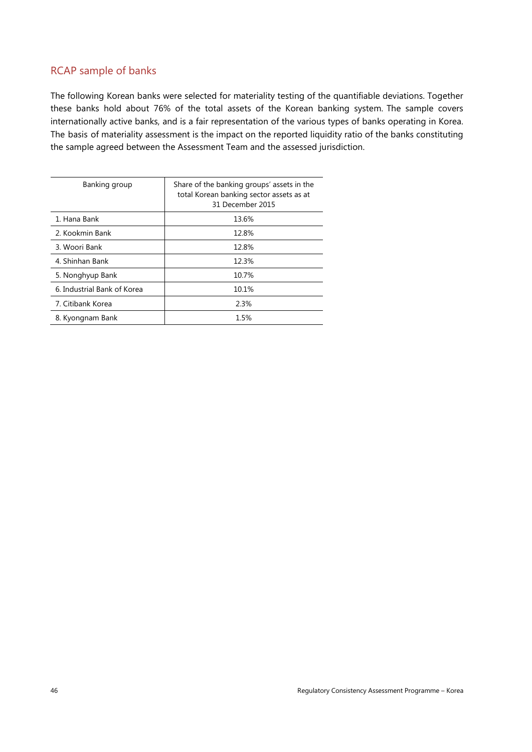## RCAP sample of banks

The following Korean banks were selected for materiality testing of the quantifiable deviations. Together these banks hold about 76% of the total assets of the Korean banking system. The sample covers internationally active banks, and is a fair representation of the various types of banks operating in Korea. The basis of materiality assessment is the impact on the reported liquidity ratio of the banks constituting the sample agreed between the Assessment Team and the assessed jurisdiction.

| Banking group | Share of the banking groups' assets in the total Korean banking sector assets as at 31 December 2015 |
|---|---|
| 1. Hana Bank | 13.6% |
| 2. Kookmin Bank | 12.8% |
| 3. Woori Bank | 12.8% |
| 4. Shinhan Bank | 12.3% |
| 5. Nonghyup Bank | 10.7% |
| 6. Industrial Bank of Korea | 10.1% |
| 7. Citibank Korea | 2.3% |
| 8. Kyongnam Bank | 1.5% |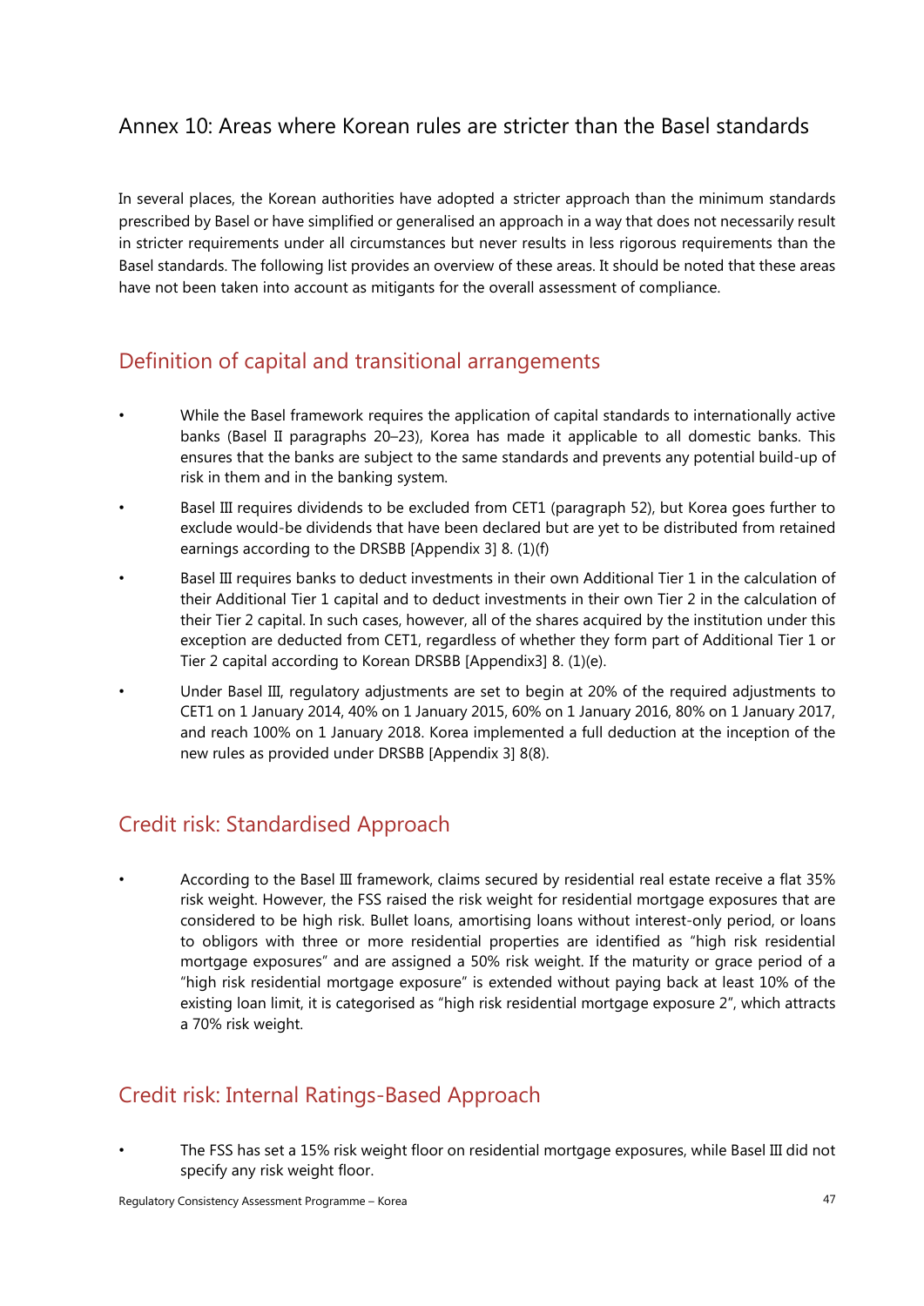# Annex 10: Areas where Korean rules are stricter than the Basel standards

In several places, the Korean authorities have adopted a stricter approach than the minimum standards prescribed by Basel or have simplified or generalised an approach in a way that does not necessarily result in stricter requirements under all circumstances but never results in less rigorous requirements than the Basel standards. The following list provides an overview of these areas. It should be noted that these areas have not been taken into account as mitigants for the overall assessment of compliance.

## Definition of capital and transitional arrangements

- While the Basel framework requires the application of capital standards to internationally active banks (Basel II paragraphs 20–23), Korea has made it applicable to all domestic banks. This ensures that the banks are subject to the same standards and prevents any potential build-up of risk in them and in the banking system.
- Basel III requires dividends to be excluded from CET1 (paragraph 52), but Korea goes further to exclude would-be dividends that have been declared but are yet to be distributed from retained earnings according to the DRSBB [Appendix 3] 8. (1)(f)
- Basel III requires banks to deduct investments in their own Additional Tier 1 in the calculation of their Additional Tier 1 capital and to deduct investments in their own Tier 2 in the calculation of their Tier 2 capital. In such cases, however, all of the shares acquired by the institution under this exception are deducted from CET1, regardless of whether they form part of Additional Tier 1 or Tier 2 capital according to Korean DRSBB [Appendix3] 8. (1)(e).
- Under Basel III, regulatory adjustments are set to begin at 20% of the required adjustments to CET1 on 1 January 2014, 40% on 1 January 2015, 60% on 1 January 2016, 80% on 1 January 2017, and reach 100% on 1 January 2018. Korea implemented a full deduction at the inception of the new rules as provided under DRSBB [Appendix 3] 8(8).

## Credit risk: Standardised Approach

- According to the Basel III framework, claims secured by residential real estate receive a flat 35% risk weight. However, the FSS raised the risk weight for residential mortgage exposures that are considered to be high risk. Bullet loans, amortising loans without interest-only period, or loans to obligors with three or more residential properties are identified as "high risk residential mortgage exposures" and are assigned a 50% risk weight. If the maturity or grace period of a "high risk residential mortgage exposure" is extended without paying back at least 10% of the existing loan limit, it is categorised as "high risk residential mortgage exposure 2", which attracts a 70% risk weight.

## Credit risk: Internal Ratings-Based Approach

- The FSS has set a 15% risk weight floor on residential mortgage exposures, while Basel III did not specify any risk weight floor.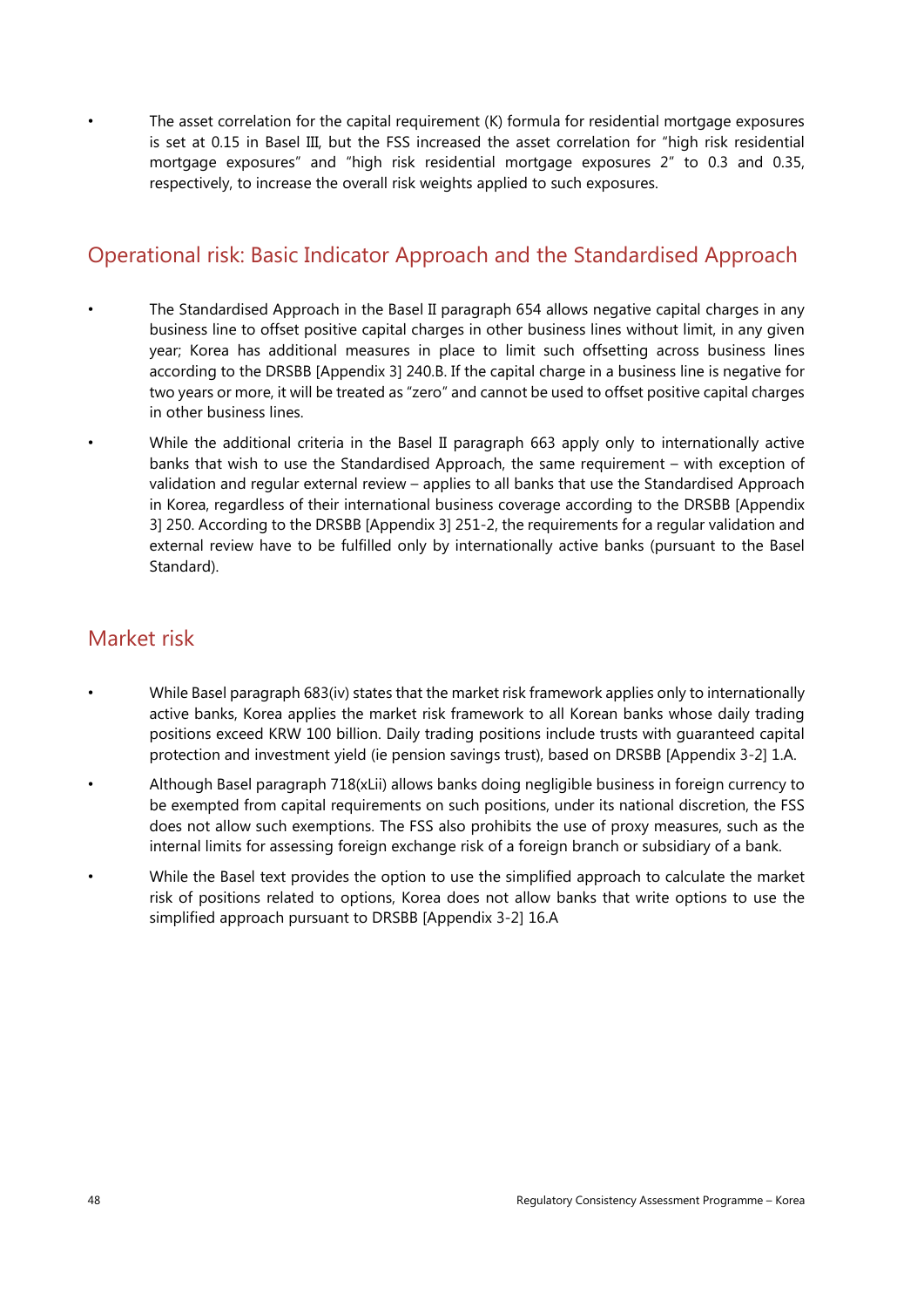- The asset correlation for the capital requirement (K) formula for residential mortgage exposures is set at 0.15 in Basel III, but the FSS increased the asset correlation for "high risk residential mortgage exposures" and "high risk residential mortgage exposures 2" to 0.3 and 0.35, respectively, to increase the overall risk weights applied to such exposures.

## Operational risk: Basic Indicator Approach and the Standardised Approach

- The Standardised Approach in the Basel II paragraph 654 allows negative capital charges in any business line to offset positive capital charges in other business lines without limit, in any given year; Korea has additional measures in place to limit such offsetting across business lines according to the DRSBB [Appendix 3] 240.B. If the capital charge in a business line is negative for two years or more, it will be treated as "zero" and cannot be used to offset positive capital charges in other business lines.
- While the additional criteria in the Basel II paragraph 663 apply only to internationally active banks that wish to use the Standardised Approach, the same requirement – with exception of validation and regular external review – applies to all banks that use the Standardised Approach in Korea, regardless of their international business coverage according to the DRSBB [Appendix 3] 250. According to the DRSBB [Appendix 3] 251-2, the requirements for a regular validation and external review have to be fulfilled only by internationally active banks (pursuant to the Basel Standard).

## Market risk

- While Basel paragraph 683(iv) states that the market risk framework applies only to internationally active banks, Korea applies the market risk framework to all Korean banks whose daily trading positions exceed KRW 100 billion. Daily trading positions include trusts with guaranteed capital protection and investment yield (ie pension savings trust), based on DRSBB [Appendix 3-2] 1.A.
- Although Basel paragraph 718(xLii) allows banks doing negligible business in foreign currency to be exempted from capital requirements on such positions, under its national discretion, the FSS does not allow such exemptions. The FSS also prohibits the use of proxy measures, such as the internal limits for assessing foreign exchange risk of a foreign branch or subsidiary of a bank.
- While the Basel text provides the option to use the simplified approach to calculate the market risk of positions related to options, Korea does not allow banks that write options to use the simplified approach pursuant to DRSBB [Appendix 3-2] 16.A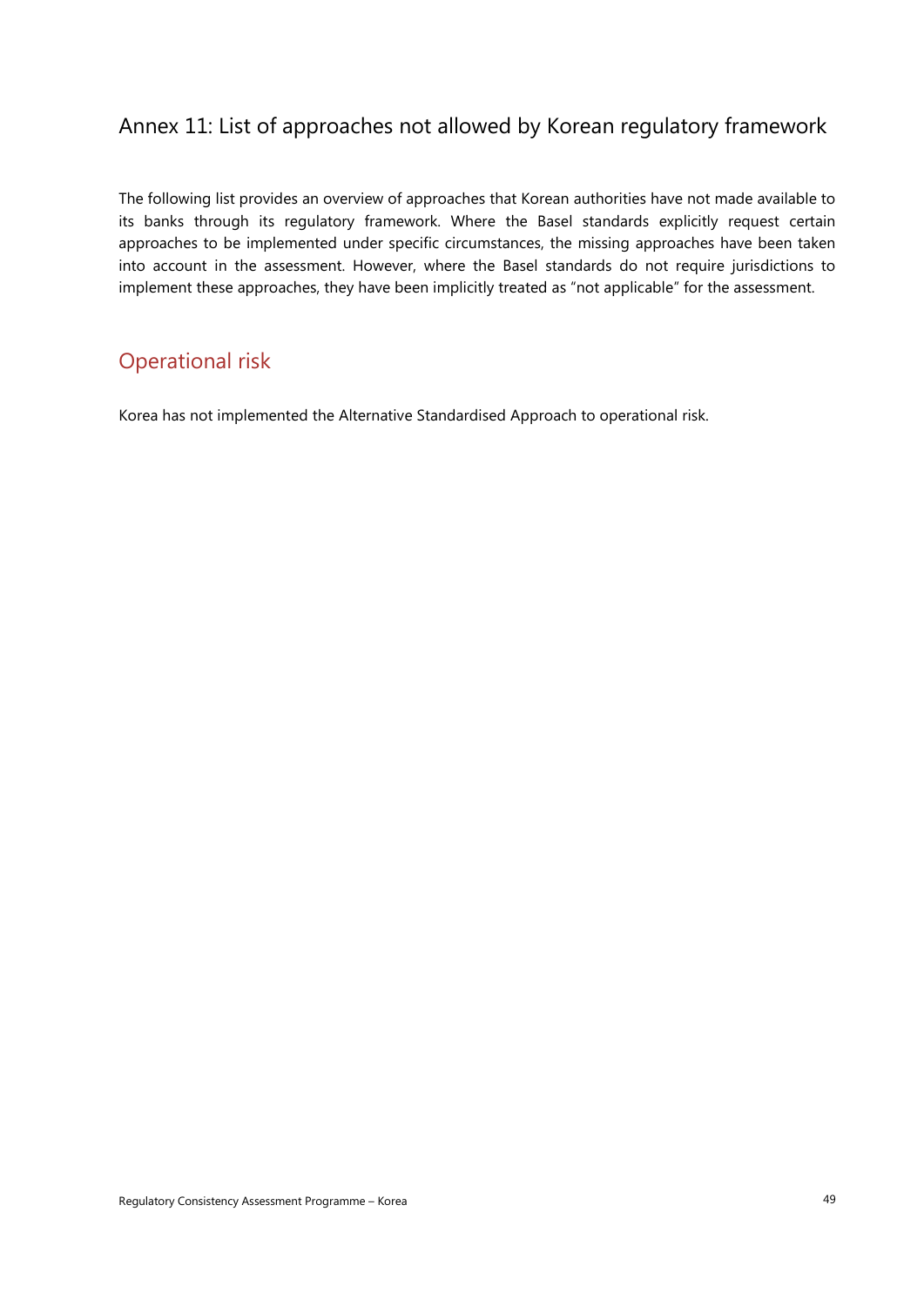# Annex 11: List of approaches not allowed by Korean regulatory framework

The following list provides an overview of approaches that Korean authorities have not made available to its banks through its regulatory framework. Where the Basel standards explicitly request certain approaches to be implemented under specific circumstances, the missing approaches have been taken into account in the assessment. However, where the Basel standards do not require jurisdictions to implement these approaches, they have been implicitly treated as "not applicable" for the assessment.

## Operational risk

Korea has not implemented the Alternative Standardised Approach to operational risk.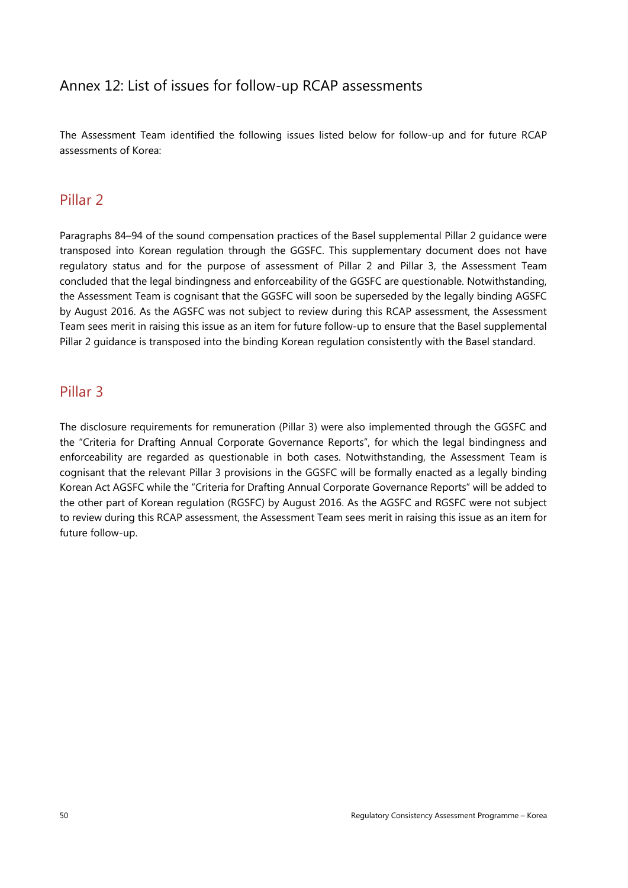## Annex 12: List of issues for follow-up RCAP assessments

The Assessment Team identified the following issues listed below for follow-up and for future RCAP assessments of Korea:

### Pillar 2

Paragraphs 84–94 of the sound compensation practices of the Basel supplemental Pillar 2 guidance were transposed into Korean regulation through the GGSFC. This supplementary document does not have regulatory status and for the purpose of assessment of Pillar 2 and Pillar 3, the Assessment Team concluded that the legal bindingness and enforceability of the GGSFC are questionable. Notwithstanding, the Assessment Team is cognisant that the GGSFC will soon be superseded by the legally binding AGSFC by August 2016. As the AGSFC was not subject to review during this RCAP assessment, the Assessment Team sees merit in raising this issue as an item for future follow-up to ensure that the Basel supplemental Pillar 2 guidance is transposed into the binding Korean regulation consistently with the Basel standard.

### Pillar 3

The disclosure requirements for remuneration (Pillar 3) were also implemented through the GGSFC and the "Criteria for Drafting Annual Corporate Governance Reports", for which the legal bindingness and enforceability are regarded as questionable in both cases. Notwithstanding, the Assessment Team is cognisant that the relevant Pillar 3 provisions in the GGSFC will be formally enacted as a legally binding Korean Act AGSFC while the "Criteria for Drafting Annual Corporate Governance Reports" will be added to the other part of Korean regulation (RGSFC) by August 2016. As the AGSFC and RGSFC were not subject to review during this RCAP assessment, the Assessment Team sees merit in raising this issue as an item for future follow-up.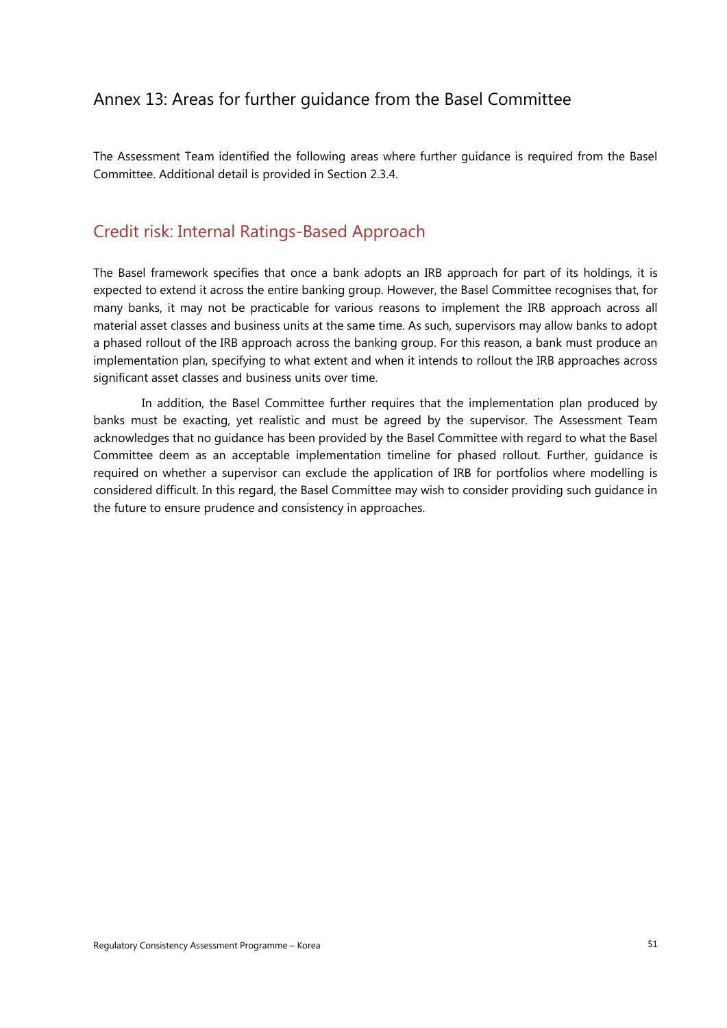## Annex 13: Areas for further guidance from the Basel Committee

The Assessment Team identified the following areas where further guidance is required from the Basel Committee. Additional detail is provided in Section 2.3.4.

### Credit risk: Internal Ratings-Based Approach

The Basel framework specifies that once a bank adopts an IRB approach for part of its holdings, it is expected to extend it across the entire banking group. However, the Basel Committee recognises that, for many banks, it may not be practicable for various reasons to implement the IRB approach across all material asset classes and business units at the same time. As such, supervisors may allow banks to adopt a phased rollout of the IRB approach across the banking group. For this reason, a bank must produce an implementation plan, specifying to what extent and when it intends to rollout the IRB approaches across significant asset classes and business units over time.

In addition, the Basel Committee further requires that the implementation plan produced by banks must be exacting, yet realistic and must be agreed by the supervisor. The Assessment Team acknowledges that no guidance has been provided by the Basel Committee with regard to what the Basel Committee deem as an acceptable implementation timeline for phased rollout. Further, guidance is required on whether a supervisor can exclude the application of IRB for portfolios where modelling is considered difficult. In this regard, the Basel Committee may wish to consider providing such guidance in the future to ensure prudence and consistency in approaches.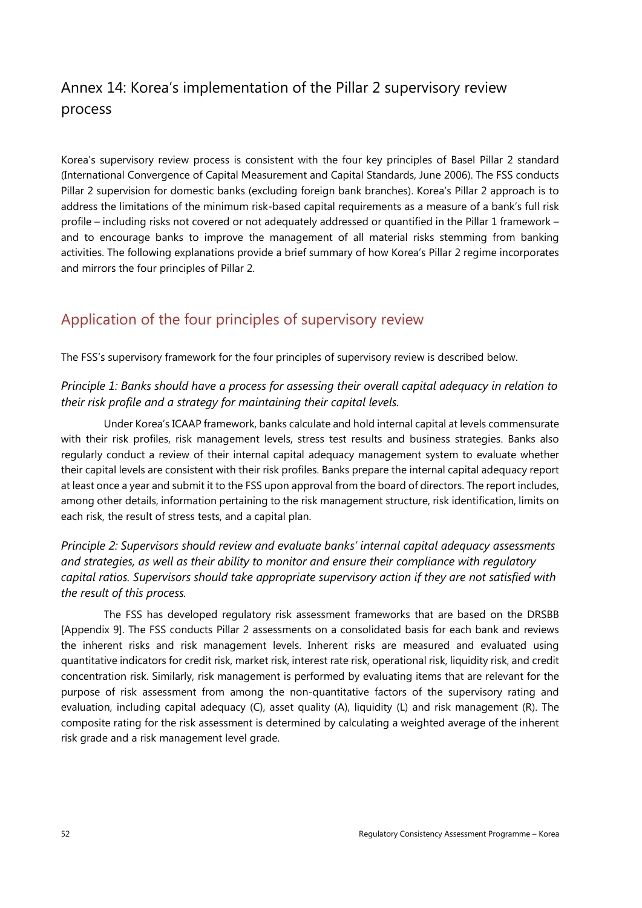# Annex 14: Korea's implementation of the Pillar 2 supervisory review process

Korea's supervisory review process is consistent with the four key principles of Basel Pillar 2 standard (International Convergence of Capital Measurement and Capital Standards, June 2006). The FSS conducts Pillar 2 supervision for domestic banks (excluding foreign bank branches). Korea's Pillar 2 approach is to address the limitations of the minimum risk-based capital requirements as a measure of a bank's full risk profile – including risks not covered or not adequately addressed or quantified in the Pillar 1 framework – and to encourage banks to improve the management of all material risks stemming from banking activities. The following explanations provide a brief summary of how Korea's Pillar 2 regime incorporates and mirrors the four principles of Pillar 2.

## Application of the four principles of supervisory review

The FSS's supervisory framework for the four principles of supervisory review is described below.

*Principle 1: Banks should have a process for assessing their overall capital adequacy in relation to their risk profile and a strategy for maintaining their capital levels.*

Under Korea's ICAAP framework, banks calculate and hold internal capital at levels commensurate with their risk profiles, risk management levels, stress test results and business strategies. Banks also regularly conduct a review of their internal capital adequacy management system to evaluate whether their capital levels are consistent with their risk profiles. Banks prepare the internal capital adequacy report at least once a year and submit it to the FSS upon approval from the board of directors. The report includes, among other details, information pertaining to the risk management structure, risk identification, limits on each risk, the result of stress tests, and a capital plan.

*Principle 2: Supervisors should review and evaluate banks' internal capital adequacy assessments and strategies, as well as their ability to monitor and ensure their compliance with regulatory capital ratios. Supervisors should take appropriate supervisory action if they are not satisfied with the result of this process.*

The FSS has developed regulatory risk assessment frameworks that are based on the DRSBB [Appendix 9]. The FSS conducts Pillar 2 assessments on a consolidated basis for each bank and reviews the inherent risks and risk management levels. Inherent risks are measured and evaluated using quantitative indicators for credit risk, market risk, interest rate risk, operational risk, liquidity risk, and credit concentration risk. Similarly, risk management is performed by evaluating items that are relevant for the purpose of risk assessment from among the non-quantitative factors of the supervisory rating and evaluation, including capital adequacy (C), asset quality (A), liquidity (L) and risk management (R). The composite rating for the risk assessment is determined by calculating a weighted average of the inherent risk grade and a risk management level grade.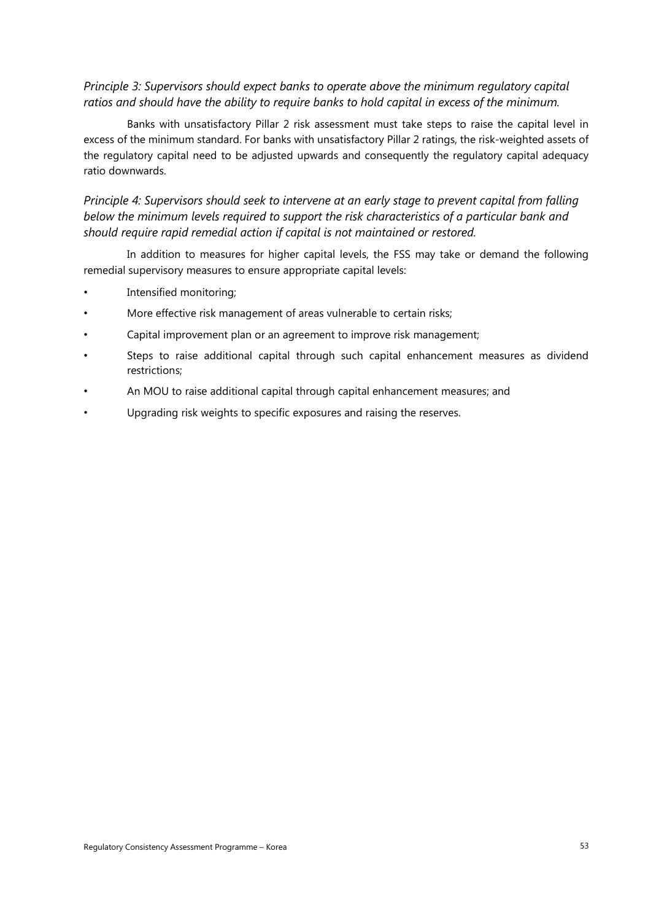*Principle 3: Supervisors should expect banks to operate above the minimum regulatory capital ratios and should have the ability to require banks to hold capital in excess of the minimum.*

Banks with unsatisfactory Pillar 2 risk assessment must take steps to raise the capital level in excess of the minimum standard. For banks with unsatisfactory Pillar 2 ratings, the risk-weighted assets of the regulatory capital need to be adjusted upwards and consequently the regulatory capital adequacy ratio downwards.

*Principle 4: Supervisors should seek to intervene at an early stage to prevent capital from falling below the minimum levels required to support the risk characteristics of a particular bank and should require rapid remedial action if capital is not maintained or restored.*

In addition to measures for higher capital levels, the FSS may take or demand the following remedial supervisory measures to ensure appropriate capital levels:

- Intensified monitoring;
- More effective risk management of areas vulnerable to certain risks;
- Capital improvement plan or an agreement to improve risk management;
- Steps to raise additional capital through such capital enhancement measures as dividend restrictions;
- An MOU to raise additional capital through capital enhancement measures; and
- Upgrading risk weights to specific exposures and raising the reserves.